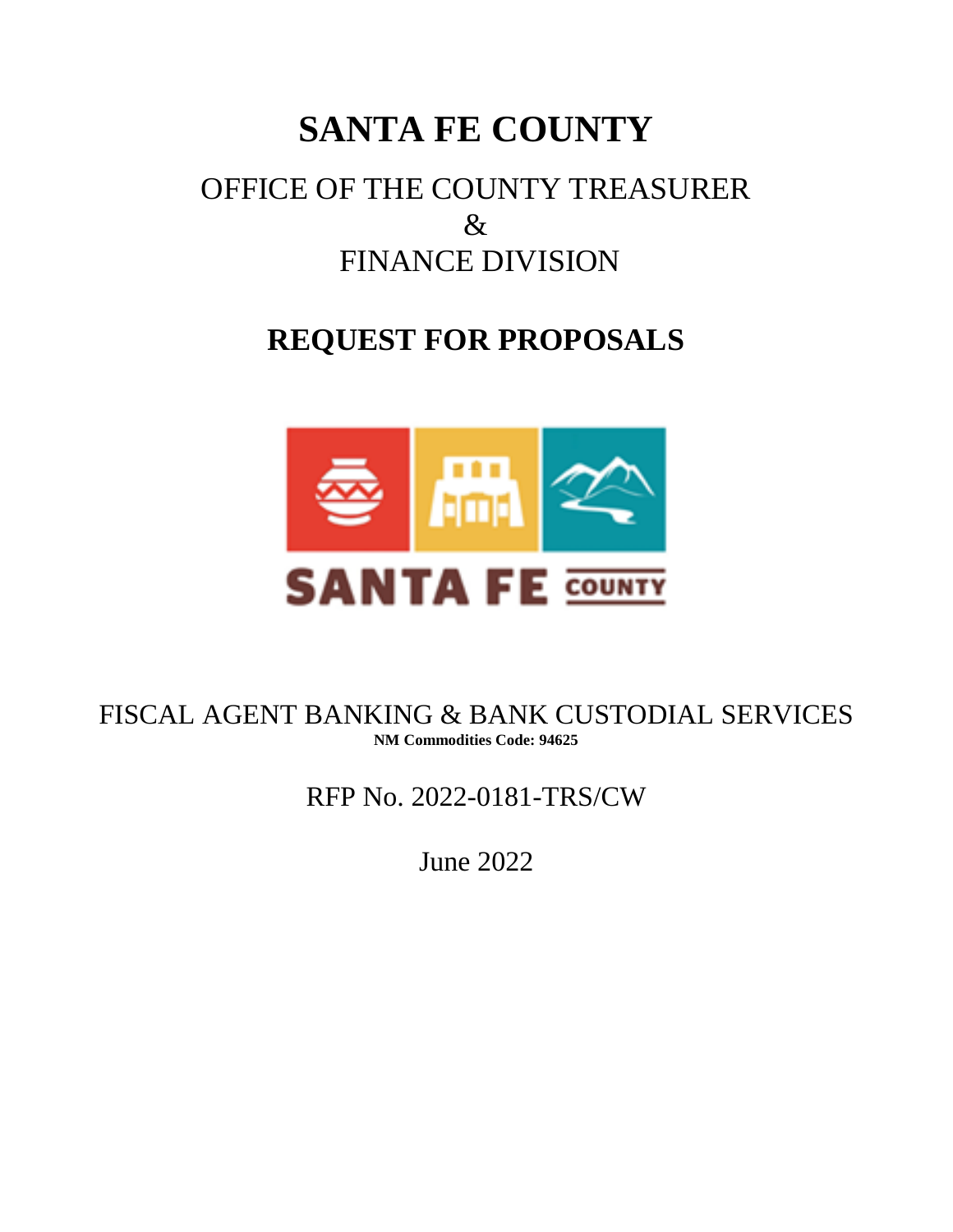# SANTA FE COUNTY

## OFFICE OF THE COUNTY TREASURER
## &
## FINANCE DIVISION

# REQUEST FOR PROPOSALS

FISCAL AGENT BANKING & BANK CUSTODIAL SERVICES

**NM Commodities Code: 94625**

RFP No. 2022-0181-TRS/CW

June 2022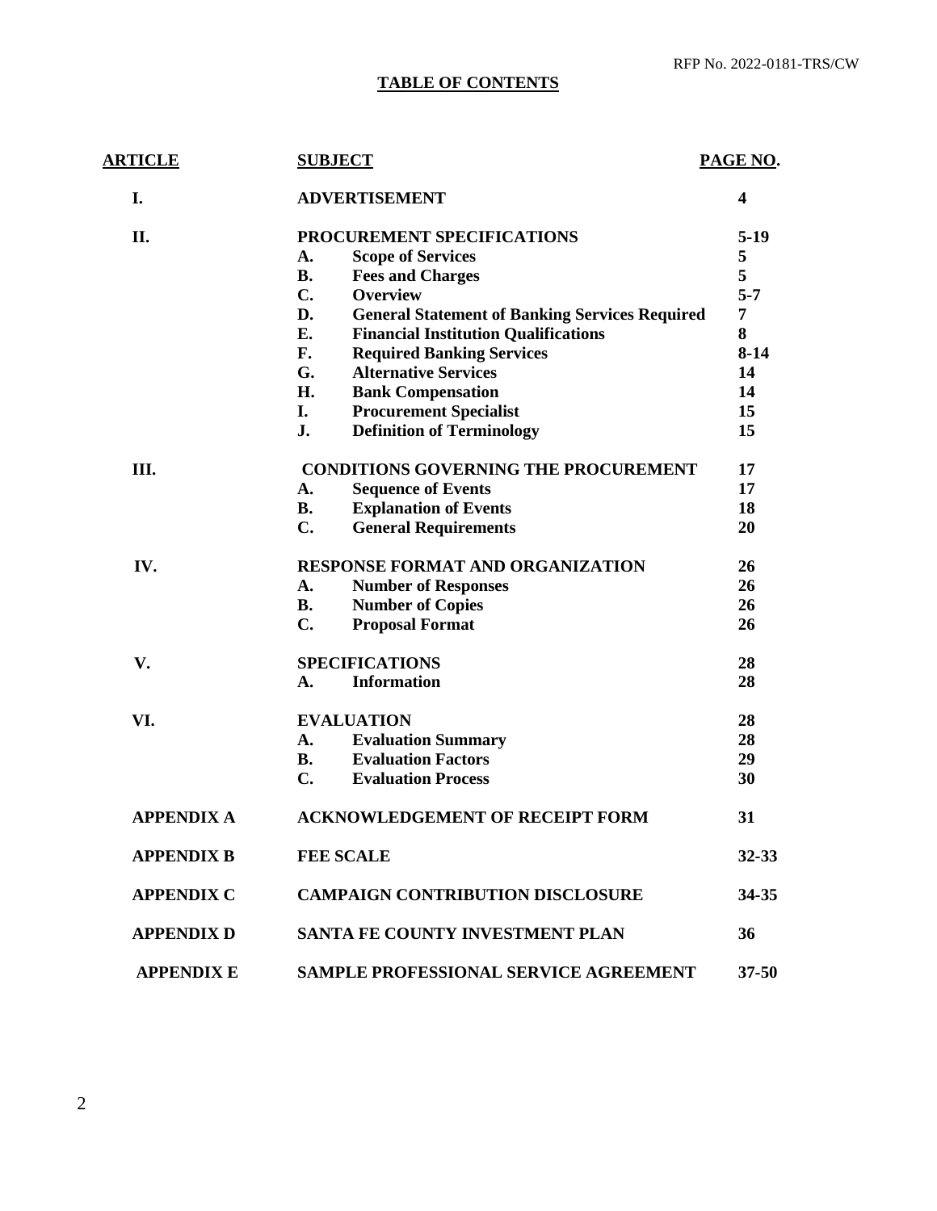## TABLE OF CONTENTS

| ARTICLE | SUBJECT | PAGE NO. |
|---|---|---|
| I. | **ADVERTISEMENT** | 4 |
| II. | **PROCUREMENT SPECIFICATIONS** | 5-19 |
| | A. Scope of Services | 5 |
| | B. Fees and Charges | 5 |
| | C. Overview | 5-7 |
| | D. General Statement of Banking Services Required | 7 |
| | E. Financial Institution Qualifications | 8 |
| | F. Required Banking Services | 8-14 |
| | G. Alternative Services | 14 |
| | H. Bank Compensation | 14 |
| | I. Procurement Specialist | 15 |
| | J. Definition of Terminology | 15 |
| III. | **CONDITIONS GOVERNING THE PROCUREMENT** | 17 |
| | A. Sequence of Events | 17 |
| | B. Explanation of Events | 18 |
| | C. General Requirements | 20 |
| IV. | **RESPONSE FORMAT AND ORGANIZATION** | 26 |
| | A. Number of Responses | 26 |
| | B. Number of Copies | 26 |
| | C. Proposal Format | 26 |
| V. | **SPECIFICATIONS** | 28 |
| | A. Information | 28 |
| VI. | **EVALUATION** | 28 |
| | A. Evaluation Summary | 28 |
| | B. Evaluation Factors | 29 |
| | C. Evaluation Process | 30 |
| APPENDIX A | **ACKNOWLEDGEMENT OF RECEIPT FORM** | 31 |
| APPENDIX B | **FEE SCALE** | 32-33 |
| APPENDIX C | **CAMPAIGN CONTRIBUTION DISCLOSURE** | 34-35 |
| APPENDIX D | **SANTA FE COUNTY INVESTMENT PLAN** | 36 |
| APPENDIX E | **SAMPLE PROFESSIONAL SERVICE AGREEMENT** | 37-50 |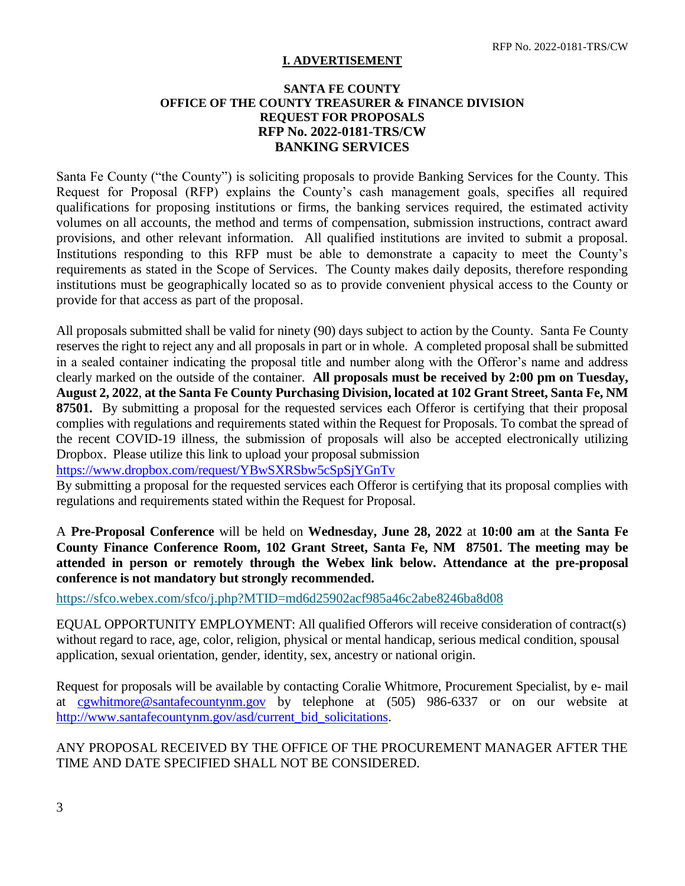## I. ADVERTISEMENT

**SANTA FE COUNTY**
**OFFICE OF THE COUNTY TREASURER & FINANCE DIVISION**
**REQUEST FOR PROPOSALS**
**RFP No. 2022-0181-TRS/CW**
**BANKING SERVICES**

Santa Fe County ("the County") is soliciting proposals to provide Banking Services for the County. This Request for Proposal (RFP) explains the County's cash management goals, specifies all required qualifications for proposing institutions or firms, the banking services required, the estimated activity volumes on all accounts, the method and terms of compensation, submission instructions, contract award provisions, and other relevant information. All qualified institutions are invited to submit a proposal. Institutions responding to this RFP must be able to demonstrate a capacity to meet the County's requirements as stated in the Scope of Services. The County makes daily deposits, therefore responding institutions must be geographically located so as to provide convenient physical access to the County or provide for that access as part of the proposal.

All proposals submitted shall be valid for ninety (90) days subject to action by the County. Santa Fe County reserves the right to reject any and all proposals in part or in whole. A completed proposal shall be submitted in a sealed container indicating the proposal title and number along with the Offeror's name and address clearly marked on the outside of the container. **All proposals must be received by 2:00 pm on Tuesday, August 2, 2022**, **at the Santa Fe County Purchasing Division, located at 102 Grant Street, Santa Fe, NM 87501.** By submitting a proposal for the requested services each Offeror is certifying that their proposal complies with regulations and requirements stated within the Request for Proposals. To combat the spread of the recent COVID-19 illness, the submission of proposals will also be accepted electronically utilizing Dropbox. Please utilize this link to upload your proposal submission
https://www.dropbox.com/request/YBwSXRSbw5cSpSjYGnTv
By submitting a proposal for the requested services each Offeror is certifying that its proposal complies with regulations and requirements stated within the Request for Proposal.

A **Pre-Proposal Conference** will be held on **Wednesday, June 28, 2022** at **10:00 am** at **the Santa Fe County Finance Conference Room, 102 Grant Street, Santa Fe, NM 87501. The meeting may be attended in person or remotely through the Webex link below. Attendance at the pre-proposal conference is not mandatory but strongly recommended.**

https://sfco.webex.com/sfco/j.php?MTID=md6d25902acf985a46c2abe8246ba8d08

EQUAL OPPORTUNITY EMPLOYMENT: All qualified Offerors will receive consideration of contract(s) without regard to race, age, color, religion, physical or mental handicap, serious medical condition, spousal application, sexual orientation, gender, identity, sex, ancestry or national origin.

Request for proposals will be available by contacting Coralie Whitmore, Procurement Specialist, by e- mail at cgwhitmore@santafecountynm.gov by telephone at (505) 986-6337 or on our website at http://www.santafecountynm.gov/asd/current_bid_solicitations.

ANY PROPOSAL RECEIVED BY THE OFFICE OF THE PROCUREMENT MANAGER AFTER THE TIME AND DATE SPECIFIED SHALL NOT BE CONSIDERED.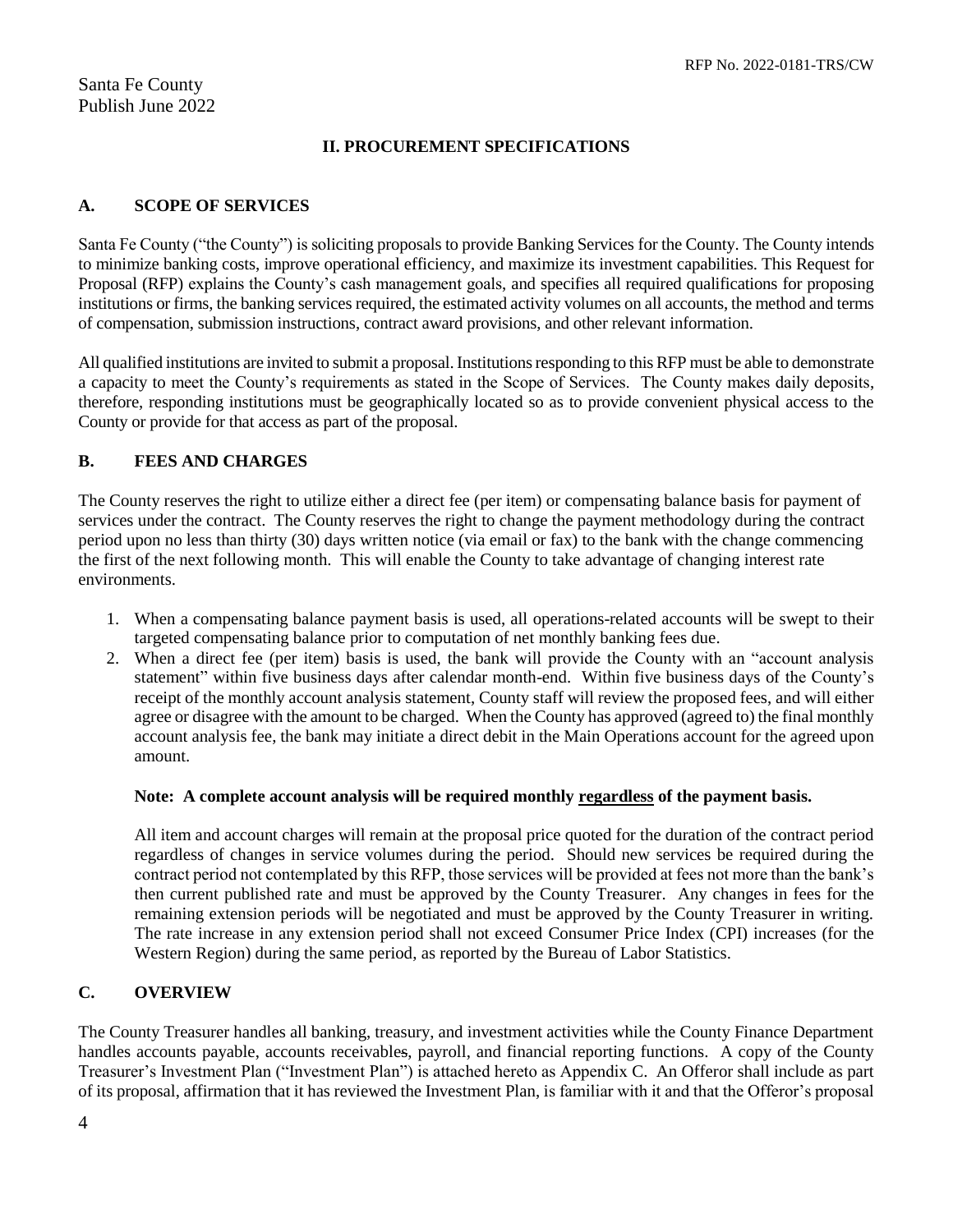## II. PROCUREMENT SPECIFICATIONS

### A. SCOPE OF SERVICES

Santa Fe County ("the County") is soliciting proposals to provide Banking Services for the County. The County intends to minimize banking costs, improve operational efficiency, and maximize its investment capabilities. This Request for Proposal (RFP) explains the County's cash management goals, and specifies all required qualifications for proposing institutions or firms, the banking services required, the estimated activity volumes on all accounts, the method and terms of compensation, submission instructions, contract award provisions, and other relevant information.

All qualified institutions are invited to submit a proposal. Institutions responding to this RFP must be able to demonstrate a capacity to meet the County's requirements as stated in the Scope of Services. The County makes daily deposits, therefore, responding institutions must be geographically located so as to provide convenient physical access to the County or provide for that access as part of the proposal.

### B. FEES AND CHARGES

The County reserves the right to utilize either a direct fee (per item) or compensating balance basis for payment of services under the contract. The County reserves the right to change the payment methodology during the contract period upon no less than thirty (30) days written notice (via email or fax) to the bank with the change commencing the first of the next following month. This will enable the County to take advantage of changing interest rate environments.

1. When a compensating balance payment basis is used, all operations-related accounts will be swept to their targeted compensating balance prior to computation of net monthly banking fees due.
2. When a direct fee (per item) basis is used, the bank will provide the County with an "account analysis statement" within five business days after calendar month-end. Within five business days of the County's receipt of the monthly account analysis statement, County staff will review the proposed fees, and will either agree or disagree with the amount to be charged. When the County has approved (agreed to) the final monthly account analysis fee, the bank may initiate a direct debit in the Main Operations account for the agreed upon amount.

   **Note: A complete account analysis will be required monthly <u>regardless</u> of the payment basis.**

   All item and account charges will remain at the proposal price quoted for the duration of the contract period regardless of changes in service volumes during the period. Should new services be required during the contract period not contemplated by this RFP, those services will be provided at fees not more than the bank's then current published rate and must be approved by the County Treasurer. Any changes in fees for the remaining extension periods will be negotiated and must be approved by the County Treasurer in writing. The rate increase in any extension period shall not exceed Consumer Price Index (CPI) increases (for the Western Region) during the same period, as reported by the Bureau of Labor Statistics.

### C. OVERVIEW

The County Treasurer handles all banking, treasury, and investment activities while the County Finance Department handles accounts payable, accounts receivables, payroll, and financial reporting functions. A copy of the County Treasurer's Investment Plan ("Investment Plan") is attached hereto as Appendix C. An Offeror shall include as part of its proposal, affirmation that it has reviewed the Investment Plan, is familiar with it and that the Offeror's proposal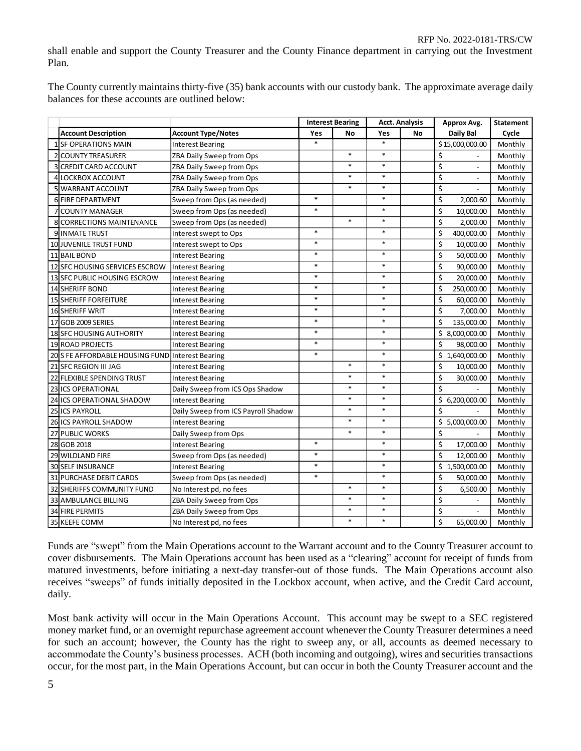shall enable and support the County Treasurer and the County Finance department in carrying out the Investment Plan.

The County currently maintains thirty-five (35) bank accounts with our custody bank. The approximate average daily balances for these accounts are outlined below:

| | | | Interest Bearing | | Acct. Analysis | | Approx Avg. | Statement |
|---|---|---|---|---|---|---|---|---|
| | Account Description | Account Type/Notes | Yes | No | Yes | No | Daily Bal | Cycle |
| 1 | SF OPERATIONS MAIN | Interest Bearing | * | | * | | $15,000,000.00 | Monthly |
| 2 | COUNTY TREASURER | ZBA Daily Sweep from Ops | | * | * | | $ - | Monthly |
| 3 | CREDIT CARD ACCOUNT | ZBA Daily Sweep from Ops | | * | * | | $ - | Monthly |
| 4 | LOCKBOX ACCOUNT | ZBA Daily Sweep from Ops | | * | * | | $ - | Monthly |
| 5 | WARRANT ACCOUNT | ZBA Daily Sweep from Ops | | * | * | | $ - | Monthly |
| 6 | FIRE DEPARTMENT | Sweep from Ops (as needed) | * | | * | | $ 2,000.60 | Monthly |
| 7 | COUNTY MANAGER | Sweep from Ops (as needed) | * | | * | | $ 10,000.00 | Monthly |
| 8 | CORRECTIONS MAINTENANCE | Sweep from Ops (as needed) | | * | * | | $ 2,000.00 | Monthly |
| 9 | INMATE TRUST | Interest swept to Ops | * | | * | | $ 400,000.00 | Monthly |
| 10 | JUVENILE TRUST FUND | Interest swept to Ops | * | | * | | $ 10,000.00 | Monthly |
| 11 | BAIL BOND | Interest Bearing | * | | * | | $ 50,000.00 | Monthly |
| 12 | SFC HOUSING SERVICES ESCROW | Interest Bearing | * | | * | | $ 90,000.00 | Monthly |
| 13 | SFC PUBLIC HOUSING ESCROW | Interest Bearing | * | | * | | $ 20,000.00 | Monthly |
| 14 | SHERIFF BOND | Interest Bearing | * | | * | | $ 250,000.00 | Monthly |
| 15 | SHERIFF FORFEITURE | Interest Bearing | * | | * | | $ 60,000.00 | Monthly |
| 16 | SHERIFF WRIT | Interest Bearing | * | | * | | $ 7,000.00 | Monthly |
| 17 | GOB 2009 SERIES | Interest Bearing | * | | * | | $ 135,000.00 | Monthly |
| 18 | SFC HOUSING AUTHORITY | Interest Bearing | * | | * | | $ 8,000,000.00 | Monthly |
| 19 | ROAD PROJECTS | Interest Bearing | * | | * | | $ 98,000.00 | Monthly |
| 20 | S FE AFFORDABLE HOUSING FUND | Interest Bearing | * | | * | | $ 1,640,000.00 | Monthly |
| 21 | SFC REGION III JAG | Interest Bearing | | * | * | | $ 10,000.00 | Monthly |
| 22 | FLEXIBLE SPENDING TRUST | Interest Bearing | | * | * | | $ 30,000.00 | Monthly |
| 23 | ICS OPERATIONAL | Daily Sweep from ICS Ops Shadow | | * | * | | $ - | Monthly |
| 24 | ICS OPERATIONAL SHADOW | Interest Bearing | | * | * | | $ 6,200,000.00 | Monthly |
| 25 | ICS PAYROLL | Daily Sweep from ICS Payroll Shadow | | * | * | | $ - | Monthly |
| 26 | ICS PAYROLL SHADOW | Interest Bearing | | * | * | | $ 5,000,000.00 | Monthly |
| 27 | PUBLIC WORKS | Daily Sweep from Ops | | * | * | | $ - | Monthly |
| 28 | GOB 2018 | Interest Bearing | * | | * | | $ 17,000.00 | Monthly |
| 29 | WILDLAND FIRE | Sweep from Ops (as needed) | * | | * | | $ 12,000.00 | Monthly |
| 30 | SELF INSURANCE | Interest Bearing | * | | * | | $ 1,500,000.00 | Monthly |
| 31 | PURCHASE DEBIT CARDS | Sweep from Ops (as needed) | * | | * | | $ 50,000.00 | Monthly |
| 32 | SHERIFFS COMMUNITY FUND | No Interest pd, no fees | | * | * | | $ 6,500.00 | Monthly |
| 33 | AMBULANCE BILLING | ZBA Daily Sweep from Ops | | * | * | | $ - | Monthly |
| 34 | FIRE PERMITS | ZBA Daily Sweep from Ops | | * | * | | $ - | Monthly |
| 35 | KEEFE COMM | No Interest pd, no fees | | * | * | | $ 65,000.00 | Monthly |

Funds are "swept" from the Main Operations account to the Warrant account and to the County Treasurer account to cover disbursements. The Main Operations account has been used as a "clearing" account for receipt of funds from matured investments, before initiating a next-day transfer-out of those funds. The Main Operations account also receives "sweeps" of funds initially deposited in the Lockbox account, when active, and the Credit Card account, daily.

Most bank activity will occur in the Main Operations Account. This account may be swept to a SEC registered money market fund, or an overnight repurchase agreement account whenever the County Treasurer determines a need for such an account; however, the County has the right to sweep any, or all, accounts as deemed necessary to accommodate the County's business processes. ACH (both incoming and outgoing), wires and securities transactions occur, for the most part, in the Main Operations Account, but can occur in both the County Treasurer account and the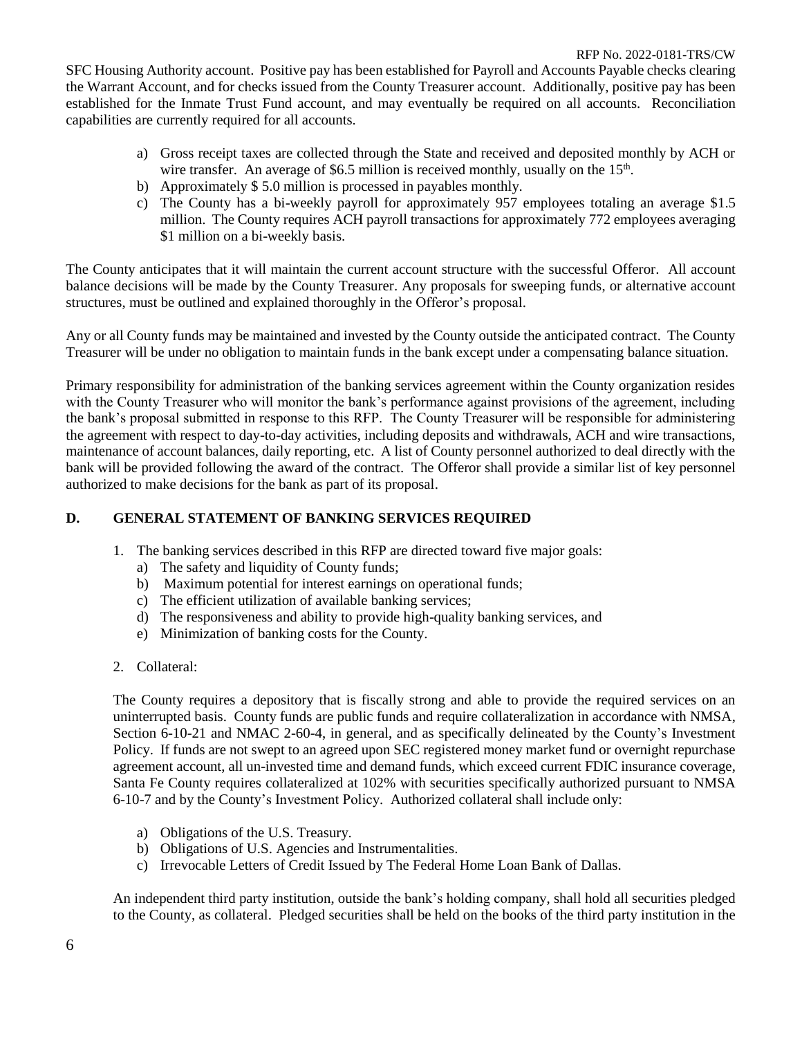SFC Housing Authority account. Positive pay has been established for Payroll and Accounts Payable checks clearing the Warrant Account, and for checks issued from the County Treasurer account. Additionally, positive pay has been established for the Inmate Trust Fund account, and may eventually be required on all accounts. Reconciliation capabilities are currently required for all accounts.

a) Gross receipt taxes are collected through the State and received and deposited monthly by ACH or wire transfer. An average of $6.5 million is received monthly, usually on the 15th.
b) Approximately $ 5.0 million is processed in payables monthly.
c) The County has a bi-weekly payroll for approximately 957 employees totaling an average $1.5 million. The County requires ACH payroll transactions for approximately 772 employees averaging $1 million on a bi-weekly basis.

The County anticipates that it will maintain the current account structure with the successful Offeror. All account balance decisions will be made by the County Treasurer. Any proposals for sweeping funds, or alternative account structures, must be outlined and explained thoroughly in the Offeror's proposal.

Any or all County funds may be maintained and invested by the County outside the anticipated contract. The County Treasurer will be under no obligation to maintain funds in the bank except under a compensating balance situation.

Primary responsibility for administration of the banking services agreement within the County organization resides with the County Treasurer who will monitor the bank's performance against provisions of the agreement, including the bank's proposal submitted in response to this RFP. The County Treasurer will be responsible for administering the agreement with respect to day-to-day activities, including deposits and withdrawals, ACH and wire transactions, maintenance of account balances, daily reporting, etc. A list of County personnel authorized to deal directly with the bank will be provided following the award of the contract. The Offeror shall provide a similar list of key personnel authorized to make decisions for the bank as part of its proposal.

## D. GENERAL STATEMENT OF BANKING SERVICES REQUIRED

1. The banking services described in this RFP are directed toward five major goals:
   a) The safety and liquidity of County funds;
   b) Maximum potential for interest earnings on operational funds;
   c) The efficient utilization of available banking services;
   d) The responsiveness and ability to provide high-quality banking services, and
   e) Minimization of banking costs for the County.

2. Collateral:

The County requires a depository that is fiscally strong and able to provide the required services on an uninterrupted basis. County funds are public funds and require collateralization in accordance with NMSA, Section 6-10-21 and NMAC 2-60-4, in general, and as specifically delineated by the County's Investment Policy. If funds are not swept to an agreed upon SEC registered money market fund or overnight repurchase agreement account, all un-invested time and demand funds, which exceed current FDIC insurance coverage, Santa Fe County requires collateralized at 102% with securities specifically authorized pursuant to NMSA 6-10-7 and by the County's Investment Policy. Authorized collateral shall include only:

a) Obligations of the U.S. Treasury.
b) Obligations of U.S. Agencies and Instrumentalities.
c) Irrevocable Letters of Credit Issued by The Federal Home Loan Bank of Dallas.

An independent third party institution, outside the bank's holding company, shall hold all securities pledged to the County, as collateral. Pledged securities shall be held on the books of the third party institution in the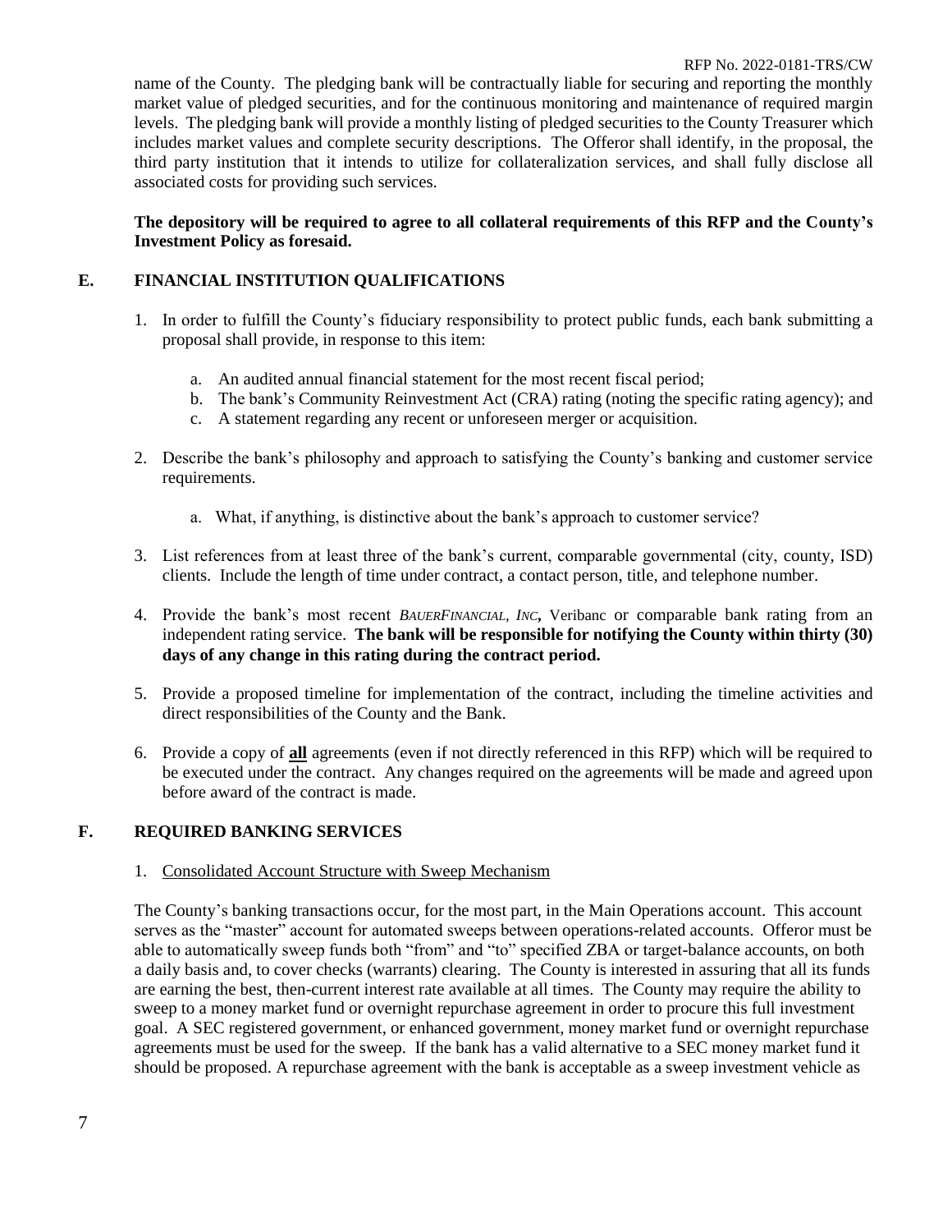name of the County. The pledging bank will be contractually liable for securing and reporting the monthly market value of pledged securities, and for the continuous monitoring and maintenance of required margin levels. The pledging bank will provide a monthly listing of pledged securities to the County Treasurer which includes market values and complete security descriptions. The Offeror shall identify, in the proposal, the third party institution that it intends to utilize for collateralization services, and shall fully disclose all associated costs for providing such services.

**The depository will be required to agree to all collateral requirements of this RFP and the County's Investment Policy as foresaid.**

## E. FINANCIAL INSTITUTION QUALIFICATIONS

1. In order to fulfill the County's fiduciary responsibility to protect public funds, each bank submitting a proposal shall provide, in response to this item:
   a. An audited annual financial statement for the most recent fiscal period;
   b. The bank's Community Reinvestment Act (CRA) rating (noting the specific rating agency); and
   c. A statement regarding any recent or unforeseen merger or acquisition.
2. Describe the bank's philosophy and approach to satisfying the County's banking and customer service requirements.
   a. What, if anything, is distinctive about the bank's approach to customer service?
3. List references from at least three of the bank's current, comparable governmental (city, county, ISD) clients. Include the length of time under contract, a contact person, title, and telephone number.
4. Provide the bank's most recent *BauerFinancial, Inc*, Veribanc or comparable bank rating from an independent rating service. **The bank will be responsible for notifying the County within thirty (30) days of any change in this rating during the contract period.**
5. Provide a proposed timeline for implementation of the contract, including the timeline activities and direct responsibilities of the County and the Bank.
6. Provide a copy of **all** agreements (even if not directly referenced in this RFP) which will be required to be executed under the contract. Any changes required on the agreements will be made and agreed upon before award of the contract is made.

## F. REQUIRED BANKING SERVICES

1. Consolidated Account Structure with Sweep Mechanism

The County's banking transactions occur, for the most part, in the Main Operations account. This account serves as the "master" account for automated sweeps between operations-related accounts. Offeror must be able to automatically sweep funds both "from" and "to" specified ZBA or target-balance accounts, on both a daily basis and, to cover checks (warrants) clearing. The County is interested in assuring that all its funds are earning the best, then-current interest rate available at all times. The County may require the ability to sweep to a money market fund or overnight repurchase agreement in order to procure this full investment goal. A SEC registered government, or enhanced government, money market fund or overnight repurchase agreements must be used for the sweep. If the bank has a valid alternative to a SEC money market fund it should be proposed. A repurchase agreement with the bank is acceptable as a sweep investment vehicle as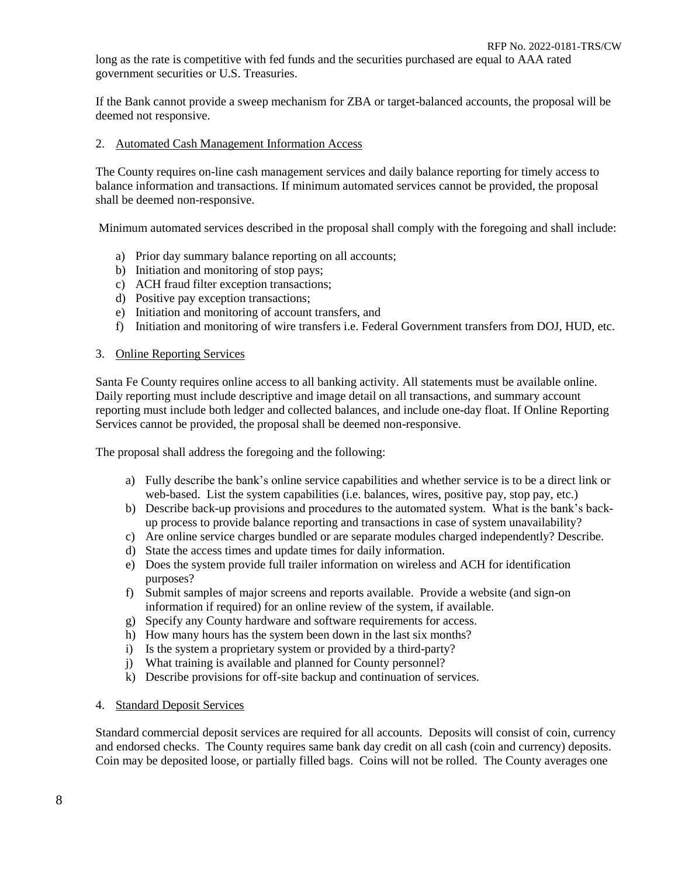long as the rate is competitive with fed funds and the securities purchased are equal to AAA rated government securities or U.S. Treasuries.

If the Bank cannot provide a sweep mechanism for ZBA or target-balanced accounts, the proposal will be deemed not responsive.

2. Automated Cash Management Information Access

The County requires on-line cash management services and daily balance reporting for timely access to balance information and transactions. If minimum automated services cannot be provided, the proposal shall be deemed non-responsive.

Minimum automated services described in the proposal shall comply with the foregoing and shall include:

a) Prior day summary balance reporting on all accounts;
b) Initiation and monitoring of stop pays;
c) ACH fraud filter exception transactions;
d) Positive pay exception transactions;
e) Initiation and monitoring of account transfers, and
f) Initiation and monitoring of wire transfers i.e. Federal Government transfers from DOJ, HUD, etc.

3. Online Reporting Services

Santa Fe County requires online access to all banking activity. All statements must be available online. Daily reporting must include descriptive and image detail on all transactions, and summary account reporting must include both ledger and collected balances, and include one-day float. If Online Reporting Services cannot be provided, the proposal shall be deemed non-responsive.

The proposal shall address the foregoing and the following:

a) Fully describe the bank's online service capabilities and whether service is to be a direct link or web-based. List the system capabilities (i.e. balances, wires, positive pay, stop pay, etc.)
b) Describe back-up provisions and procedures to the automated system. What is the bank's back-up process to provide balance reporting and transactions in case of system unavailability?
c) Are online service charges bundled or are separate modules charged independently? Describe.
d) State the access times and update times for daily information.
e) Does the system provide full trailer information on wireless and ACH for identification purposes?
f) Submit samples of major screens and reports available. Provide a website (and sign-on information if required) for an online review of the system, if available.
g) Specify any County hardware and software requirements for access.
h) How many hours has the system been down in the last six months?
i) Is the system a proprietary system or provided by a third-party?
j) What training is available and planned for County personnel?
k) Describe provisions for off-site backup and continuation of services.

4. Standard Deposit Services

Standard commercial deposit services are required for all accounts. Deposits will consist of coin, currency and endorsed checks. The County requires same bank day credit on all cash (coin and currency) deposits. Coin may be deposited loose, or partially filled bags. Coins will not be rolled. The County averages one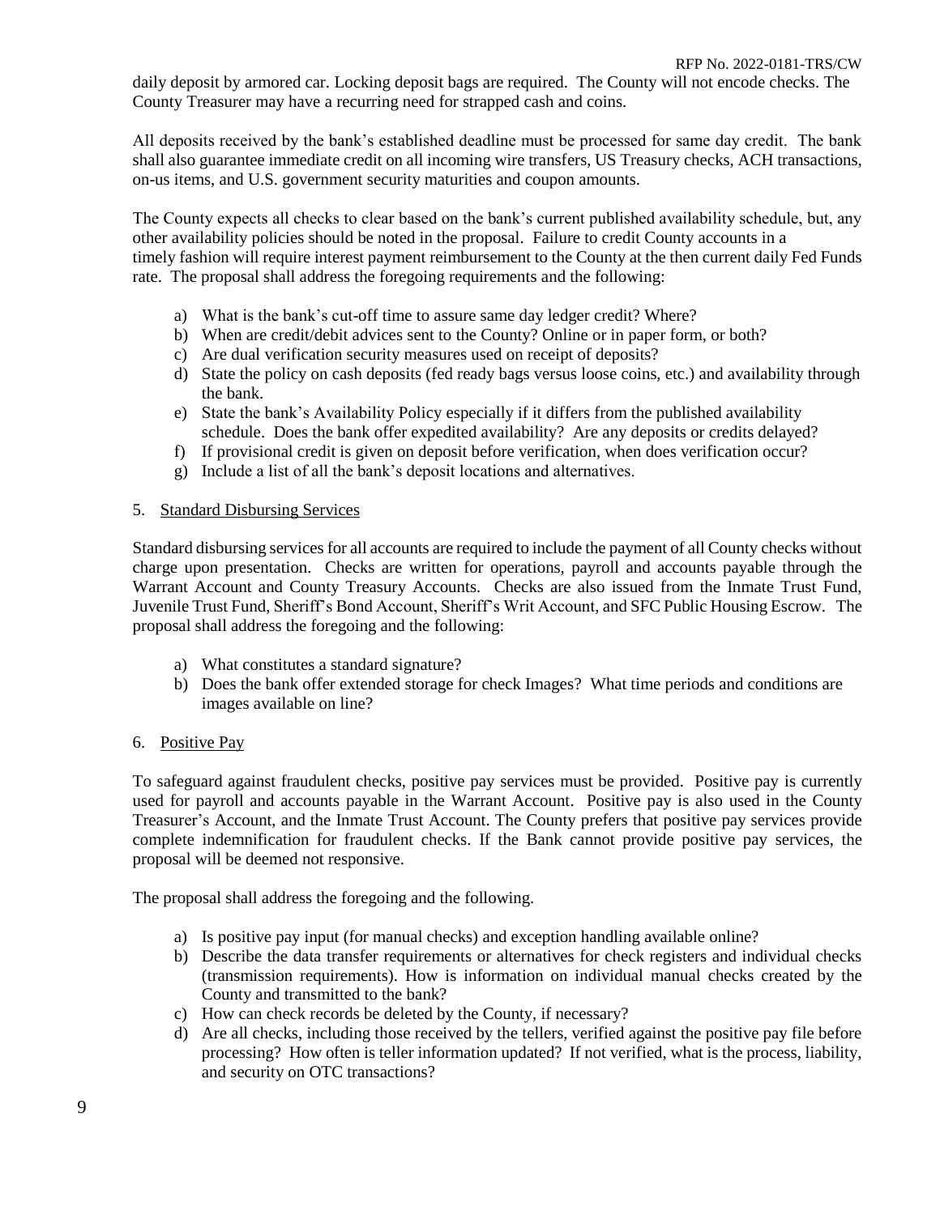daily deposit by armored car. Locking deposit bags are required. The County will not encode checks. The County Treasurer may have a recurring need for strapped cash and coins.

All deposits received by the bank's established deadline must be processed for same day credit. The bank shall also guarantee immediate credit on all incoming wire transfers, US Treasury checks, ACH transactions, on-us items, and U.S. government security maturities and coupon amounts.

The County expects all checks to clear based on the bank's current published availability schedule, but, any other availability policies should be noted in the proposal. Failure to credit County accounts in a timely fashion will require interest payment reimbursement to the County at the then current daily Fed Funds rate. The proposal shall address the foregoing requirements and the following:

a) What is the bank's cut-off time to assure same day ledger credit? Where?
b) When are credit/debit advices sent to the County? Online or in paper form, or both?
c) Are dual verification security measures used on receipt of deposits?
d) State the policy on cash deposits (fed ready bags versus loose coins, etc.) and availability through the bank.
e) State the bank's Availability Policy especially if it differs from the published availability schedule. Does the bank offer expedited availability? Are any deposits or credits delayed?
f) If provisional credit is given on deposit before verification, when does verification occur?
g) Include a list of all the bank's deposit locations and alternatives.

5. Standard Disbursing Services

Standard disbursing services for all accounts are required to include the payment of all County checks without charge upon presentation. Checks are written for operations, payroll and accounts payable through the Warrant Account and County Treasury Accounts. Checks are also issued from the Inmate Trust Fund, Juvenile Trust Fund, Sheriff's Bond Account, Sheriff's Writ Account, and SFC Public Housing Escrow. The proposal shall address the foregoing and the following:

a) What constitutes a standard signature?
b) Does the bank offer extended storage for check Images? What time periods and conditions are images available on line?

6. Positive Pay

To safeguard against fraudulent checks, positive pay services must be provided. Positive pay is currently used for payroll and accounts payable in the Warrant Account. Positive pay is also used in the County Treasurer's Account, and the Inmate Trust Account. The County prefers that positive pay services provide complete indemnification for fraudulent checks. If the Bank cannot provide positive pay services, the proposal will be deemed not responsive.

The proposal shall address the foregoing and the following.

a) Is positive pay input (for manual checks) and exception handling available online?
b) Describe the data transfer requirements or alternatives for check registers and individual checks (transmission requirements). How is information on individual manual checks created by the County and transmitted to the bank?
c) How can check records be deleted by the County, if necessary?
d) Are all checks, including those received by the tellers, verified against the positive pay file before processing? How often is teller information updated? If not verified, what is the process, liability, and security on OTC transactions?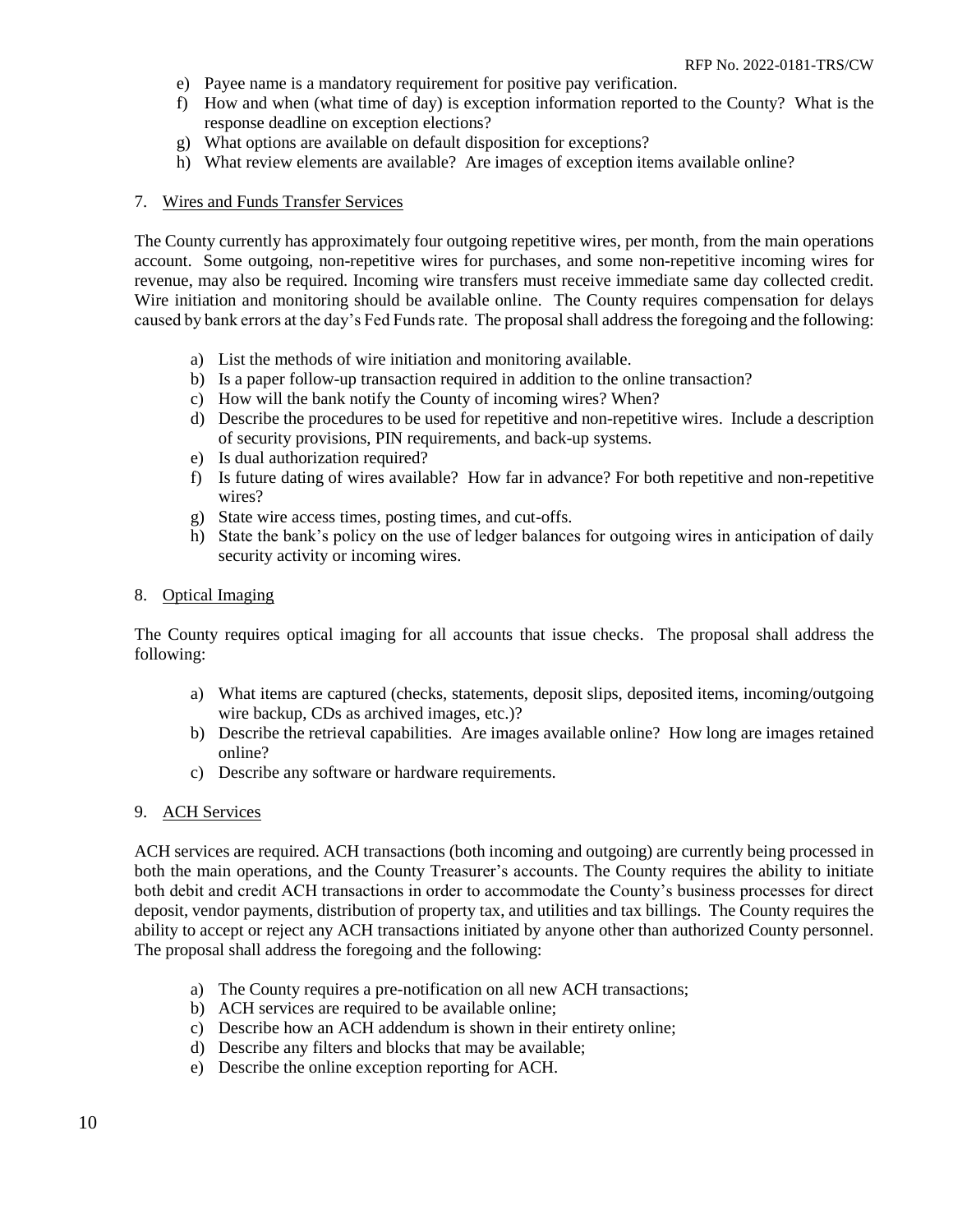e) Payee name is a mandatory requirement for positive pay verification.
f) How and when (what time of day) is exception information reported to the County? What is the response deadline on exception elections?
g) What options are available on default disposition for exceptions?
h) What review elements are available? Are images of exception items available online?

7. Wires and Funds Transfer Services

The County currently has approximately four outgoing repetitive wires, per month, from the main operations account. Some outgoing, non-repetitive wires for purchases, and some non-repetitive incoming wires for revenue, may also be required. Incoming wire transfers must receive immediate same day collected credit. Wire initiation and monitoring should be available online. The County requires compensation for delays caused by bank errors at the day's Fed Funds rate. The proposal shall address the foregoing and the following:

a) List the methods of wire initiation and monitoring available.
b) Is a paper follow-up transaction required in addition to the online transaction?
c) How will the bank notify the County of incoming wires? When?
d) Describe the procedures to be used for repetitive and non-repetitive wires. Include a description of security provisions, PIN requirements, and back-up systems.
e) Is dual authorization required?
f) Is future dating of wires available? How far in advance? For both repetitive and non-repetitive wires?
g) State wire access times, posting times, and cut-offs.
h) State the bank's policy on the use of ledger balances for outgoing wires in anticipation of daily security activity or incoming wires.

8. Optical Imaging

The County requires optical imaging for all accounts that issue checks. The proposal shall address the following:

a) What items are captured (checks, statements, deposit slips, deposited items, incoming/outgoing wire backup, CDs as archived images, etc.)?
b) Describe the retrieval capabilities. Are images available online? How long are images retained online?
c) Describe any software or hardware requirements.

9. ACH Services

ACH services are required. ACH transactions (both incoming and outgoing) are currently being processed in both the main operations, and the County Treasurer's accounts. The County requires the ability to initiate both debit and credit ACH transactions in order to accommodate the County's business processes for direct deposit, vendor payments, distribution of property tax, and utilities and tax billings. The County requires the ability to accept or reject any ACH transactions initiated by anyone other than authorized County personnel. The proposal shall address the foregoing and the following:

a) The County requires a pre-notification on all new ACH transactions;
b) ACH services are required to be available online;
c) Describe how an ACH addendum is shown in their entirety online;
d) Describe any filters and blocks that may be available;
e) Describe the online exception reporting for ACH.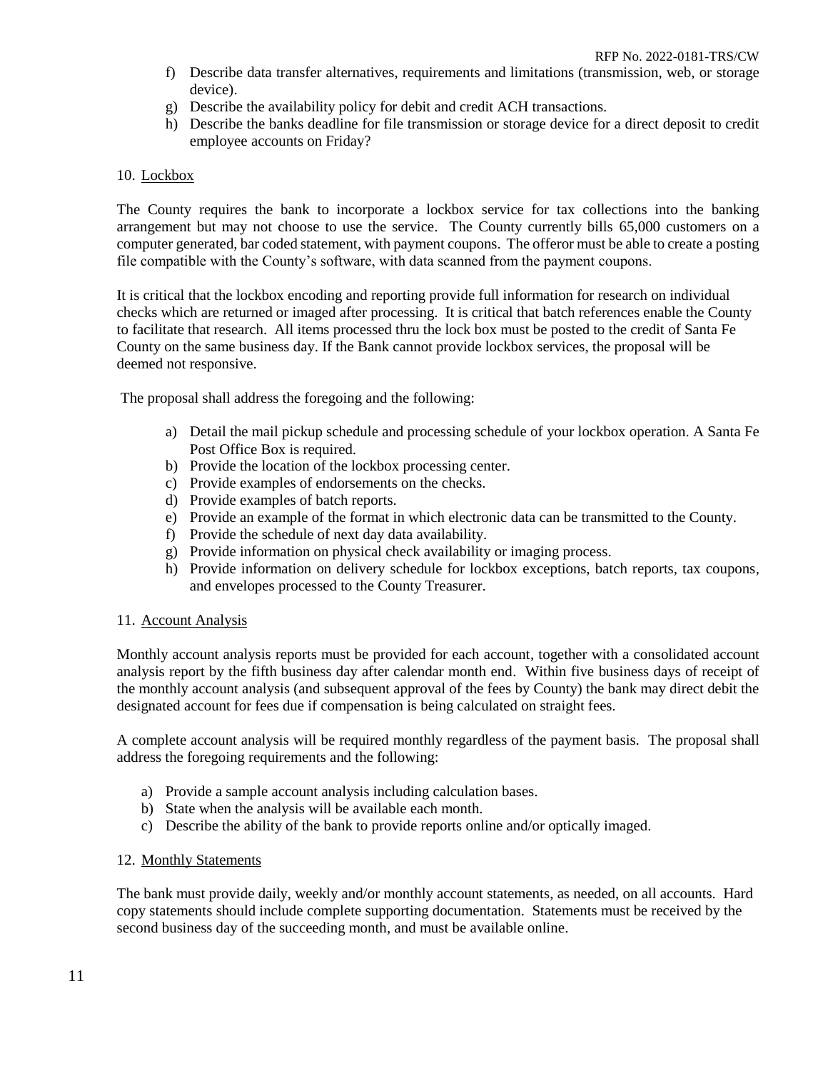f) Describe data transfer alternatives, requirements and limitations (transmission, web, or storage device).
g) Describe the availability policy for debit and credit ACH transactions.
h) Describe the banks deadline for file transmission or storage device for a direct deposit to credit employee accounts on Friday?

10. Lockbox

The County requires the bank to incorporate a lockbox service for tax collections into the banking arrangement but may not choose to use the service. The County currently bills 65,000 customers on a computer generated, bar coded statement, with payment coupons. The offeror must be able to create a posting file compatible with the County's software, with data scanned from the payment coupons.

It is critical that the lockbox encoding and reporting provide full information for research on individual checks which are returned or imaged after processing. It is critical that batch references enable the County to facilitate that research. All items processed thru the lock box must be posted to the credit of Santa Fe County on the same business day. If the Bank cannot provide lockbox services, the proposal will be deemed not responsive.

The proposal shall address the foregoing and the following:

a) Detail the mail pickup schedule and processing schedule of your lockbox operation. A Santa Fe Post Office Box is required.
b) Provide the location of the lockbox processing center.
c) Provide examples of endorsements on the checks.
d) Provide examples of batch reports.
e) Provide an example of the format in which electronic data can be transmitted to the County.
f) Provide the schedule of next day data availability.
g) Provide information on physical check availability or imaging process.
h) Provide information on delivery schedule for lockbox exceptions, batch reports, tax coupons, and envelopes processed to the County Treasurer.

11. Account Analysis

Monthly account analysis reports must be provided for each account, together with a consolidated account analysis report by the fifth business day after calendar month end. Within five business days of receipt of the monthly account analysis (and subsequent approval of the fees by County) the bank may direct debit the designated account for fees due if compensation is being calculated on straight fees.

A complete account analysis will be required monthly regardless of the payment basis. The proposal shall address the foregoing requirements and the following:

a) Provide a sample account analysis including calculation bases.
b) State when the analysis will be available each month.
c) Describe the ability of the bank to provide reports online and/or optically imaged.

12. Monthly Statements

The bank must provide daily, weekly and/or monthly account statements, as needed, on all accounts. Hard copy statements should include complete supporting documentation. Statements must be received by the second business day of the succeeding month, and must be available online.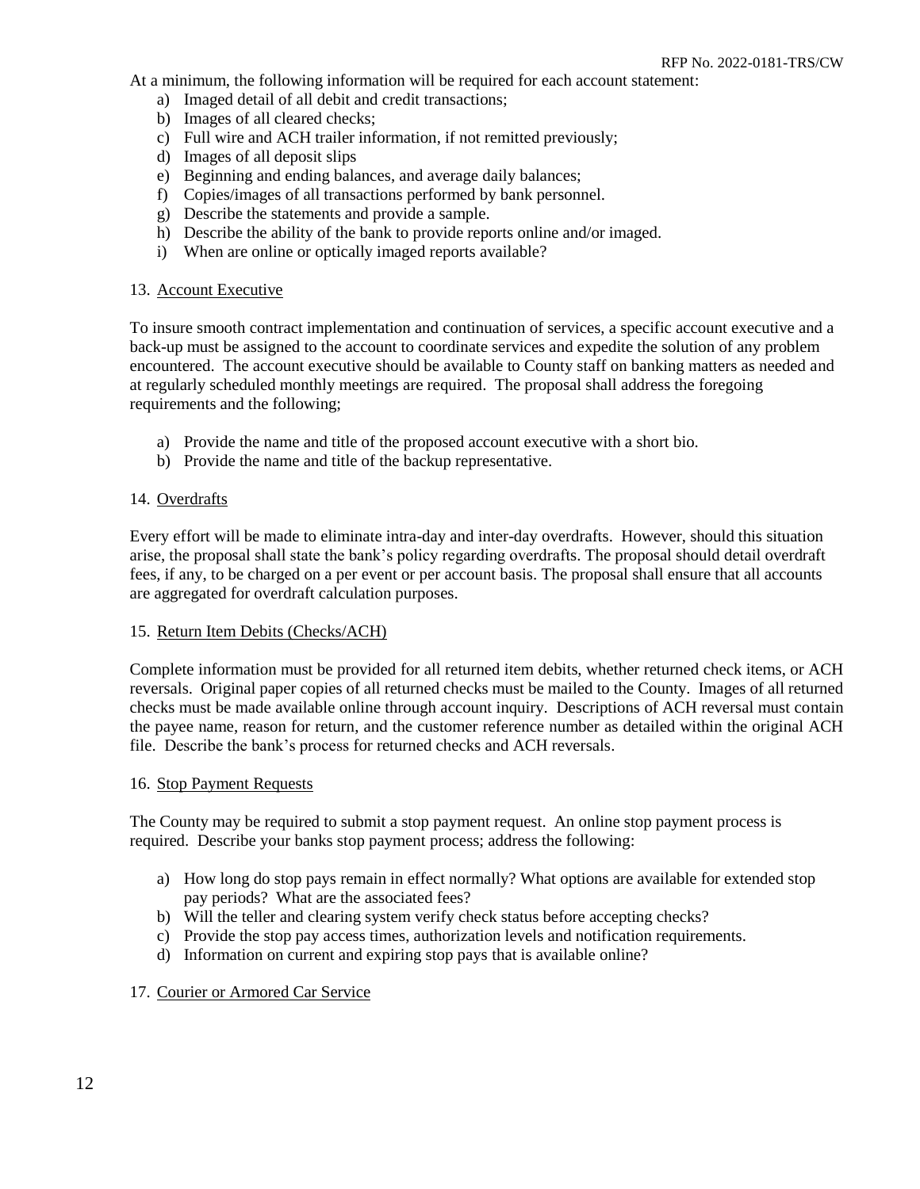At a minimum, the following information will be required for each account statement:

a) Imaged detail of all debit and credit transactions;
b) Images of all cleared checks;
c) Full wire and ACH trailer information, if not remitted previously;
d) Images of all deposit slips
e) Beginning and ending balances, and average daily balances;
f) Copies/images of all transactions performed by bank personnel.
g) Describe the statements and provide a sample.
h) Describe the ability of the bank to provide reports online and/or imaged.
i) When are online or optically imaged reports available?

## 13. Account Executive

To insure smooth contract implementation and continuation of services, a specific account executive and a back-up must be assigned to the account to coordinate services and expedite the solution of any problem encountered. The account executive should be available to County staff on banking matters as needed and at regularly scheduled monthly meetings are required. The proposal shall address the foregoing requirements and the following;

a) Provide the name and title of the proposed account executive with a short bio.
b) Provide the name and title of the backup representative.

## 14. Overdrafts

Every effort will be made to eliminate intra-day and inter-day overdrafts. However, should this situation arise, the proposal shall state the bank's policy regarding overdrafts. The proposal should detail overdraft fees, if any, to be charged on a per event or per account basis. The proposal shall ensure that all accounts are aggregated for overdraft calculation purposes.

## 15. Return Item Debits (Checks/ACH)

Complete information must be provided for all returned item debits, whether returned check items, or ACH reversals. Original paper copies of all returned checks must be mailed to the County. Images of all returned checks must be made available online through account inquiry. Descriptions of ACH reversal must contain the payee name, reason for return, and the customer reference number as detailed within the original ACH file. Describe the bank's process for returned checks and ACH reversals.

## 16. Stop Payment Requests

The County may be required to submit a stop payment request. An online stop payment process is required. Describe your banks stop payment process; address the following:

a) How long do stop pays remain in effect normally? What options are available for extended stop pay periods? What are the associated fees?
b) Will the teller and clearing system verify check status before accepting checks?
c) Provide the stop pay access times, authorization levels and notification requirements.
d) Information on current and expiring stop pays that is available online?

## 17. Courier or Armored Car Service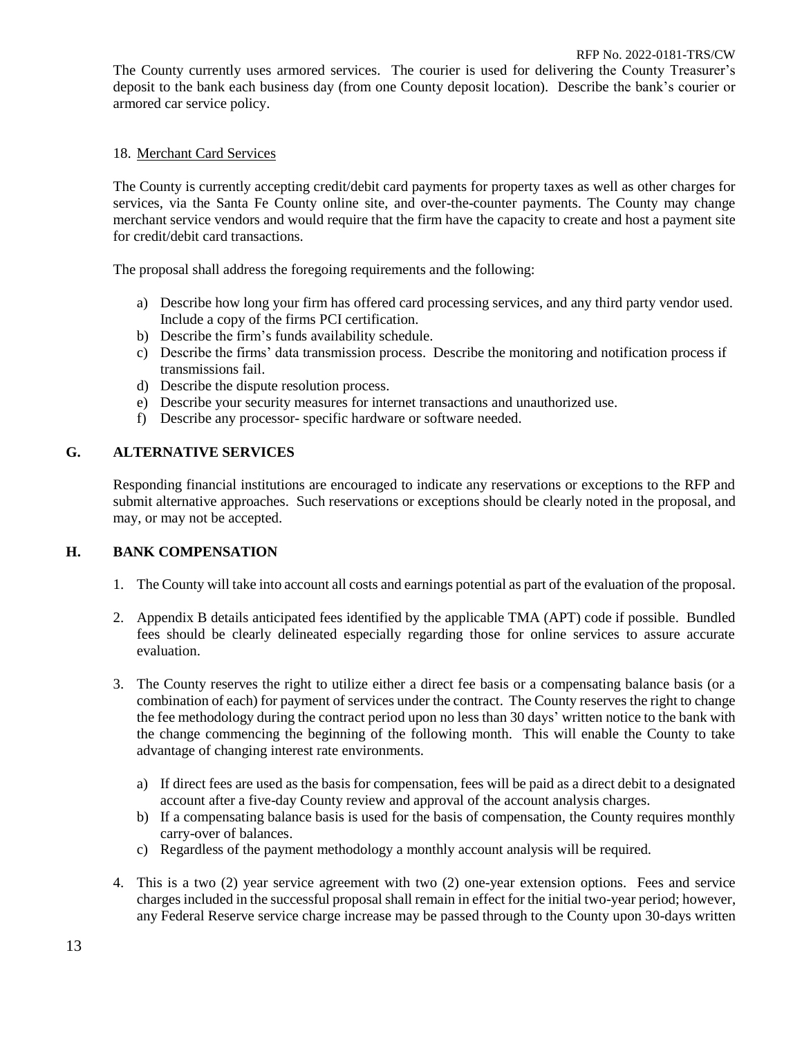The County currently uses armored services. The courier is used for delivering the County Treasurer's deposit to the bank each business day (from one County deposit location). Describe the bank's courier or armored car service policy.

18. Merchant Card Services

The County is currently accepting credit/debit card payments for property taxes as well as other charges for services, via the Santa Fe County online site, and over-the-counter payments. The County may change merchant service vendors and would require that the firm have the capacity to create and host a payment site for credit/debit card transactions.

The proposal shall address the foregoing requirements and the following:

a) Describe how long your firm has offered card processing services, and any third party vendor used. Include a copy of the firms PCI certification.
b) Describe the firm's funds availability schedule.
c) Describe the firms' data transmission process. Describe the monitoring and notification process if transmissions fail.
d) Describe the dispute resolution process.
e) Describe your security measures for internet transactions and unauthorized use.
f) Describe any processor- specific hardware or software needed.

## G. ALTERNATIVE SERVICES

Responding financial institutions are encouraged to indicate any reservations or exceptions to the RFP and submit alternative approaches. Such reservations or exceptions should be clearly noted in the proposal, and may, or may not be accepted.

## H. BANK COMPENSATION

1. The County will take into account all costs and earnings potential as part of the evaluation of the proposal.

2. Appendix B details anticipated fees identified by the applicable TMA (APT) code if possible. Bundled fees should be clearly delineated especially regarding those for online services to assure accurate evaluation.

3. The County reserves the right to utilize either a direct fee basis or a compensating balance basis (or a combination of each) for payment of services under the contract. The County reserves the right to change the fee methodology during the contract period upon no less than 30 days' written notice to the bank with the change commencing the beginning of the following month. This will enable the County to take advantage of changing interest rate environments.

   a) If direct fees are used as the basis for compensation, fees will be paid as a direct debit to a designated account after a five-day County review and approval of the account analysis charges.
   b) If a compensating balance basis is used for the basis of compensation, the County requires monthly carry-over of balances.
   c) Regardless of the payment methodology a monthly account analysis will be required.

4. This is a two (2) year service agreement with two (2) one-year extension options. Fees and service charges included in the successful proposal shall remain in effect for the initial two-year period; however, any Federal Reserve service charge increase may be passed through to the County upon 30-days written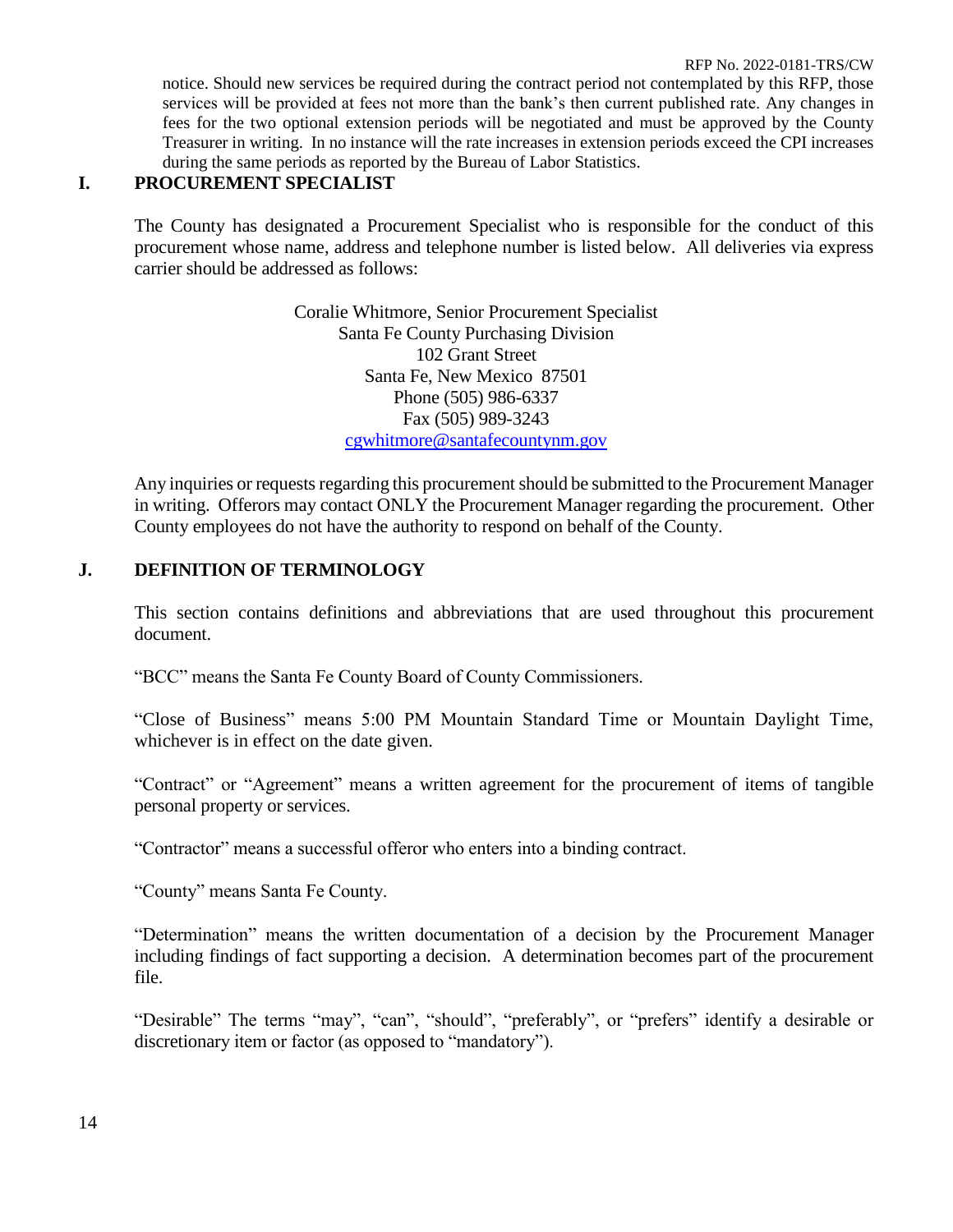notice. Should new services be required during the contract period not contemplated by this RFP, those services will be provided at fees not more than the bank's then current published rate. Any changes in fees for the two optional extension periods will be negotiated and must be approved by the County Treasurer in writing. In no instance will the rate increases in extension periods exceed the CPI increases during the same periods as reported by the Bureau of Labor Statistics.

## I. PROCUREMENT SPECIALIST

The County has designated a Procurement Specialist who is responsible for the conduct of this procurement whose name, address and telephone number is listed below. All deliveries via express carrier should be addressed as follows:

Coralie Whitmore, Senior Procurement Specialist
Santa Fe County Purchasing Division
102 Grant Street
Santa Fe, New Mexico 87501
Phone (505) 986-6337
Fax (505) 989-3243
cgwhitmore@santafecountynm.gov

Any inquiries or requests regarding this procurement should be submitted to the Procurement Manager in writing. Offerors may contact ONLY the Procurement Manager regarding the procurement. Other County employees do not have the authority to respond on behalf of the County.

## J. DEFINITION OF TERMINOLOGY

This section contains definitions and abbreviations that are used throughout this procurement document.

"BCC" means the Santa Fe County Board of County Commissioners.

"Close of Business" means 5:00 PM Mountain Standard Time or Mountain Daylight Time, whichever is in effect on the date given.

"Contract" or "Agreement" means a written agreement for the procurement of items of tangible personal property or services.

"Contractor" means a successful offeror who enters into a binding contract.

"County" means Santa Fe County.

"Determination" means the written documentation of a decision by the Procurement Manager including findings of fact supporting a decision. A determination becomes part of the procurement file.

"Desirable" The terms "may", "can", "should", "preferably", or "prefers" identify a desirable or discretionary item or factor (as opposed to "mandatory").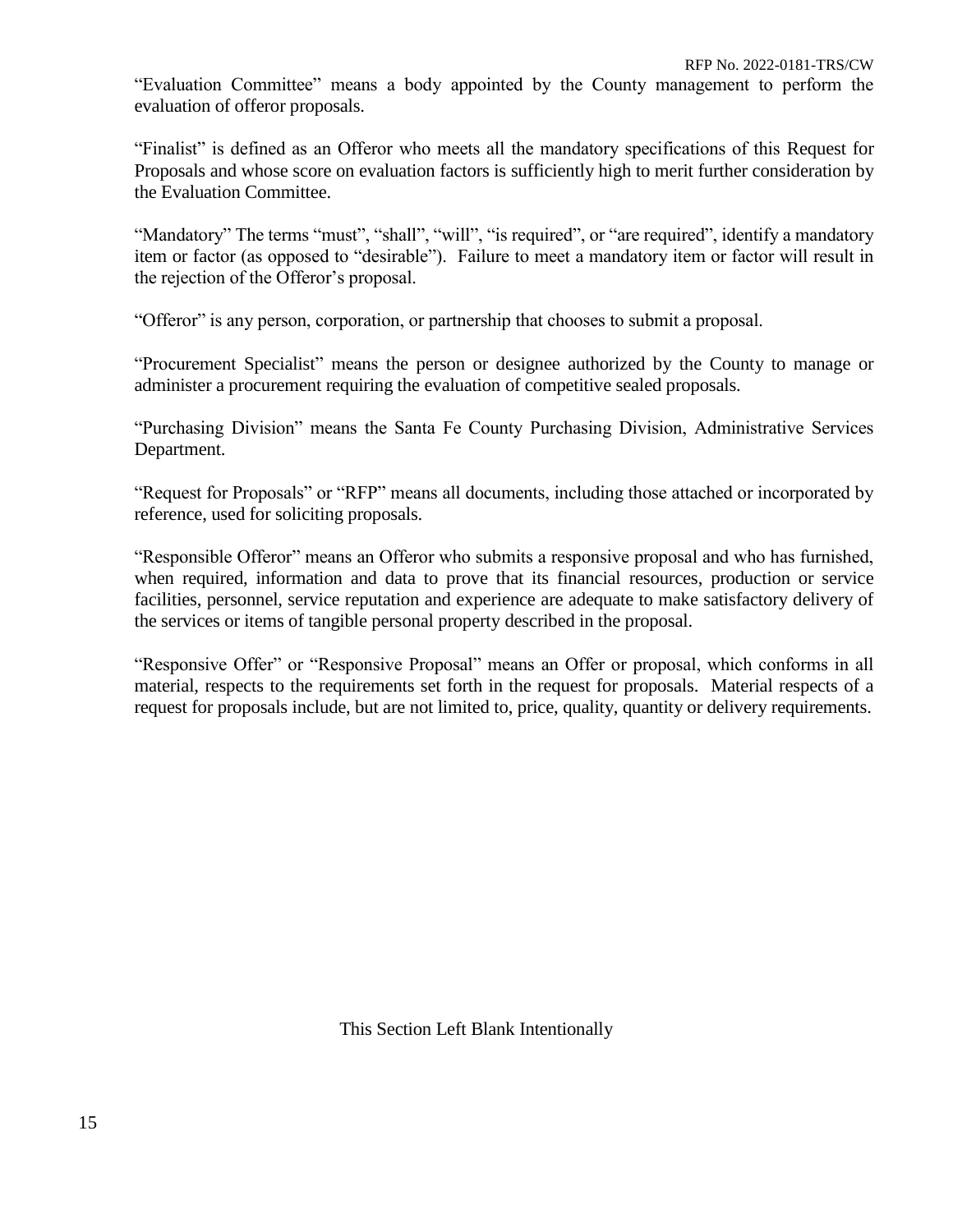"Evaluation Committee" means a body appointed by the County management to perform the evaluation of offeror proposals.

"Finalist" is defined as an Offeror who meets all the mandatory specifications of this Request for Proposals and whose score on evaluation factors is sufficiently high to merit further consideration by the Evaluation Committee.

"Mandatory" The terms "must", "shall", "will", "is required", or "are required", identify a mandatory item or factor (as opposed to "desirable"). Failure to meet a mandatory item or factor will result in the rejection of the Offeror's proposal.

"Offeror" is any person, corporation, or partnership that chooses to submit a proposal.

"Procurement Specialist" means the person or designee authorized by the County to manage or administer a procurement requiring the evaluation of competitive sealed proposals.

"Purchasing Division" means the Santa Fe County Purchasing Division, Administrative Services Department.

"Request for Proposals" or "RFP" means all documents, including those attached or incorporated by reference, used for soliciting proposals.

"Responsible Offeror" means an Offeror who submits a responsive proposal and who has furnished, when required, information and data to prove that its financial resources, production or service facilities, personnel, service reputation and experience are adequate to make satisfactory delivery of the services or items of tangible personal property described in the proposal.

"Responsive Offer" or "Responsive Proposal" means an Offer or proposal, which conforms in all material, respects to the requirements set forth in the request for proposals. Material respects of a request for proposals include, but are not limited to, price, quality, quantity or delivery requirements.

This Section Left Blank Intentionally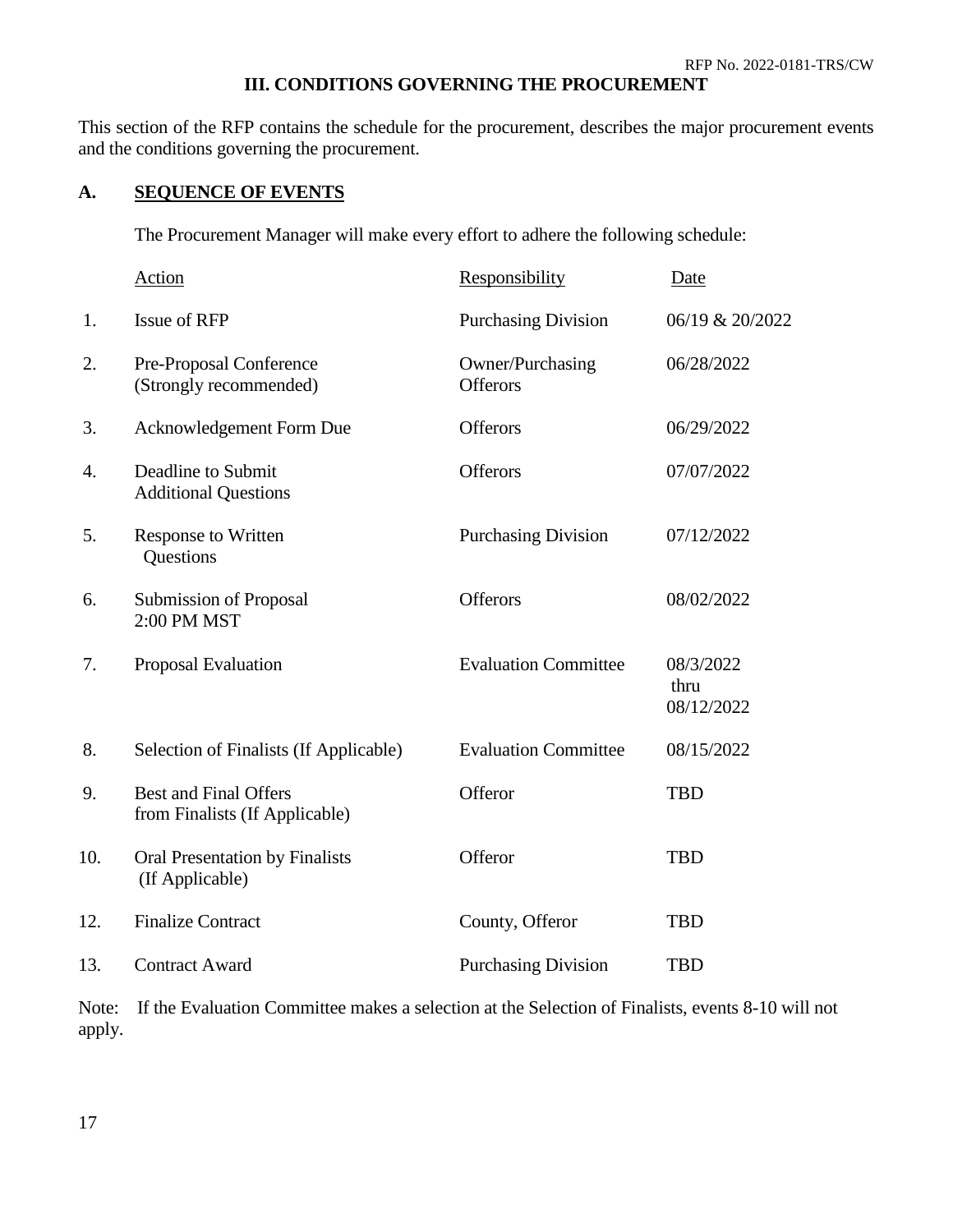## III. CONDITIONS GOVERNING THE PROCUREMENT

This section of the RFP contains the schedule for the procurement, describes the major procurement events and the conditions governing the procurement.

### A. SEQUENCE OF EVENTS

The Procurement Manager will make every effort to adhere the following schedule:

| | Action | Responsibility | Date |
|---|---|---|---|
| 1. | Issue of RFP | Purchasing Division | 06/19 & 20/2022 |
| 2. | Pre-Proposal Conference (Strongly recommended) | Owner/Purchasing Offerors | 06/28/2022 |
| 3. | Acknowledgement Form Due | Offerors | 06/29/2022 |
| 4. | Deadline to Submit Additional Questions | Offerors | 07/07/2022 |
| 5. | Response to Written Questions | Purchasing Division | 07/12/2022 |
| 6. | Submission of Proposal 2:00 PM MST | Offerors | 08/02/2022 |
| 7. | Proposal Evaluation | Evaluation Committee | 08/3/2022 thru 08/12/2022 |
| 8. | Selection of Finalists (If Applicable) | Evaluation Committee | 08/15/2022 |
| 9. | Best and Final Offers from Finalists (If Applicable) | Offeror | TBD |
| 10. | Oral Presentation by Finalists (If Applicable) | Offeror | TBD |
| 12. | Finalize Contract | County, Offeror | TBD |
| 13. | Contract Award | Purchasing Division | TBD |

Note: If the Evaluation Committee makes a selection at the Selection of Finalists, events 8-10 will not apply.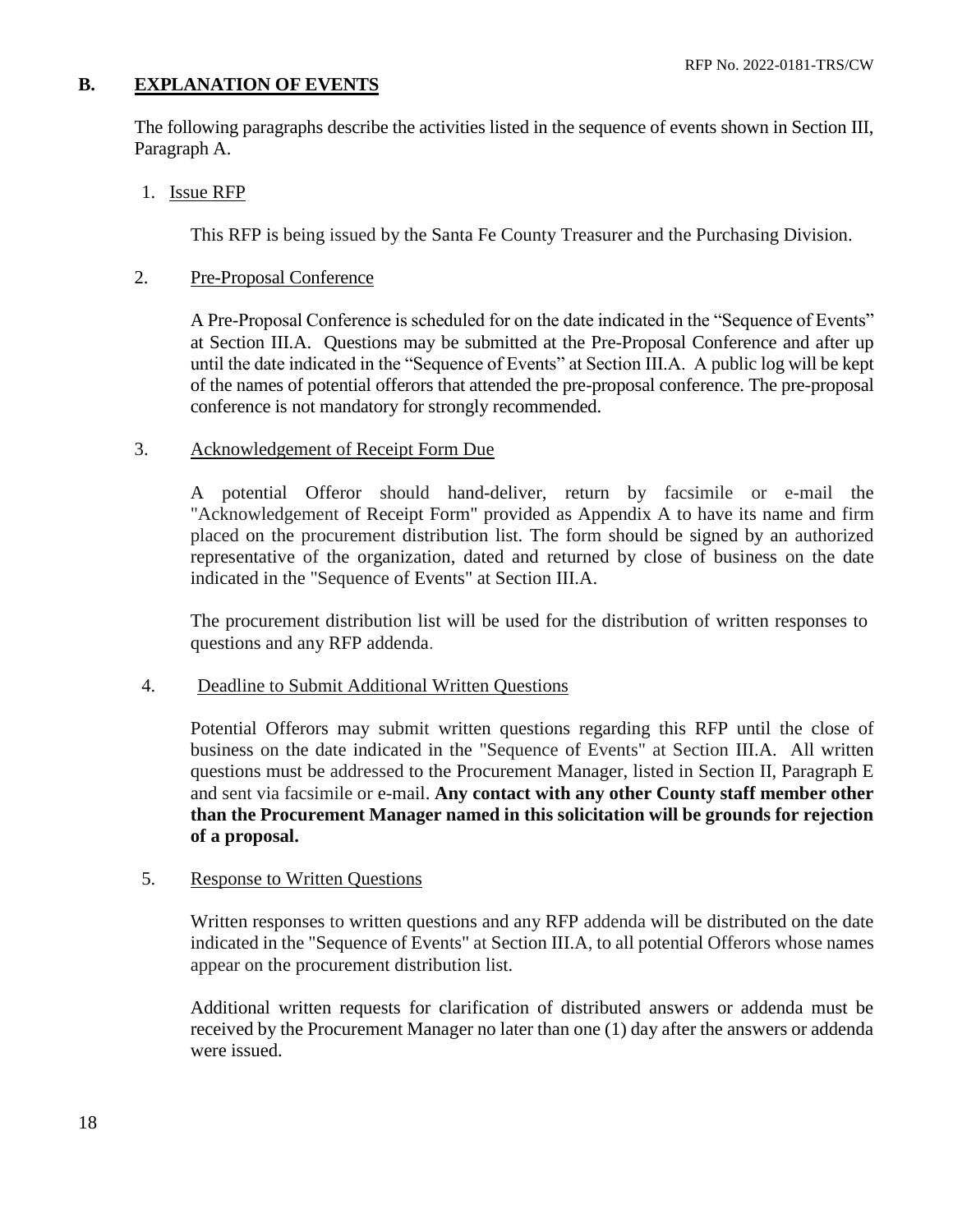## B. EXPLANATION OF EVENTS

The following paragraphs describe the activities listed in the sequence of events shown in Section III, Paragraph A.

1. Issue RFP

   This RFP is being issued by the Santa Fe County Treasurer and the Purchasing Division.

2. Pre-Proposal Conference

   A Pre-Proposal Conference is scheduled for on the date indicated in the "Sequence of Events" at Section III.A. Questions may be submitted at the Pre-Proposal Conference and after up until the date indicated in the "Sequence of Events" at Section III.A. A public log will be kept of the names of potential offerors that attended the pre-proposal conference. The pre-proposal conference is not mandatory for strongly recommended.

3. Acknowledgement of Receipt Form Due

   A potential Offeror should hand-deliver, return by facsimile or e-mail the "Acknowledgement of Receipt Form" provided as Appendix A to have its name and firm placed on the procurement distribution list. The form should be signed by an authorized representative of the organization, dated and returned by close of business on the date indicated in the "Sequence of Events" at Section III.A.

   The procurement distribution list will be used for the distribution of written responses to questions and any RFP addenda.

4. Deadline to Submit Additional Written Questions

   Potential Offerors may submit written questions regarding this RFP until the close of business on the date indicated in the "Sequence of Events" at Section III.A. All written questions must be addressed to the Procurement Manager, listed in Section II, Paragraph E and sent via facsimile or e-mail. **Any contact with any other County staff member other than the Procurement Manager named in this solicitation will be grounds for rejection of a proposal.**

5. Response to Written Questions

   Written responses to written questions and any RFP addenda will be distributed on the date indicated in the "Sequence of Events" at Section III.A, to all potential Offerors whose names appear on the procurement distribution list.

   Additional written requests for clarification of distributed answers or addenda must be received by the Procurement Manager no later than one (1) day after the answers or addenda were issued.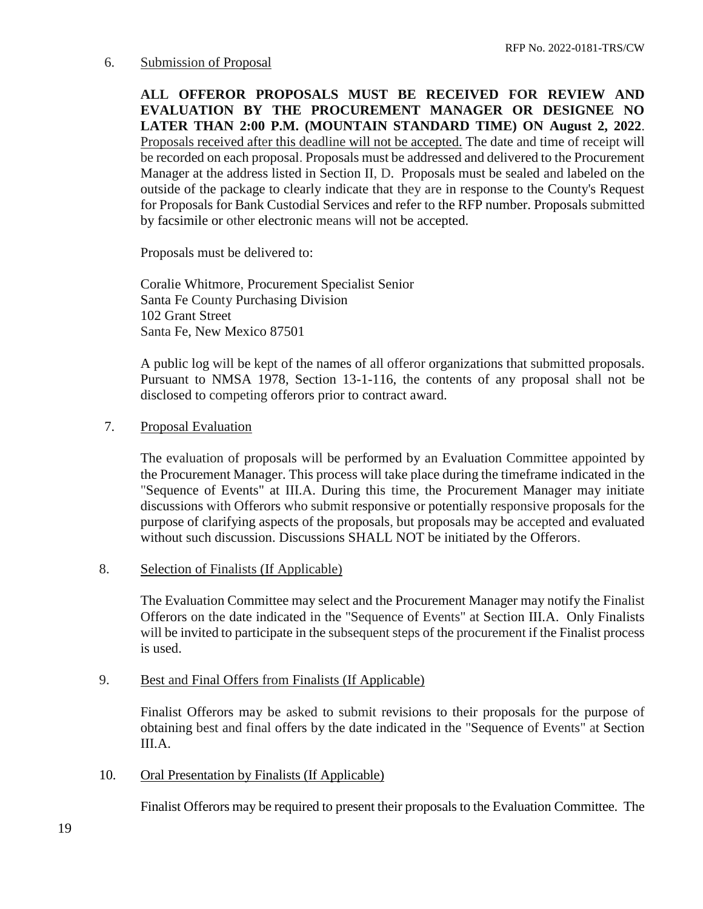6. Submission of Proposal

**ALL OFFEROR PROPOSALS MUST BE RECEIVED FOR REVIEW AND EVALUATION BY THE PROCUREMENT MANAGER OR DESIGNEE NO LATER THAN 2:00 P.M. (MOUNTAIN STANDARD TIME) ON August 2, 2022**. Proposals received after this deadline will not be accepted. The date and time of receipt will be recorded on each proposal. Proposals must be addressed and delivered to the Procurement Manager at the address listed in Section II, D. Proposals must be sealed and labeled on the outside of the package to clearly indicate that they are in response to the County's Request for Proposals for Bank Custodial Services and refer to the RFP number. Proposals submitted by facsimile or other electronic means will not be accepted.

Proposals must be delivered to:

Coralie Whitmore, Procurement Specialist Senior
Santa Fe County Purchasing Division
102 Grant Street
Santa Fe, New Mexico 87501

A public log will be kept of the names of all offeror organizations that submitted proposals. Pursuant to NMSA 1978, Section 13-1-116, the contents of any proposal shall not be disclosed to competing offerors prior to contract award.

7. Proposal Evaluation

The evaluation of proposals will be performed by an Evaluation Committee appointed by the Procurement Manager. This process will take place during the timeframe indicated in the "Sequence of Events" at III.A. During this time, the Procurement Manager may initiate discussions with Offerors who submit responsive or potentially responsive proposals for the purpose of clarifying aspects of the proposals, but proposals may be accepted and evaluated without such discussion. Discussions SHALL NOT be initiated by the Offerors.

8. Selection of Finalists (If Applicable)

The Evaluation Committee may select and the Procurement Manager may notify the Finalist Offerors on the date indicated in the "Sequence of Events" at Section III.A. Only Finalists will be invited to participate in the subsequent steps of the procurement if the Finalist process is used.

9. Best and Final Offers from Finalists (If Applicable)

Finalist Offerors may be asked to submit revisions to their proposals for the purpose of obtaining best and final offers by the date indicated in the "Sequence of Events" at Section III.A.

10. Oral Presentation by Finalists (If Applicable)

Finalist Offerors may be required to present their proposals to the Evaluation Committee. The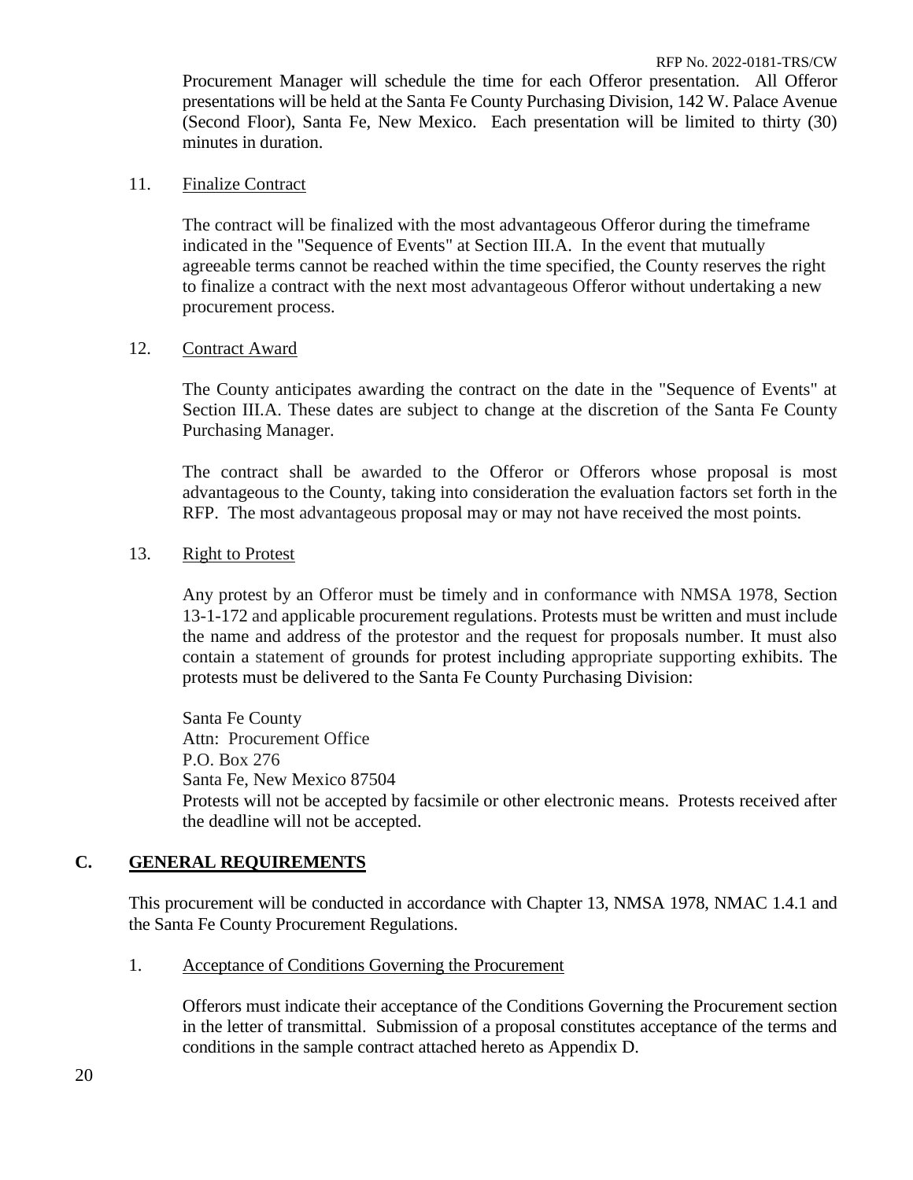Procurement Manager will schedule the time for each Offeror presentation. All Offeror presentations will be held at the Santa Fe County Purchasing Division, 142 W. Palace Avenue (Second Floor), Santa Fe, New Mexico. Each presentation will be limited to thirty (30) minutes in duration.

11. Finalize Contract

The contract will be finalized with the most advantageous Offeror during the timeframe indicated in the "Sequence of Events" at Section III.A. In the event that mutually agreeable terms cannot be reached within the time specified, the County reserves the right to finalize a contract with the next most advantageous Offeror without undertaking a new procurement process.

12. Contract Award

The County anticipates awarding the contract on the date in the "Sequence of Events" at Section III.A. These dates are subject to change at the discretion of the Santa Fe County Purchasing Manager.

The contract shall be awarded to the Offeror or Offerors whose proposal is most advantageous to the County, taking into consideration the evaluation factors set forth in the RFP. The most advantageous proposal may or may not have received the most points.

13. Right to Protest

Any protest by an Offeror must be timely and in conformance with NMSA 1978, Section 13-1-172 and applicable procurement regulations. Protests must be written and must include the name and address of the protestor and the request for proposals number. It must also contain a statement of grounds for protest including appropriate supporting exhibits. The protests must be delivered to the Santa Fe County Purchasing Division:

Santa Fe County
Attn: Procurement Office
P.O. Box 276
Santa Fe, New Mexico 87504
Protests will not be accepted by facsimile or other electronic means. Protests received after the deadline will not be accepted.

## C. GENERAL REQUIREMENTS

This procurement will be conducted in accordance with Chapter 13, NMSA 1978, NMAC 1.4.1 and the Santa Fe County Procurement Regulations.

1. Acceptance of Conditions Governing the Procurement

Offerors must indicate their acceptance of the Conditions Governing the Procurement section in the letter of transmittal. Submission of a proposal constitutes acceptance of the terms and conditions in the sample contract attached hereto as Appendix D.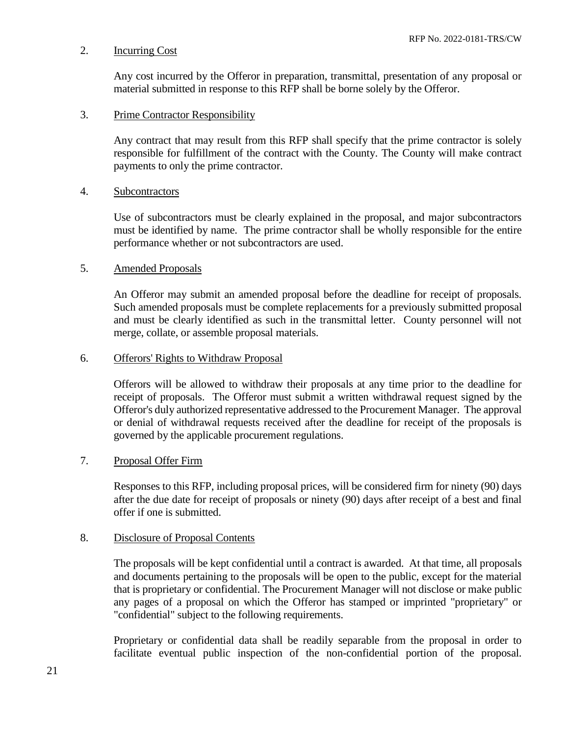2. Incurring Cost

Any cost incurred by the Offeror in preparation, transmittal, presentation of any proposal or material submitted in response to this RFP shall be borne solely by the Offeror.

3. Prime Contractor Responsibility

Any contract that may result from this RFP shall specify that the prime contractor is solely responsible for fulfillment of the contract with the County. The County will make contract payments to only the prime contractor.

4. Subcontractors

Use of subcontractors must be clearly explained in the proposal, and major subcontractors must be identified by name. The prime contractor shall be wholly responsible for the entire performance whether or not subcontractors are used.

5. Amended Proposals

An Offeror may submit an amended proposal before the deadline for receipt of proposals. Such amended proposals must be complete replacements for a previously submitted proposal and must be clearly identified as such in the transmittal letter. County personnel will not merge, collate, or assemble proposal materials.

6. Offerors' Rights to Withdraw Proposal

Offerors will be allowed to withdraw their proposals at any time prior to the deadline for receipt of proposals. The Offeror must submit a written withdrawal request signed by the Offeror's duly authorized representative addressed to the Procurement Manager. The approval or denial of withdrawal requests received after the deadline for receipt of the proposals is governed by the applicable procurement regulations.

7. Proposal Offer Firm

Responses to this RFP, including proposal prices, will be considered firm for ninety (90) days after the due date for receipt of proposals or ninety (90) days after receipt of a best and final offer if one is submitted.

8. Disclosure of Proposal Contents

The proposals will be kept confidential until a contract is awarded. At that time, all proposals and documents pertaining to the proposals will be open to the public, except for the material that is proprietary or confidential. The Procurement Manager will not disclose or make public any pages of a proposal on which the Offeror has stamped or imprinted "proprietary" or "confidential" subject to the following requirements.

Proprietary or confidential data shall be readily separable from the proposal in order to facilitate eventual public inspection of the non-confidential portion of the proposal.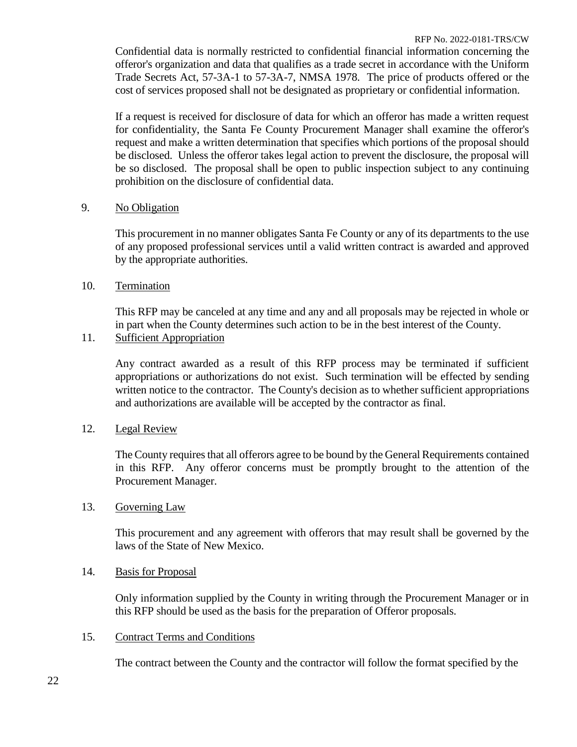Confidential data is normally restricted to confidential financial information concerning the offeror's organization and data that qualifies as a trade secret in accordance with the Uniform Trade Secrets Act, 57-3A-1 to 57-3A-7, NMSA 1978. The price of products offered or the cost of services proposed shall not be designated as proprietary or confidential information.

If a request is received for disclosure of data for which an offeror has made a written request for confidentiality, the Santa Fe County Procurement Manager shall examine the offeror's request and make a written determination that specifies which portions of the proposal should be disclosed. Unless the offeror takes legal action to prevent the disclosure, the proposal will be so disclosed. The proposal shall be open to public inspection subject to any continuing prohibition on the disclosure of confidential data.

9. <u>No Obligation</u>

This procurement in no manner obligates Santa Fe County or any of its departments to the use of any proposed professional services until a valid written contract is awarded and approved by the appropriate authorities.

10. <u>Termination</u>

This RFP may be canceled at any time and any and all proposals may be rejected in whole or in part when the County determines such action to be in the best interest of the County.

11. <u>Sufficient Appropriation</u>

Any contract awarded as a result of this RFP process may be terminated if sufficient appropriations or authorizations do not exist. Such termination will be effected by sending written notice to the contractor. The County's decision as to whether sufficient appropriations and authorizations are available will be accepted by the contractor as final.

12. <u>Legal Review</u>

The County requires that all offerors agree to be bound by the General Requirements contained in this RFP. Any offeror concerns must be promptly brought to the attention of the Procurement Manager.

13. <u>Governing Law</u>

This procurement and any agreement with offerors that may result shall be governed by the laws of the State of New Mexico.

14. <u>Basis for Proposal</u>

Only information supplied by the County in writing through the Procurement Manager or in this RFP should be used as the basis for the preparation of Offeror proposals.

15. <u>Contract Terms and Conditions</u>

The contract between the County and the contractor will follow the format specified by the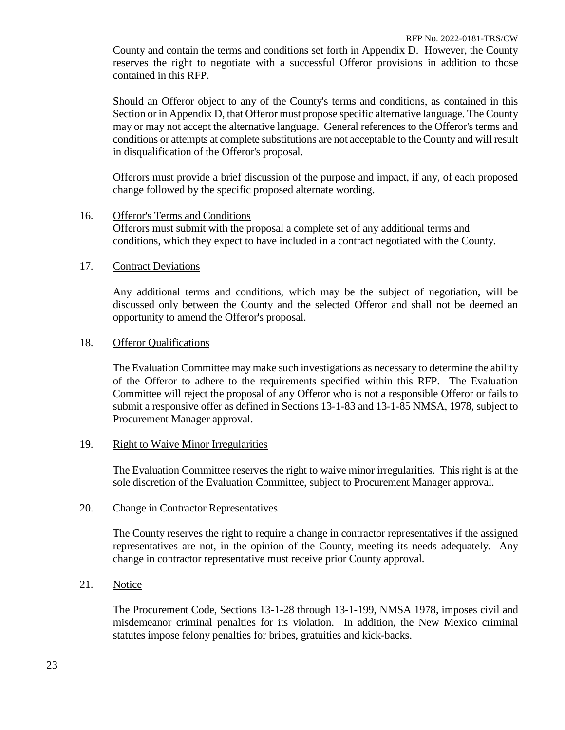County and contain the terms and conditions set forth in Appendix D. However, the County reserves the right to negotiate with a successful Offeror provisions in addition to those contained in this RFP.

Should an Offeror object to any of the County's terms and conditions, as contained in this Section or in Appendix D, that Offeror must propose specific alternative language. The County may or may not accept the alternative language. General references to the Offeror's terms and conditions or attempts at complete substitutions are not acceptable to the County and will result in disqualification of the Offeror's proposal.

Offerors must provide a brief discussion of the purpose and impact, if any, of each proposed change followed by the specific proposed alternate wording.

16. Offeror's Terms and Conditions

Offerors must submit with the proposal a complete set of any additional terms and conditions, which they expect to have included in a contract negotiated with the County.

17. Contract Deviations

Any additional terms and conditions, which may be the subject of negotiation, will be discussed only between the County and the selected Offeror and shall not be deemed an opportunity to amend the Offeror's proposal.

18. Offeror Qualifications

The Evaluation Committee may make such investigations as necessary to determine the ability of the Offeror to adhere to the requirements specified within this RFP. The Evaluation Committee will reject the proposal of any Offeror who is not a responsible Offeror or fails to submit a responsive offer as defined in Sections 13-1-83 and 13-1-85 NMSA, 1978, subject to Procurement Manager approval.

19. Right to Waive Minor Irregularities

The Evaluation Committee reserves the right to waive minor irregularities. This right is at the sole discretion of the Evaluation Committee, subject to Procurement Manager approval.

20. Change in Contractor Representatives

The County reserves the right to require a change in contractor representatives if the assigned representatives are not, in the opinion of the County, meeting its needs adequately. Any change in contractor representative must receive prior County approval.

21. Notice

The Procurement Code, Sections 13-1-28 through 13-1-199, NMSA 1978, imposes civil and misdemeanor criminal penalties for its violation. In addition, the New Mexico criminal statutes impose felony penalties for bribes, gratuities and kick-backs.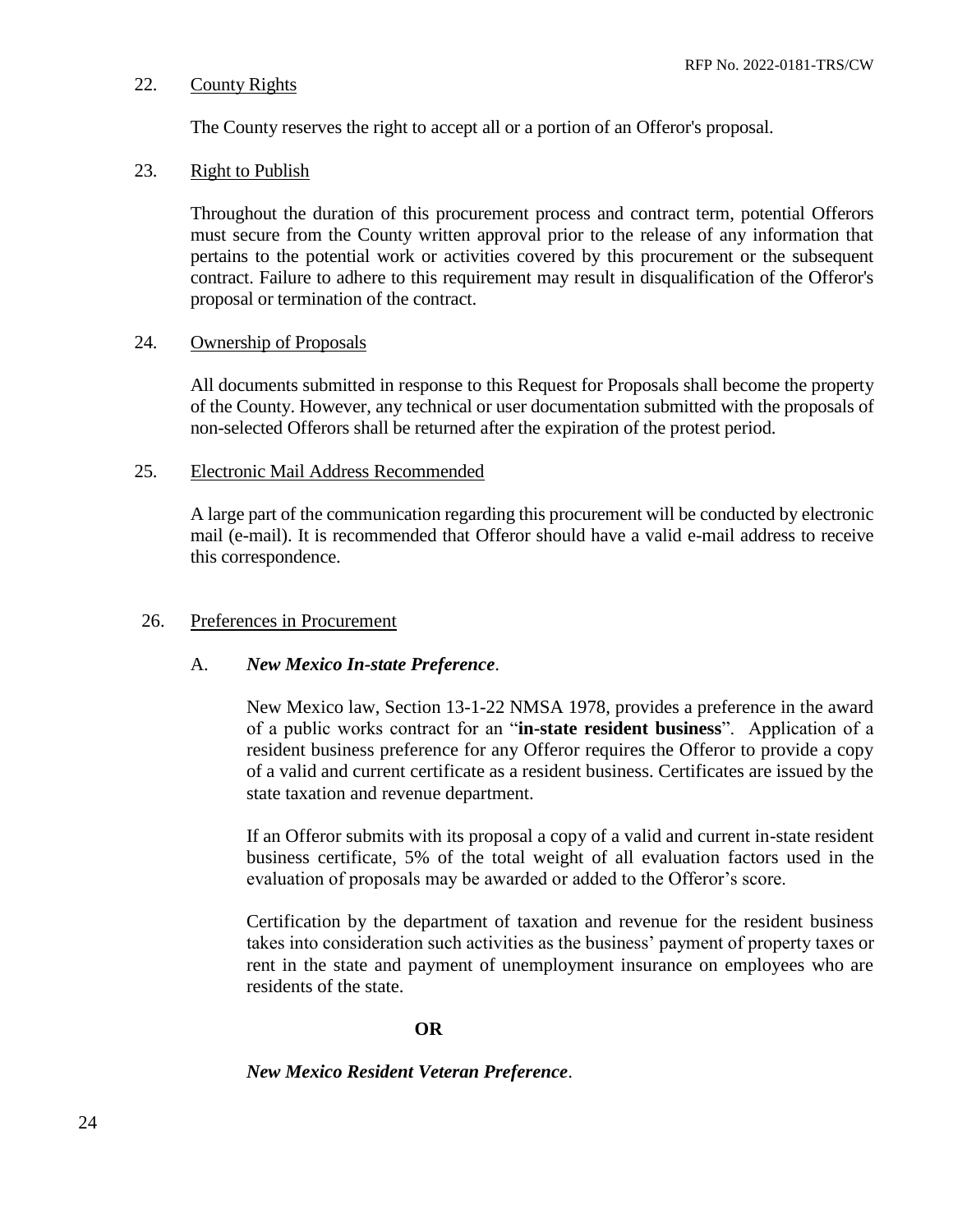22. County Rights

The County reserves the right to accept all or a portion of an Offeror's proposal.

23. Right to Publish

Throughout the duration of this procurement process and contract term, potential Offerors must secure from the County written approval prior to the release of any information that pertains to the potential work or activities covered by this procurement or the subsequent contract. Failure to adhere to this requirement may result in disqualification of the Offeror's proposal or termination of the contract.

24. Ownership of Proposals

All documents submitted in response to this Request for Proposals shall become the property of the County. However, any technical or user documentation submitted with the proposals of non-selected Offerors shall be returned after the expiration of the protest period.

25. Electronic Mail Address Recommended

A large part of the communication regarding this procurement will be conducted by electronic mail (e-mail). It is recommended that Offeror should have a valid e-mail address to receive this correspondence.

26. Preferences in Procurement

A. ***New Mexico In-state Preference***.

New Mexico law, Section 13-1-22 NMSA 1978, provides a preference in the award of a public works contract for an "**in-state resident business**". Application of a resident business preference for any Offeror requires the Offeror to provide a copy of a valid and current certificate as a resident business. Certificates are issued by the state taxation and revenue department.

If an Offeror submits with its proposal a copy of a valid and current in-state resident business certificate, 5% of the total weight of all evaluation factors used in the evaluation of proposals may be awarded or added to the Offeror's score.

Certification by the department of taxation and revenue for the resident business takes into consideration such activities as the business' payment of property taxes or rent in the state and payment of unemployment insurance on employees who are residents of the state.

**OR**

***New Mexico Resident Veteran Preference***.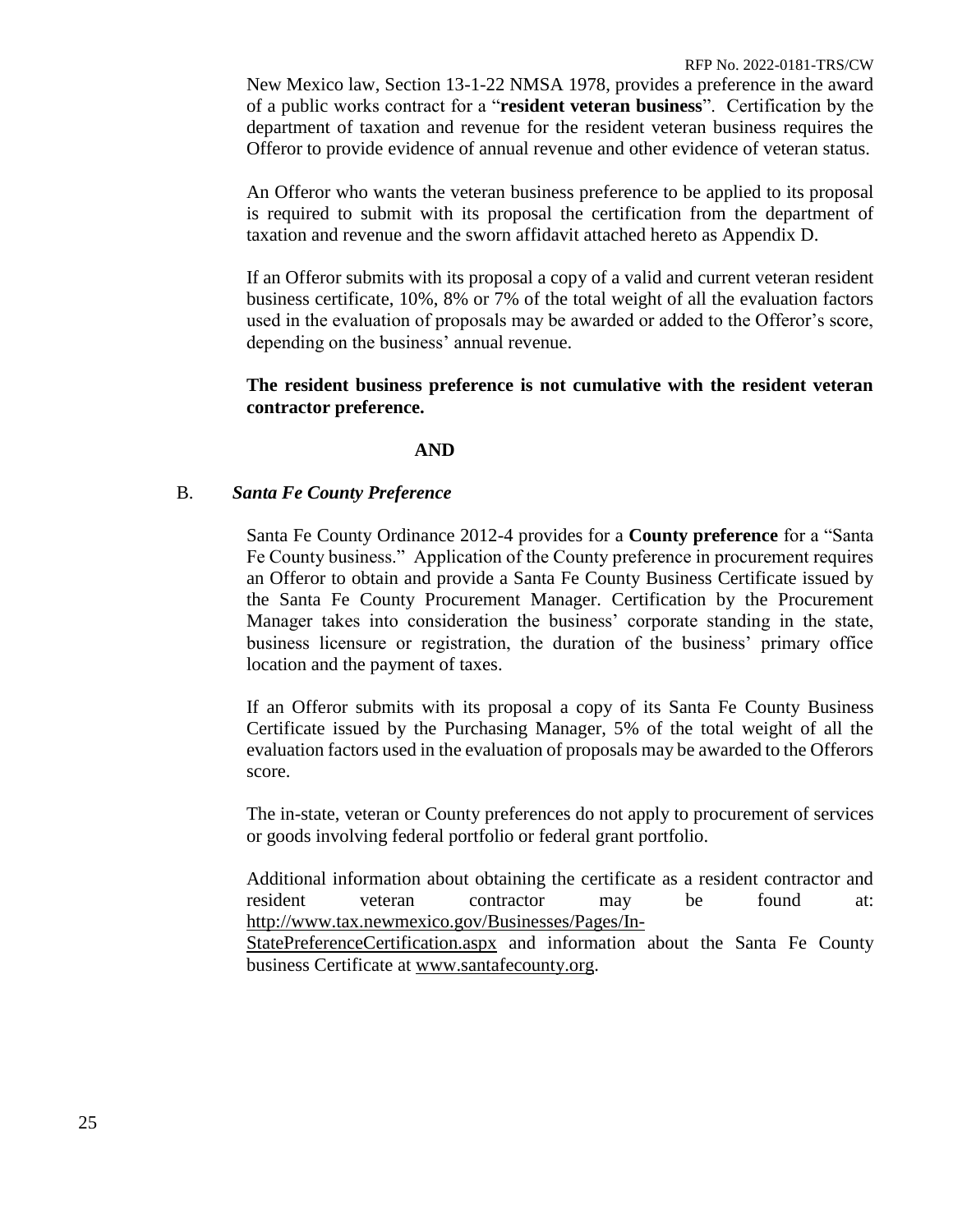New Mexico law, Section 13-1-22 NMSA 1978, provides a preference in the award of a public works contract for a "**resident veteran business**". Certification by the department of taxation and revenue for the resident veteran business requires the Offeror to provide evidence of annual revenue and other evidence of veteran status.

An Offeror who wants the veteran business preference to be applied to its proposal is required to submit with its proposal the certification from the department of taxation and revenue and the sworn affidavit attached hereto as Appendix D.

If an Offeror submits with its proposal a copy of a valid and current veteran resident business certificate, 10%, 8% or 7% of the total weight of all the evaluation factors used in the evaluation of proposals may be awarded or added to the Offeror's score, depending on the business' annual revenue.

**The resident business preference is not cumulative with the resident veteran contractor preference.**

**AND**

B. ***Santa Fe County Preference***

Santa Fe County Ordinance 2012-4 provides for a **County preference** for a "Santa Fe County business." Application of the County preference in procurement requires an Offeror to obtain and provide a Santa Fe County Business Certificate issued by the Santa Fe County Procurement Manager. Certification by the Procurement Manager takes into consideration the business' corporate standing in the state, business licensure or registration, the duration of the business' primary office location and the payment of taxes.

If an Offeror submits with its proposal a copy of its Santa Fe County Business Certificate issued by the Purchasing Manager, 5% of the total weight of all the evaluation factors used in the evaluation of proposals may be awarded to the Offerors score.

The in-state, veteran or County preferences do not apply to procurement of services or goods involving federal portfolio or federal grant portfolio.

Additional information about obtaining the certificate as a resident contractor and resident veteran contractor may be found at: http://www.tax.newmexico.gov/Businesses/Pages/In-StatePreferenceCertification.aspx and information about the Santa Fe County business Certificate at www.santafecounty.org.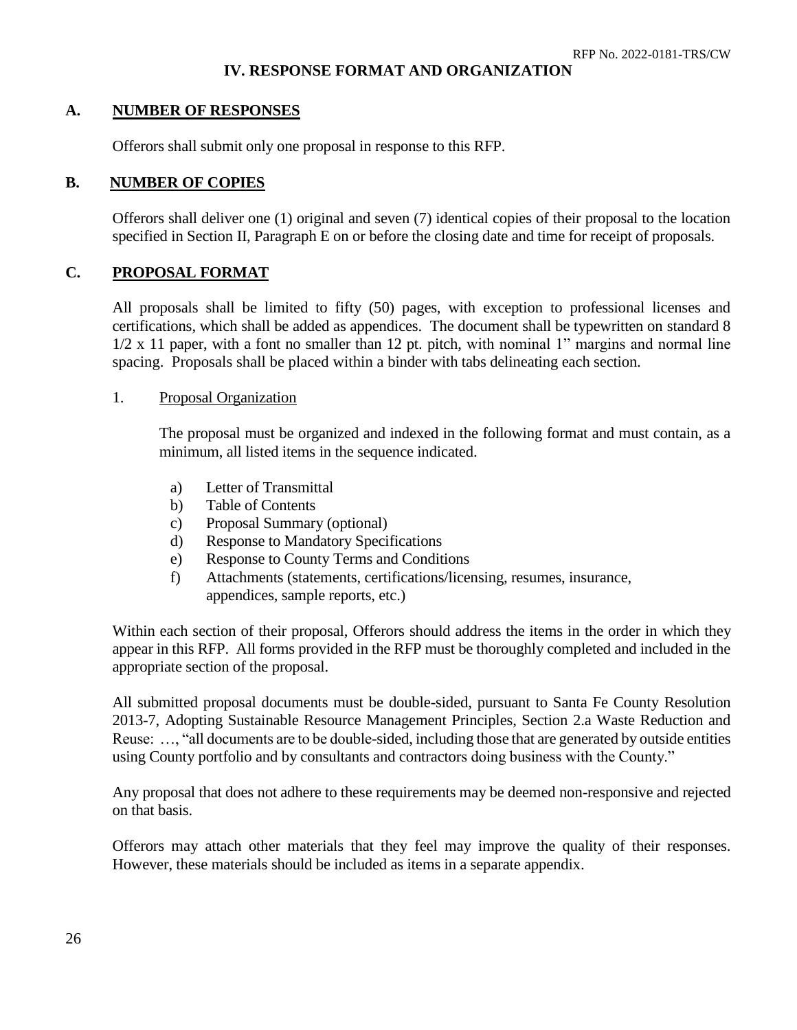## IV. RESPONSE FORMAT AND ORGANIZATION

### A. NUMBER OF RESPONSES

Offerors shall submit only one proposal in response to this RFP.

### B. NUMBER OF COPIES

Offerors shall deliver one (1) original and seven (7) identical copies of their proposal to the location specified in Section II, Paragraph E on or before the closing date and time for receipt of proposals.

### C. PROPOSAL FORMAT

All proposals shall be limited to fifty (50) pages, with exception to professional licenses and certifications, which shall be added as appendices. The document shall be typewritten on standard 8 1/2 x 11 paper, with a font no smaller than 12 pt. pitch, with nominal 1" margins and normal line spacing. Proposals shall be placed within a binder with tabs delineating each section.

1. Proposal Organization

   The proposal must be organized and indexed in the following format and must contain, as a minimum, all listed items in the sequence indicated.

   a) Letter of Transmittal
   b) Table of Contents
   c) Proposal Summary (optional)
   d) Response to Mandatory Specifications
   e) Response to County Terms and Conditions
   f) Attachments (statements, certifications/licensing, resumes, insurance, appendices, sample reports, etc.)

Within each section of their proposal, Offerors should address the items in the order in which they appear in this RFP. All forms provided in the RFP must be thoroughly completed and included in the appropriate section of the proposal.

All submitted proposal documents must be double-sided, pursuant to Santa Fe County Resolution 2013-7, Adopting Sustainable Resource Management Principles, Section 2.a Waste Reduction and Reuse: …, "all documents are to be double-sided, including those that are generated by outside entities using County portfolio and by consultants and contractors doing business with the County."

Any proposal that does not adhere to these requirements may be deemed non-responsive and rejected on that basis.

Offerors may attach other materials that they feel may improve the quality of their responses. However, these materials should be included as items in a separate appendix.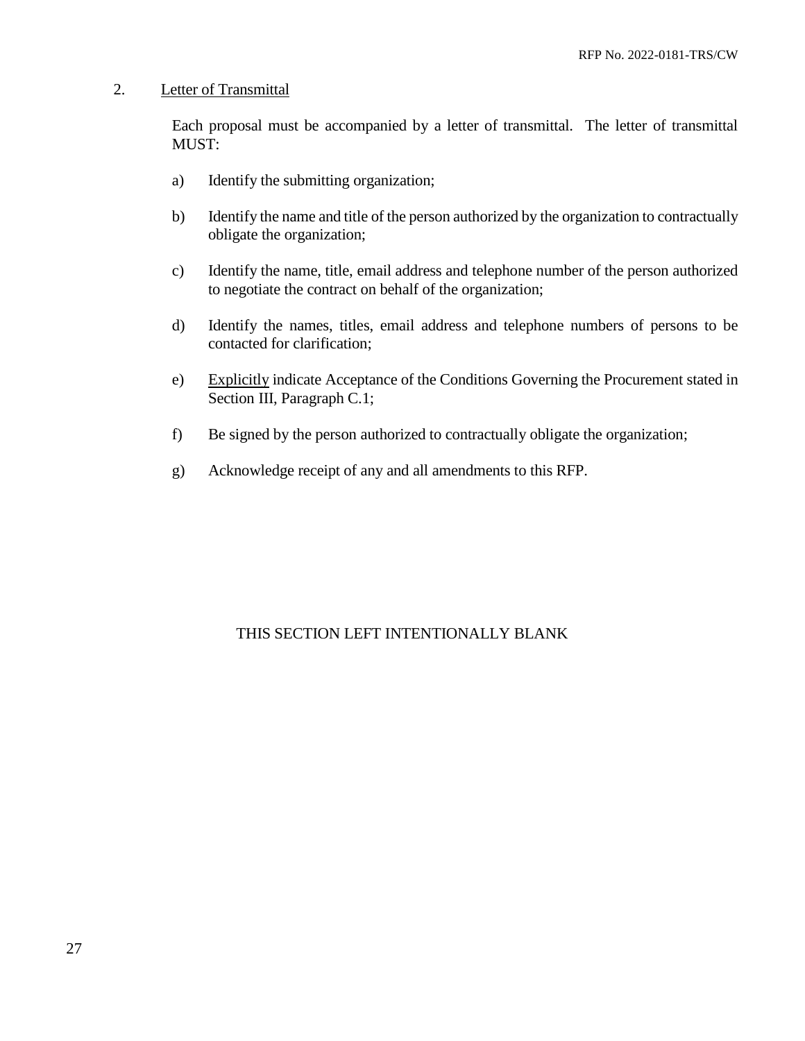2. Letter of Transmittal

Each proposal must be accompanied by a letter of transmittal. The letter of transmittal MUST:

a) Identify the submitting organization;

b) Identify the name and title of the person authorized by the organization to contractually obligate the organization;

c) Identify the name, title, email address and telephone number of the person authorized to negotiate the contract on behalf of the organization;

d) Identify the names, titles, email address and telephone numbers of persons to be contacted for clarification;

e) Explicitly indicate Acceptance of the Conditions Governing the Procurement stated in Section III, Paragraph C.1;

f) Be signed by the person authorized to contractually obligate the organization;

g) Acknowledge receipt of any and all amendments to this RFP.

THIS SECTION LEFT INTENTIONALLY BLANK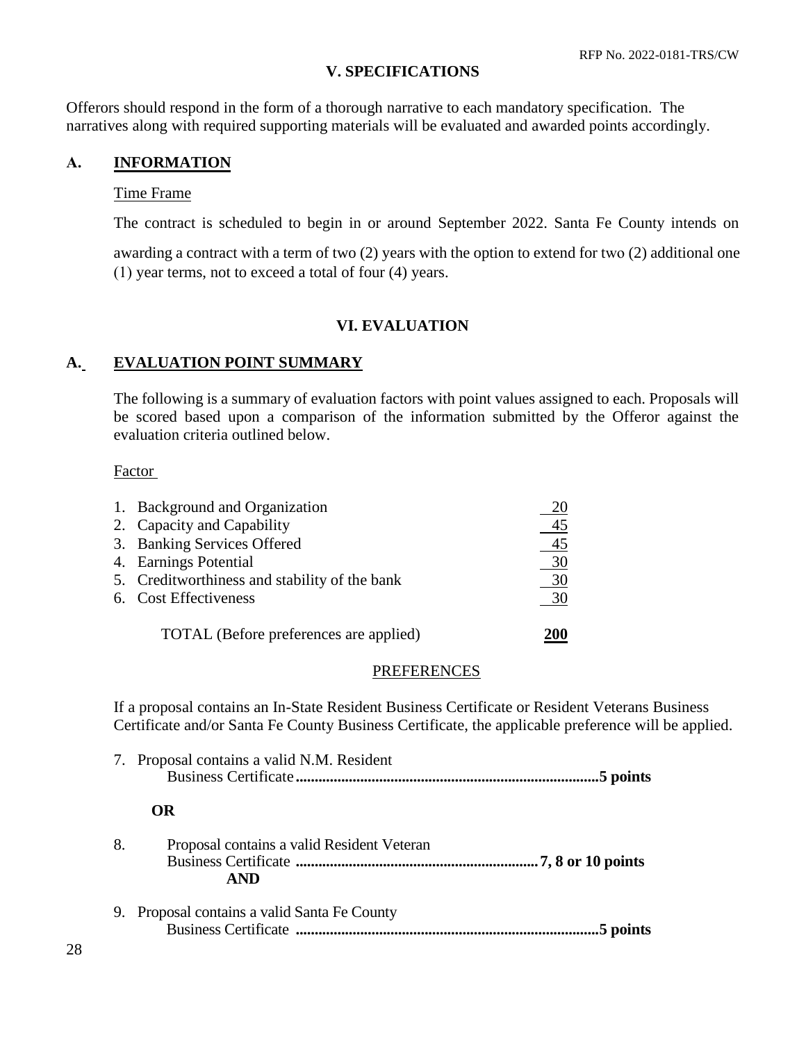## V. SPECIFICATIONS

Offerors should respond in the form of a thorough narrative to each mandatory specification. The narratives along with required supporting materials will be evaluated and awarded points accordingly.

### A. INFORMATION

Time Frame

The contract is scheduled to begin in or around September 2022. Santa Fe County intends on awarding a contract with a term of two (2) years with the option to extend for two (2) additional one (1) year terms, not to exceed a total of four (4) years.

## VI. EVALUATION

### A. EVALUATION POINT SUMMARY

The following is a summary of evaluation factors with point values assigned to each. Proposals will be scored based upon a comparison of the information submitted by the Offeror against the evaluation criteria outlined below.

| Factor | |
|---|---|
| 1. Background and Organization | 20 |
| 2. Capacity and Capability | 45 |
| 3. Banking Services Offered | 45 |
| 4. Earnings Potential | 30 |
| 5. Creditworthiness and stability of the bank | 30 |
| 6. Cost Effectiveness | 30 |
| TOTAL (Before preferences are applied) | **200** |

PREFERENCES

If a proposal contains an In-State Resident Business Certificate or Resident Veterans Business Certificate and/or Santa Fe County Business Certificate, the applicable preference will be applied.

7. Proposal contains a valid N.M. Resident Business Certificate**...............................................................................5 points**

**OR**

8. Proposal contains a valid Resident Veteran Business Certificate **................................................................7, 8 or 10 points**

**AND**

9. Proposal contains a valid Santa Fe County Business Certificate **...............................................................................5 points**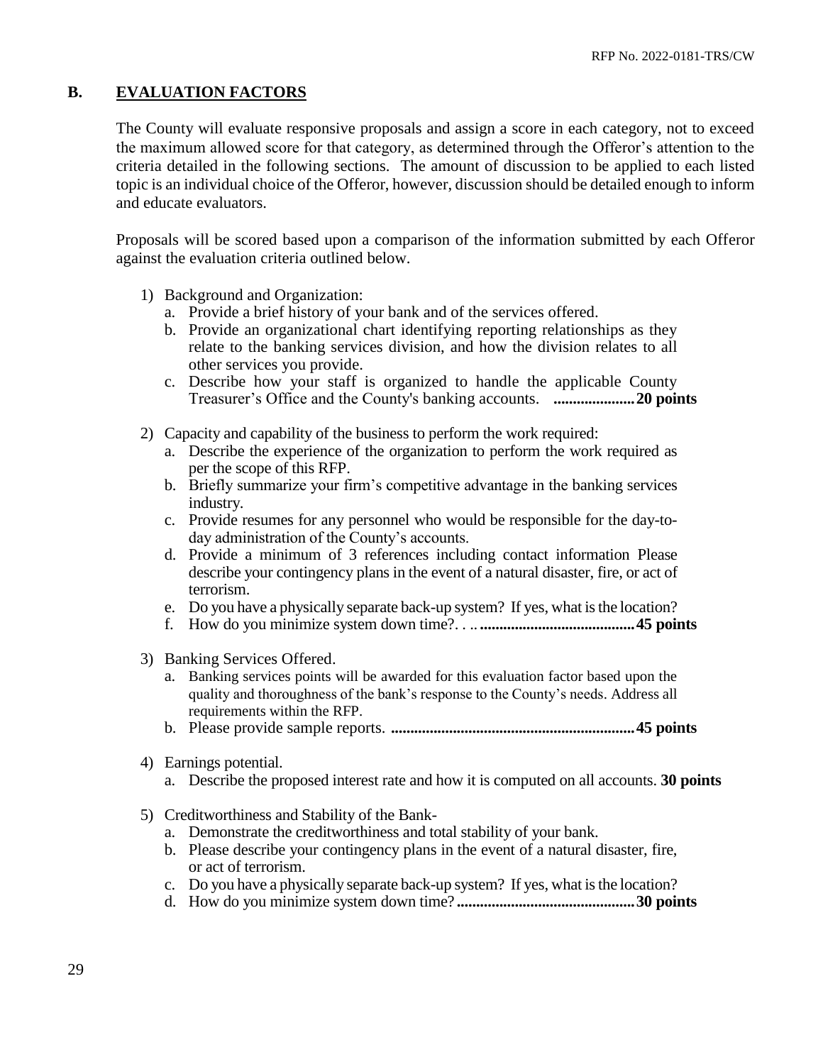## B. EVALUATION FACTORS

The County will evaluate responsive proposals and assign a score in each category, not to exceed the maximum allowed score for that category, as determined through the Offeror's attention to the criteria detailed in the following sections. The amount of discussion to be applied to each listed topic is an individual choice of the Offeror, however, discussion should be detailed enough to inform and educate evaluators.

Proposals will be scored based upon a comparison of the information submitted by each Offeror against the evaluation criteria outlined below.

1) Background and Organization:
   a. Provide a brief history of your bank and of the services offered.
   b. Provide an organizational chart identifying reporting relationships as they relate to the banking services division, and how the division relates to all other services you provide.
   c. Describe how your staff is organized to handle the applicable County Treasurer's Office and the County's banking accounts. **.....................20 points**

2) Capacity and capability of the business to perform the work required:
   a. Describe the experience of the organization to perform the work required as per the scope of this RFP.
   b. Briefly summarize your firm's competitive advantage in the banking services industry.
   c. Provide resumes for any personnel who would be responsible for the day-to-day administration of the County's accounts.
   d. Provide a minimum of 3 references including contact information Please describe your contingency plans in the event of a natural disaster, fire, or act of terrorism.
   e. Do you have a physically separate back-up system? If yes, what is the location?
   f. How do you minimize system down time?. . .. **........................................45 points**

3) Banking Services Offered.
   a. Banking services points will be awarded for this evaluation factor based upon the quality and thoroughness of the bank's response to the County's needs. Address all requirements within the RFP.
   b. Please provide sample reports. **..............................................................45 points**

4) Earnings potential.
   a. Describe the proposed interest rate and how it is computed on all accounts. **30 points**

5) Creditworthiness and Stability of the Bank-
   a. Demonstrate the creditworthiness and total stability of your bank.
   b. Please describe your contingency plans in the event of a natural disaster, fire, or act of terrorism.
   c. Do you have a physically separate back-up system? If yes, what is the location?
   d. How do you minimize system down time? **.............................................30 points**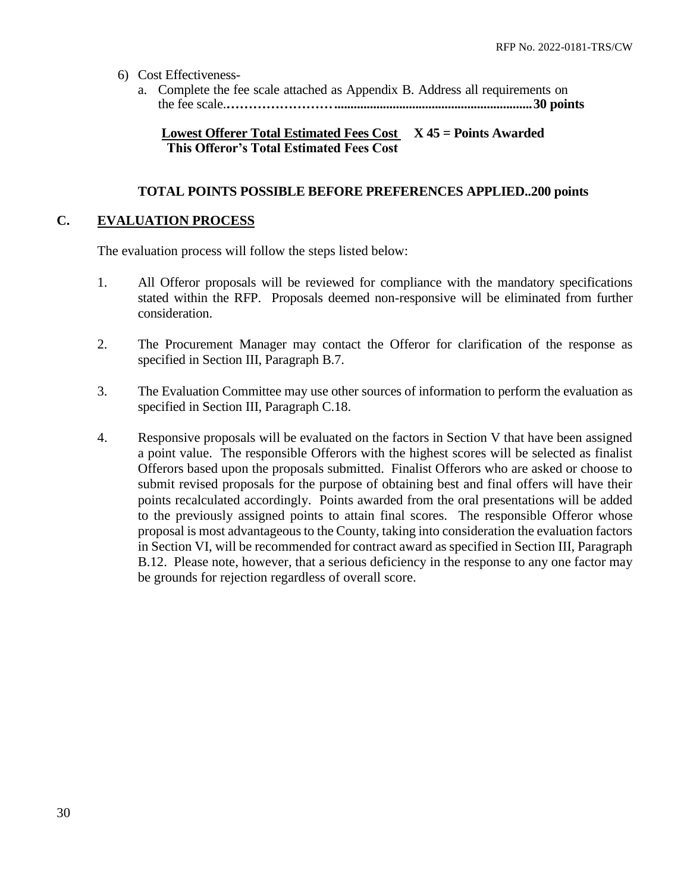6) Cost Effectiveness-
   a. Complete the fee scale attached as Appendix B. Address all requirements on the fee scale.…………………….............................................................**30 points**

$$\frac{\textbf{Lowest Offerer Total Estimated Fees Cost}}{\textbf{This Offeror's Total Estimated Fees Cost}} \times 45 = \textbf{Points Awarded}$$

**TOTAL POINTS POSSIBLE BEFORE PREFERENCES APPLIED..200 points**

## C. EVALUATION PROCESS

The evaluation process will follow the steps listed below:

1. All Offeror proposals will be reviewed for compliance with the mandatory specifications stated within the RFP. Proposals deemed non-responsive will be eliminated from further consideration.

2. The Procurement Manager may contact the Offeror for clarification of the response as specified in Section III, Paragraph B.7.

3. The Evaluation Committee may use other sources of information to perform the evaluation as specified in Section III, Paragraph C.18.

4. Responsive proposals will be evaluated on the factors in Section V that have been assigned a point value. The responsible Offerors with the highest scores will be selected as finalist Offerors based upon the proposals submitted. Finalist Offerors who are asked or choose to submit revised proposals for the purpose of obtaining best and final offers will have their points recalculated accordingly. Points awarded from the oral presentations will be added to the previously assigned points to attain final scores. The responsible Offeror whose proposal is most advantageous to the County, taking into consideration the evaluation factors in Section VI, will be recommended for contract award as specified in Section III, Paragraph B.12. Please note, however, that a serious deficiency in the response to any one factor may be grounds for rejection regardless of overall score.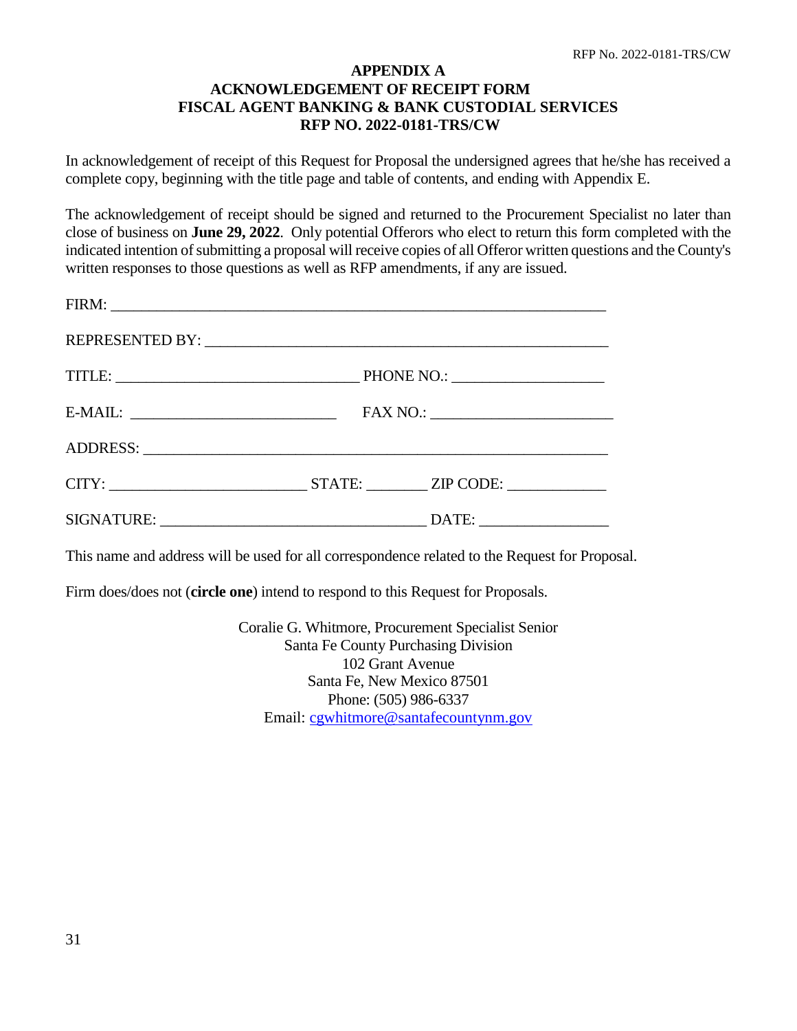# APPENDIX A
# ACKNOWLEDGEMENT OF RECEIPT FORM
# FISCAL AGENT BANKING & BANK CUSTODIAL SERVICES
# RFP NO. 2022-0181-TRS/CW

In acknowledgement of receipt of this Request for Proposal the undersigned agrees that he/she has received a complete copy, beginning with the title page and table of contents, and ending with Appendix E.

The acknowledgement of receipt should be signed and returned to the Procurement Specialist no later than close of business on **June 29, 2022**. Only potential Offerors who elect to return this form completed with the indicated intention of submitting a proposal will receive copies of all Offeror written questions and the County's written responses to those questions as well as RFP amendments, if any are issued.

FIRM: ___________________________________________________________________

REPRESENTED BY: _______________________________________________________

TITLE: ________________________________ PHONE NO.: ____________________

E-MAIL: ___________________________ FAX NO.: ________________________

ADDRESS: _______________________________________________________________

CITY: __________________________ STATE: ________ ZIP CODE: _____________

SIGNATURE: __________________________________ DATE: _________________

This name and address will be used for all correspondence related to the Request for Proposal.

Firm does/does not (**circle one**) intend to respond to this Request for Proposals.

Coralie G. Whitmore, Procurement Specialist Senior
Santa Fe County Purchasing Division
102 Grant Avenue
Santa Fe, New Mexico 87501
Phone: (505) 986-6337
Email: cgwhitmore@santafecountynm.gov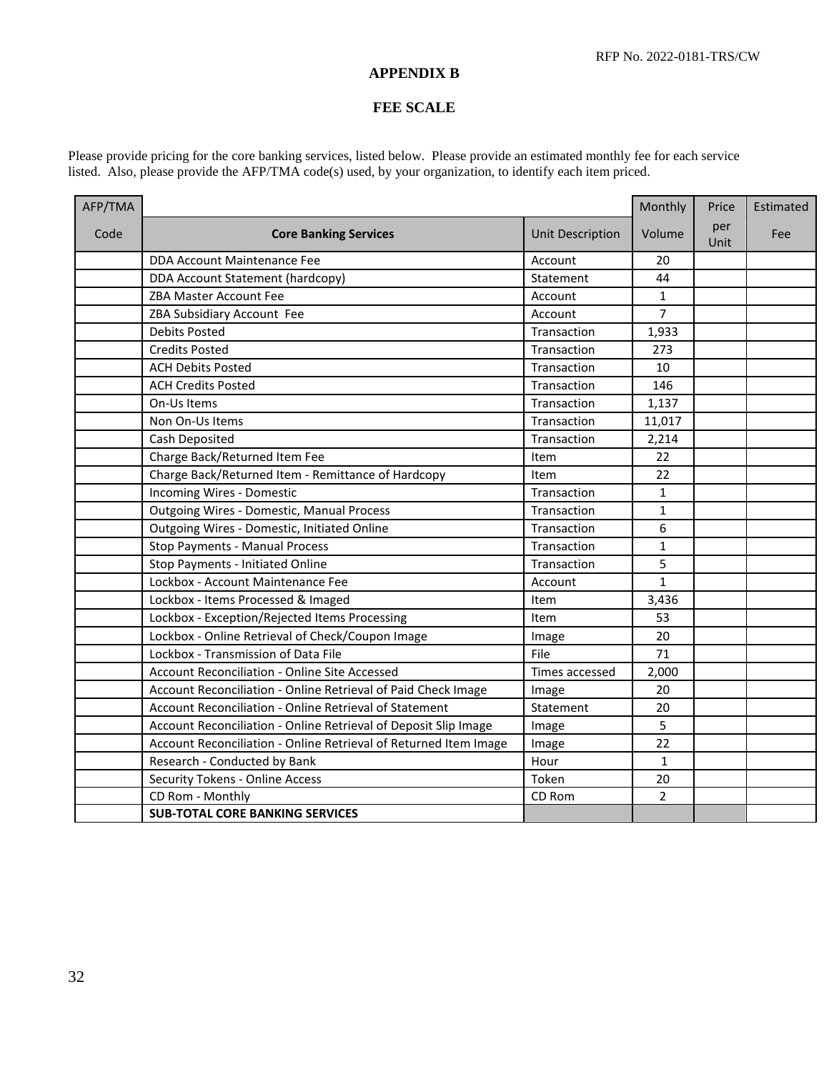## APPENDIX B

## FEE SCALE

Please provide pricing for the core banking services, listed below. Please provide an estimated monthly fee for each service listed. Also, please provide the AFP/TMA code(s) used, by your organization, to identify each item priced.

| AFP/TMA Code | Core Banking Services | Unit Description | Monthly Volume | Price per Unit | Estimated Fee |
|---|---|---|---|---|---|
| | DDA Account Maintenance Fee | Account | 20 | | |
| | DDA Account Statement (hardcopy) | Statement | 44 | | |
| | ZBA Master Account Fee | Account | 1 | | |
| | ZBA Subsidiary Account Fee | Account | 7 | | |
| | Debits Posted | Transaction | 1,933 | | |
| | Credits Posted | Transaction | 273 | | |
| | ACH Debits Posted | Transaction | 10 | | |
| | ACH Credits Posted | Transaction | 146 | | |
| | On-Us Items | Transaction | 1,137 | | |
| | Non On-Us Items | Transaction | 11,017 | | |
| | Cash Deposited | Transaction | 2,214 | | |
| | Charge Back/Returned Item Fee | Item | 22 | | |
| | Charge Back/Returned Item - Remittance of Hardcopy | Item | 22 | | |
| | Incoming Wires - Domestic | Transaction | 1 | | |
| | Outgoing Wires - Domestic, Manual Process | Transaction | 1 | | |
| | Outgoing Wires - Domestic, Initiated Online | Transaction | 6 | | |
| | Stop Payments - Manual Process | Transaction | 1 | | |
| | Stop Payments - Initiated Online | Transaction | 5 | | |
| | Lockbox - Account Maintenance Fee | Account | 1 | | |
| | Lockbox - Items Processed & Imaged | Item | 3,436 | | |
| | Lockbox - Exception/Rejected Items Processing | Item | 53 | | |
| | Lockbox - Online Retrieval of Check/Coupon Image | Image | 20 | | |
| | Lockbox - Transmission of Data File | File | 71 | | |
| | Account Reconciliation - Online Site Accessed | Times accessed | 2,000 | | |
| | Account Reconciliation - Online Retrieval of Paid Check Image | Image | 20 | | |
| | Account Reconciliation - Online Retrieval of Statement | Statement | 20 | | |
| | Account Reconciliation - Online Retrieval of Deposit Slip Image | Image | 5 | | |
| | Account Reconciliation - Online Retrieval of Returned Item Image | Image | 22 | | |
| | Research - Conducted by Bank | Hour | 1 | | |
| | Security Tokens - Online Access | Token | 20 | | |
| | CD Rom - Monthly | CD Rom | 2 | | |
| | **SUB-TOTAL CORE BANKING SERVICES** | | | | |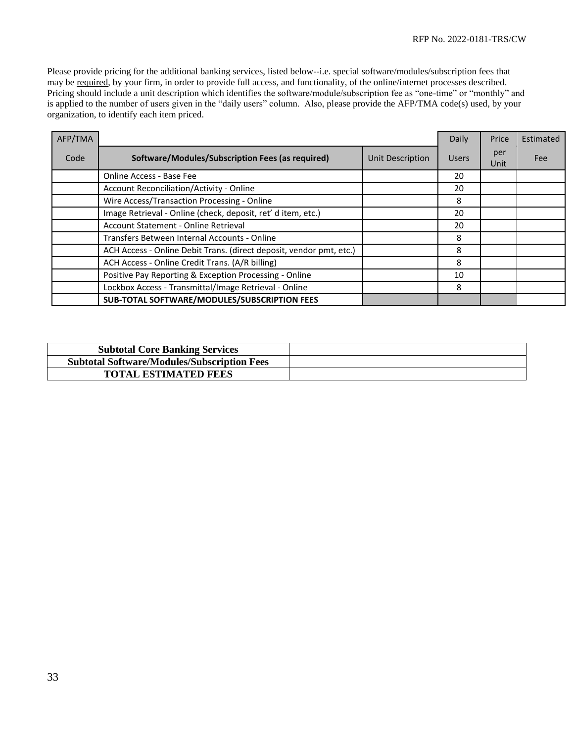Please provide pricing for the additional banking services, listed below--i.e. special software/modules/subscription fees that may be required, by your firm, in order to provide full access, and functionality, of the online/internet processes described. Pricing should include a unit description which identifies the software/module/subscription fee as "one-time" or "monthly" and is applied to the number of users given in the "daily users" column. Also, please provide the AFP/TMA code(s) used, by your organization, to identify each item priced.

| AFP/TMA Code | Software/Modules/Subscription Fees (as required) | Unit Description | Daily Users | Price per Unit | Estimated Fee |
|---|---|---|---|---|---|
| | Online Access - Base Fee | | 20 | | |
| | Account Reconciliation/Activity - Online | | 20 | | |
| | Wire Access/Transaction Processing - Online | | 8 | | |
| | Image Retrieval - Online (check, deposit, ret' d item, etc.) | | 20 | | |
| | Account Statement - Online Retrieval | | 20 | | |
| | Transfers Between Internal Accounts - Online | | 8 | | |
| | ACH Access - Online Debit Trans. (direct deposit, vendor pmt, etc.) | | 8 | | |
| | ACH Access - Online Credit Trans. (A/R billing) | | 8 | | |
| | Positive Pay Reporting & Exception Processing - Online | | 10 | | |
| | Lockbox Access - Transmittal/Image Retrieval - Online | | 8 | | |
| | **SUB-TOTAL SOFTWARE/MODULES/SUBSCRIPTION FEES** | | | | |

| | |
|---|---|
| **Subtotal Core Banking Services** | |
| **Subtotal Software/Modules/Subscription Fees** | |
| **TOTAL ESTIMATED FEES** | |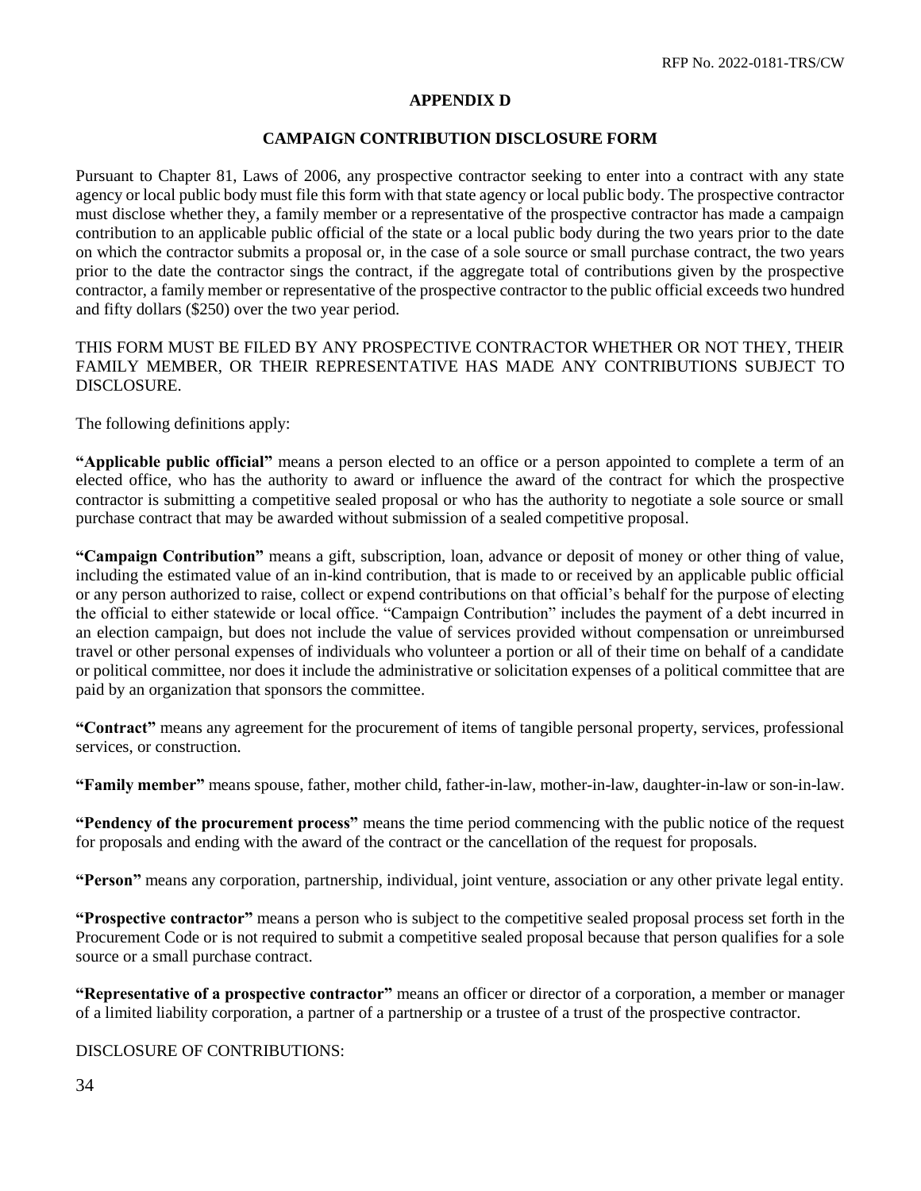## APPENDIX D

## CAMPAIGN CONTRIBUTION DISCLOSURE FORM

Pursuant to Chapter 81, Laws of 2006, any prospective contractor seeking to enter into a contract with any state agency or local public body must file this form with that state agency or local public body. The prospective contractor must disclose whether they, a family member or a representative of the prospective contractor has made a campaign contribution to an applicable public official of the state or a local public body during the two years prior to the date on which the contractor submits a proposal or, in the case of a sole source or small purchase contract, the two years prior to the date the contractor sings the contract, if the aggregate total of contributions given by the prospective contractor, a family member or representative of the prospective contractor to the public official exceeds two hundred and fifty dollars ($250) over the two year period.

THIS FORM MUST BE FILED BY ANY PROSPECTIVE CONTRACTOR WHETHER OR NOT THEY, THEIR FAMILY MEMBER, OR THEIR REPRESENTATIVE HAS MADE ANY CONTRIBUTIONS SUBJECT TO DISCLOSURE.

The following definitions apply:

**"Applicable public official"** means a person elected to an office or a person appointed to complete a term of an elected office, who has the authority to award or influence the award of the contract for which the prospective contractor is submitting a competitive sealed proposal or who has the authority to negotiate a sole source or small purchase contract that may be awarded without submission of a sealed competitive proposal.

**"Campaign Contribution"** means a gift, subscription, loan, advance or deposit of money or other thing of value, including the estimated value of an in-kind contribution, that is made to or received by an applicable public official or any person authorized to raise, collect or expend contributions on that official's behalf for the purpose of electing the official to either statewide or local office. "Campaign Contribution" includes the payment of a debt incurred in an election campaign, but does not include the value of services provided without compensation or unreimbursed travel or other personal expenses of individuals who volunteer a portion or all of their time on behalf of a candidate or political committee, nor does it include the administrative or solicitation expenses of a political committee that are paid by an organization that sponsors the committee.

**"Contract"** means any agreement for the procurement of items of tangible personal property, services, professional services, or construction.

**"Family member"** means spouse, father, mother child, father-in-law, mother-in-law, daughter-in-law or son-in-law.

**"Pendency of the procurement process"** means the time period commencing with the public notice of the request for proposals and ending with the award of the contract or the cancellation of the request for proposals.

**"Person"** means any corporation, partnership, individual, joint venture, association or any other private legal entity.

**"Prospective contractor"** means a person who is subject to the competitive sealed proposal process set forth in the Procurement Code or is not required to submit a competitive sealed proposal because that person qualifies for a sole source or a small purchase contract.

**"Representative of a prospective contractor"** means an officer or director of a corporation, a member or manager of a limited liability corporation, a partner of a partnership or a trustee of a trust of the prospective contractor.

DISCLOSURE OF CONTRIBUTIONS: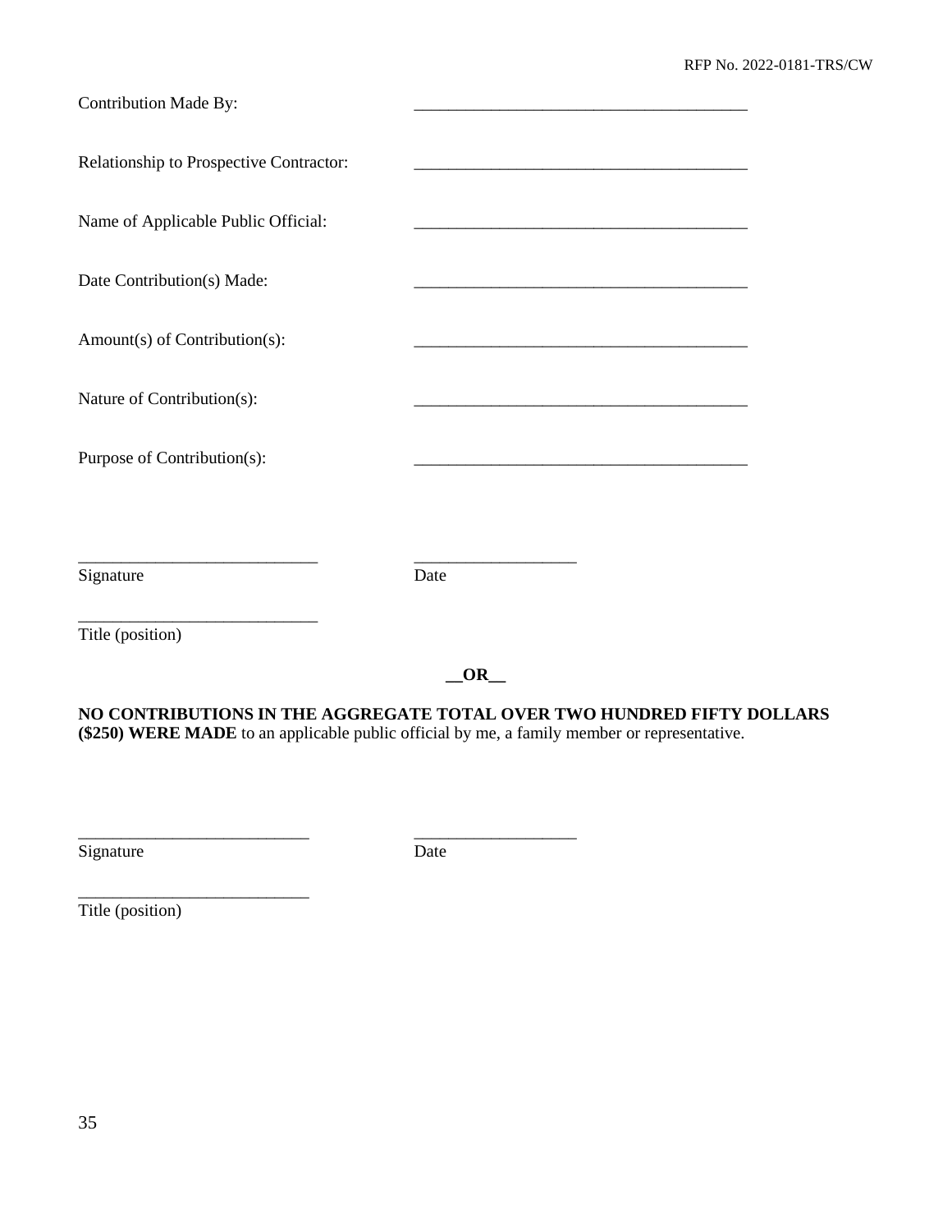Contribution Made By: _______________________________________

Relationship to Prospective Contractor: _______________________________________

Name of Applicable Public Official: _______________________________________

Date Contribution(s) Made: _______________________________________

Amount(s) of Contribution(s): _______________________________________

Nature of Contribution(s): _______________________________________

Purpose of Contribution(s): _______________________________________

____________________________ ___________________

Signature Date

____________________________

Title (position)

**__OR__**

**NO CONTRIBUTIONS IN THE AGGREGATE TOTAL OVER TWO HUNDRED FIFTY DOLLARS ($250) WERE MADE** to an applicable public official by me, a family member or representative.

___________________________ ___________________

Signature Date

___________________________

Title (position)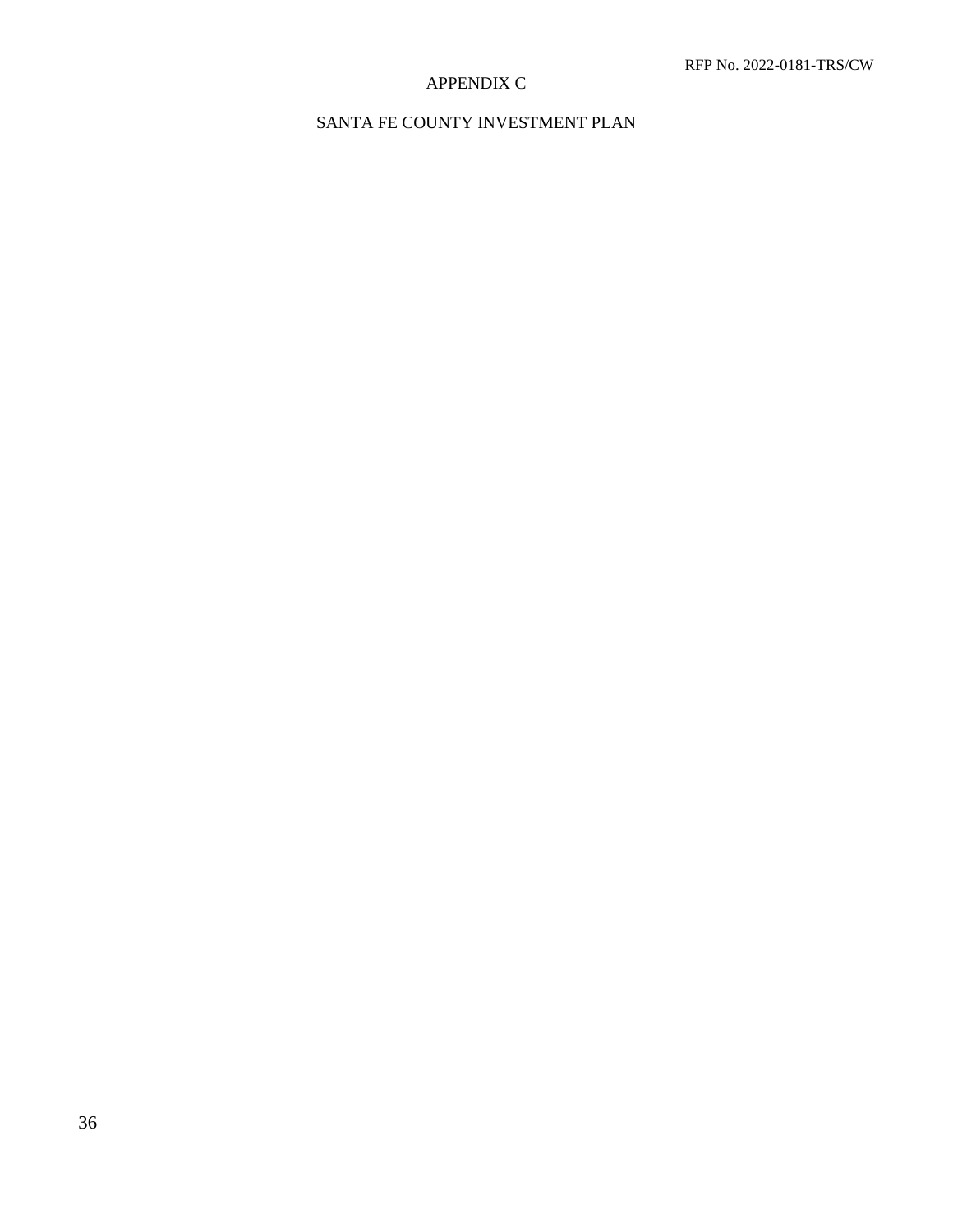# APPENDIX C

## SANTA FE COUNTY INVESTMENT PLAN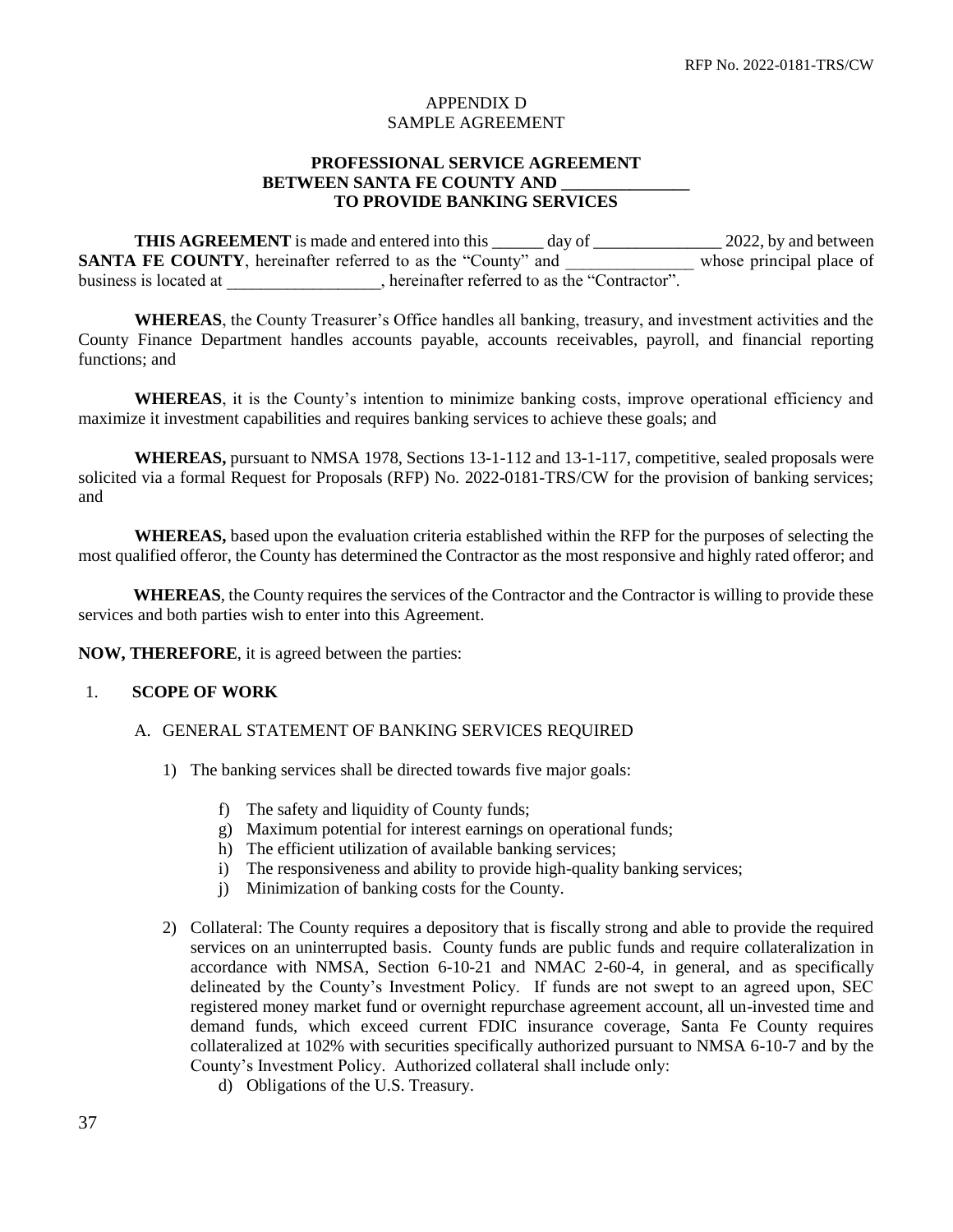APPENDIX D
SAMPLE AGREEMENT

**PROFESSIONAL SERVICE AGREEMENT**
**BETWEEN SANTA FE COUNTY AND _______________**
**TO PROVIDE BANKING SERVICES**

**THIS AGREEMENT** is made and entered into this ______ day of _______________ 2022, by and between **SANTA FE COUNTY**, hereinafter referred to as the "County" and _______________ whose principal place of business is located at __________________, hereinafter referred to as the "Contractor".

**WHEREAS**, the County Treasurer's Office handles all banking, treasury, and investment activities and the County Finance Department handles accounts payable, accounts receivables, payroll, and financial reporting functions; and

**WHEREAS**, it is the County's intention to minimize banking costs, improve operational efficiency and maximize it investment capabilities and requires banking services to achieve these goals; and

**WHEREAS,** pursuant to NMSA 1978, Sections 13-1-112 and 13-1-117, competitive, sealed proposals were solicited via a formal Request for Proposals (RFP) No. 2022-0181-TRS/CW for the provision of banking services; and

**WHEREAS,** based upon the evaluation criteria established within the RFP for the purposes of selecting the most qualified offeror, the County has determined the Contractor as the most responsive and highly rated offeror; and

**WHEREAS**, the County requires the services of the Contractor and the Contractor is willing to provide these services and both parties wish to enter into this Agreement.

**NOW, THEREFORE**, it is agreed between the parties:

1. **SCOPE OF WORK**

   A. GENERAL STATEMENT OF BANKING SERVICES REQUIRED

      1) The banking services shall be directed towards five major goals:

         f) The safety and liquidity of County funds;
         g) Maximum potential for interest earnings on operational funds;
         h) The efficient utilization of available banking services;
         i) The responsiveness and ability to provide high-quality banking services;
         j) Minimization of banking costs for the County.

      2) Collateral: The County requires a depository that is fiscally strong and able to provide the required services on an uninterrupted basis. County funds are public funds and require collateralization in accordance with NMSA, Section 6-10-21 and NMAC 2-60-4, in general, and as specifically delineated by the County's Investment Policy. If funds are not swept to an agreed upon, SEC registered money market fund or overnight repurchase agreement account, all un-invested time and demand funds, which exceed current FDIC insurance coverage, Santa Fe County requires collateralized at 102% with securities specifically authorized pursuant to NMSA 6-10-7 and by the County's Investment Policy. Authorized collateral shall include only:

         d) Obligations of the U.S. Treasury.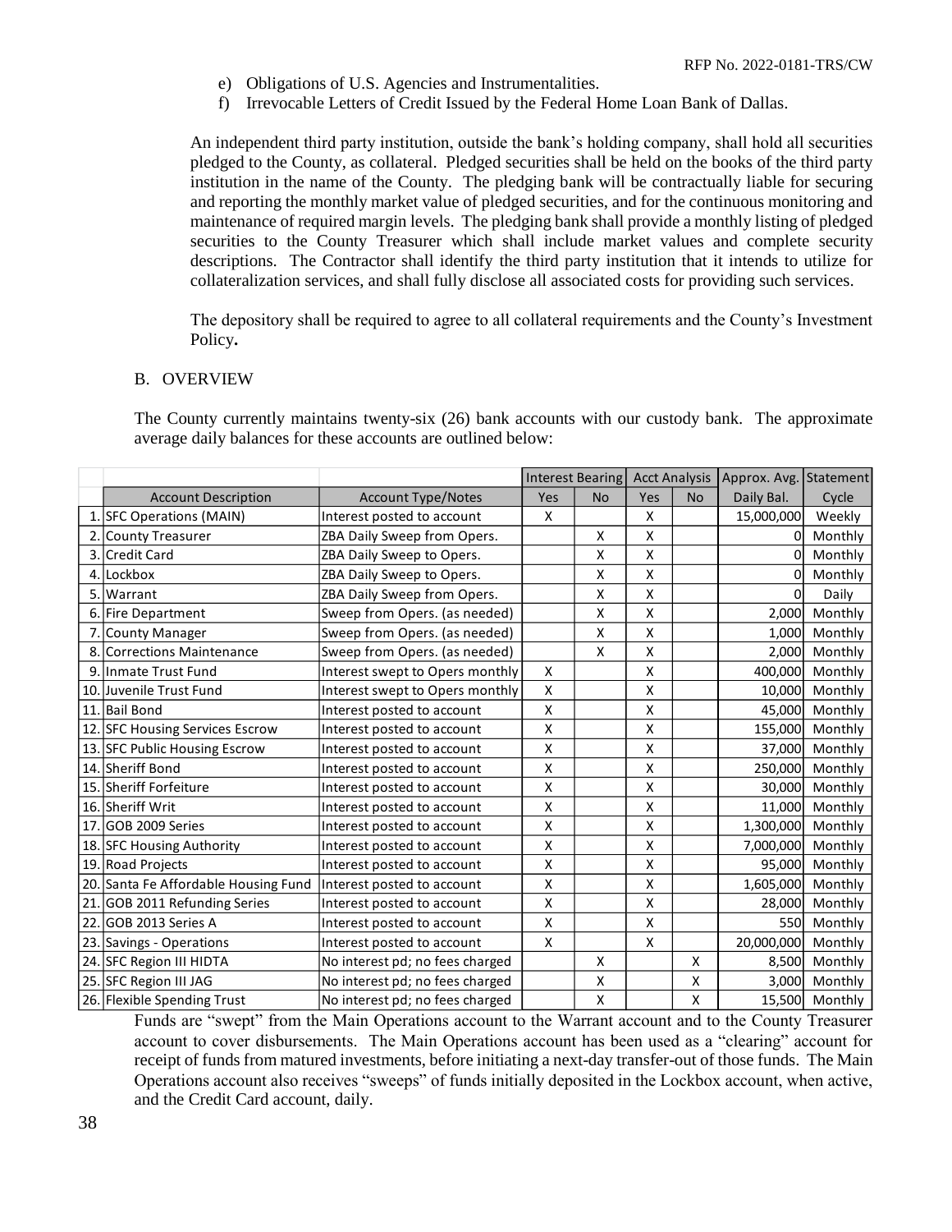e) Obligations of U.S. Agencies and Instrumentalities.
f) Irrevocable Letters of Credit Issued by the Federal Home Loan Bank of Dallas.

An independent third party institution, outside the bank's holding company, shall hold all securities pledged to the County, as collateral. Pledged securities shall be held on the books of the third party institution in the name of the County. The pledging bank will be contractually liable for securing and reporting the monthly market value of pledged securities, and for the continuous monitoring and maintenance of required margin levels. The pledging bank shall provide a monthly listing of pledged securities to the County Treasurer which shall include market values and complete security descriptions. The Contractor shall identify the third party institution that it intends to utilize for collateralization services, and shall fully disclose all associated costs for providing such services.

The depository shall be required to agree to all collateral requirements and the County's Investment Policy**.**

## B. OVERVIEW

The County currently maintains twenty-six (26) bank accounts with our custody bank. The approximate average daily balances for these accounts are outlined below:

| | | | Interest Bearing | | Acct Analysis | | Approx. Avg. | Statement |
|---|---|---|---|---|---|---|---|---|
| | Account Description | Account Type/Notes | Yes | No | Yes | No | Daily Bal. | Cycle |
| 1. | SFC Operations (MAIN) | Interest posted to account | X | | X | | 15,000,000 | Weekly |
| 2. | County Treasurer | ZBA Daily Sweep from Opers. | | X | X | | 0 | Monthly |
| 3. | Credit Card | ZBA Daily Sweep to Opers. | | X | X | | 0 | Monthly |
| 4. | Lockbox | ZBA Daily Sweep to Opers. | | X | X | | 0 | Monthly |
| 5. | Warrant | ZBA Daily Sweep from Opers. | | X | X | | 0 | Daily |
| 6. | Fire Department | Sweep from Opers. (as needed) | | X | X | | 2,000 | Monthly |
| 7. | County Manager | Sweep from Opers. (as needed) | | X | X | | 1,000 | Monthly |
| 8. | Corrections Maintenance | Sweep from Opers. (as needed) | | X | X | | 2,000 | Monthly |
| 9. | Inmate Trust Fund | Interest swept to Opers monthly | X | | X | | 400,000 | Monthly |
| 10. | Juvenile Trust Fund | Interest swept to Opers monthly | X | | X | | 10,000 | Monthly |
| 11. | Bail Bond | Interest posted to account | X | | X | | 45,000 | Monthly |
| 12. | SFC Housing Services Escrow | Interest posted to account | X | | X | | 155,000 | Monthly |
| 13. | SFC Public Housing Escrow | Interest posted to account | X | | X | | 37,000 | Monthly |
| 14. | Sheriff Bond | Interest posted to account | X | | X | | 250,000 | Monthly |
| 15. | Sheriff Forfeiture | Interest posted to account | X | | X | | 30,000 | Monthly |
| 16. | Sheriff Writ | Interest posted to account | X | | X | | 11,000 | Monthly |
| 17. | GOB 2009 Series | Interest posted to account | X | | X | | 1,300,000 | Monthly |
| 18. | SFC Housing Authority | Interest posted to account | X | | X | | 7,000,000 | Monthly |
| 19. | Road Projects | Interest posted to account | X | | X | | 95,000 | Monthly |
| 20. | Santa Fe Affordable Housing Fund | Interest posted to account | X | | X | | 1,605,000 | Monthly |
| 21. | GOB 2011 Refunding Series | Interest posted to account | X | | X | | 28,000 | Monthly |
| 22. | GOB 2013 Series A | Interest posted to account | X | | X | | 550 | Monthly |
| 23. | Savings - Operations | Interest posted to account | X | | X | | 20,000,000 | Monthly |
| 24. | SFC Region III HIDTA | No interest pd; no fees charged | | X | | X | 8,500 | Monthly |
| 25. | SFC Region III JAG | No interest pd; no fees charged | | X | | X | 3,000 | Monthly |
| 26. | Flexible Spending Trust | No interest pd; no fees charged | | X | | X | 15,500 | Monthly |

Funds are "swept" from the Main Operations account to the Warrant account and to the County Treasurer account to cover disbursements. The Main Operations account has been used as a "clearing" account for receipt of funds from matured investments, before initiating a next-day transfer-out of those funds. The Main Operations account also receives "sweeps" of funds initially deposited in the Lockbox account, when active, and the Credit Card account, daily.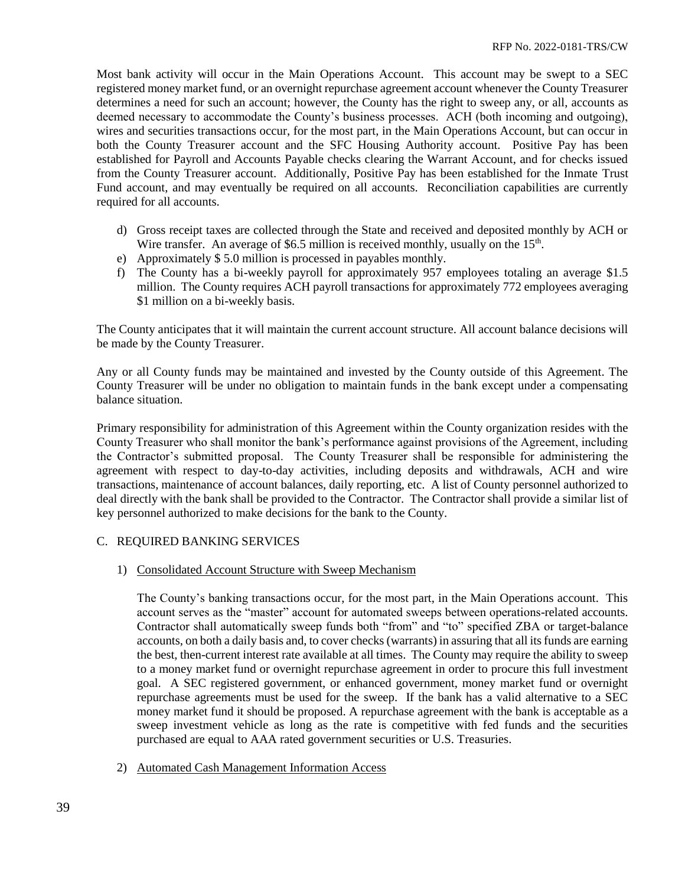Most bank activity will occur in the Main Operations Account. This account may be swept to a SEC registered money market fund, or an overnight repurchase agreement account whenever the County Treasurer determines a need for such an account; however, the County has the right to sweep any, or all, accounts as deemed necessary to accommodate the County's business processes. ACH (both incoming and outgoing), wires and securities transactions occur, for the most part, in the Main Operations Account, but can occur in both the County Treasurer account and the SFC Housing Authority account. Positive Pay has been established for Payroll and Accounts Payable checks clearing the Warrant Account, and for checks issued from the County Treasurer account. Additionally, Positive Pay has been established for the Inmate Trust Fund account, and may eventually be required on all accounts. Reconciliation capabilities are currently required for all accounts.

d) Gross receipt taxes are collected through the State and received and deposited monthly by ACH or Wire transfer. An average of $6.5 million is received monthly, usually on the 15th.
e) Approximately $ 5.0 million is processed in payables monthly.
f) The County has a bi-weekly payroll for approximately 957 employees totaling an average $1.5 million. The County requires ACH payroll transactions for approximately 772 employees averaging $1 million on a bi-weekly basis.

The County anticipates that it will maintain the current account structure. All account balance decisions will be made by the County Treasurer.

Any or all County funds may be maintained and invested by the County outside of this Agreement. The County Treasurer will be under no obligation to maintain funds in the bank except under a compensating balance situation.

Primary responsibility for administration of this Agreement within the County organization resides with the County Treasurer who shall monitor the bank's performance against provisions of the Agreement, including the Contractor's submitted proposal. The County Treasurer shall be responsible for administering the agreement with respect to day-to-day activities, including deposits and withdrawals, ACH and wire transactions, maintenance of account balances, daily reporting, etc. A list of County personnel authorized to deal directly with the bank shall be provided to the Contractor. The Contractor shall provide a similar list of key personnel authorized to make decisions for the bank to the County.

## C. REQUIRED BANKING SERVICES

1) Consolidated Account Structure with Sweep Mechanism

The County's banking transactions occur, for the most part, in the Main Operations account. This account serves as the "master" account for automated sweeps between operations-related accounts. Contractor shall automatically sweep funds both "from" and "to" specified ZBA or target-balance accounts, on both a daily basis and, to cover checks (warrants) in assuring that all its funds are earning the best, then-current interest rate available at all times. The County may require the ability to sweep to a money market fund or overnight repurchase agreement in order to procure this full investment goal. A SEC registered government, or enhanced government, money market fund or overnight repurchase agreements must be used for the sweep. If the bank has a valid alternative to a SEC money market fund it should be proposed. A repurchase agreement with the bank is acceptable as a sweep investment vehicle as long as the rate is competitive with fed funds and the securities purchased are equal to AAA rated government securities or U.S. Treasuries.

2) Automated Cash Management Information Access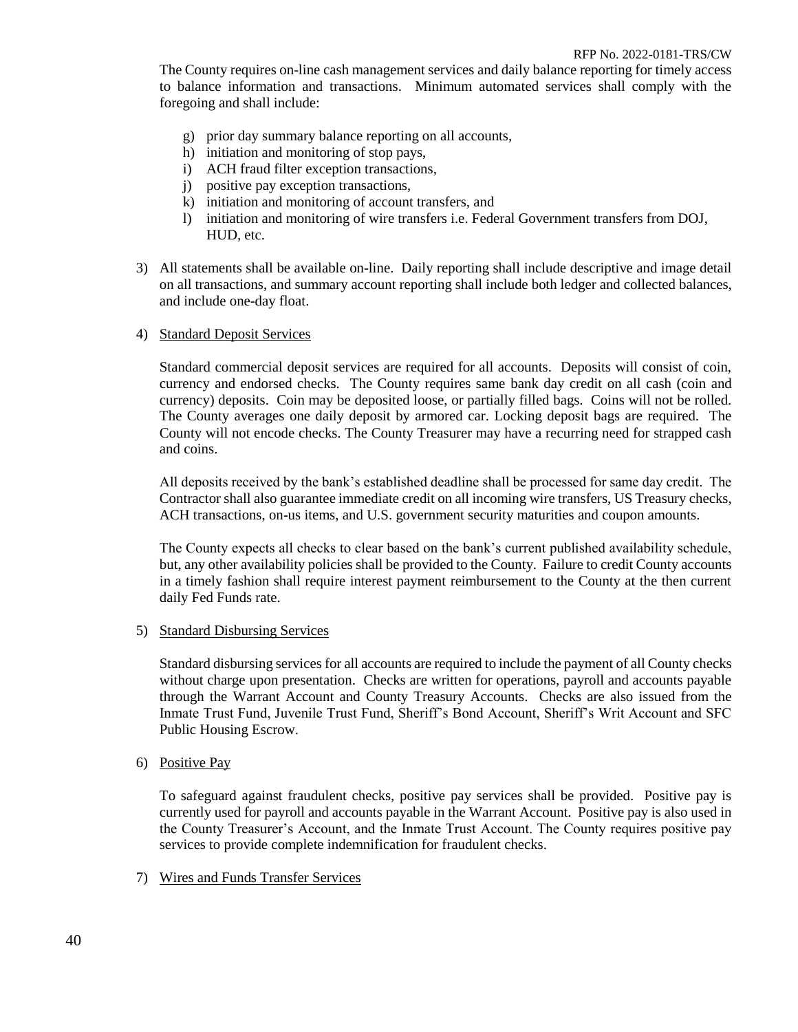The County requires on-line cash management services and daily balance reporting for timely access to balance information and transactions. Minimum automated services shall comply with the foregoing and shall include:

g) prior day summary balance reporting on all accounts,
h) initiation and monitoring of stop pays,
i) ACH fraud filter exception transactions,
j) positive pay exception transactions,
k) initiation and monitoring of account transfers, and
l) initiation and monitoring of wire transfers i.e. Federal Government transfers from DOJ, HUD, etc.

3) All statements shall be available on-line. Daily reporting shall include descriptive and image detail on all transactions, and summary account reporting shall include both ledger and collected balances, and include one-day float.

4) Standard Deposit Services

Standard commercial deposit services are required for all accounts. Deposits will consist of coin, currency and endorsed checks. The County requires same bank day credit on all cash (coin and currency) deposits. Coin may be deposited loose, or partially filled bags. Coins will not be rolled. The County averages one daily deposit by armored car. Locking deposit bags are required. The County will not encode checks. The County Treasurer may have a recurring need for strapped cash and coins.

All deposits received by the bank's established deadline shall be processed for same day credit. The Contractor shall also guarantee immediate credit on all incoming wire transfers, US Treasury checks, ACH transactions, on-us items, and U.S. government security maturities and coupon amounts.

The County expects all checks to clear based on the bank's current published availability schedule, but, any other availability policies shall be provided to the County. Failure to credit County accounts in a timely fashion shall require interest payment reimbursement to the County at the then current daily Fed Funds rate.

5) Standard Disbursing Services

Standard disbursing services for all accounts are required to include the payment of all County checks without charge upon presentation. Checks are written for operations, payroll and accounts payable through the Warrant Account and County Treasury Accounts. Checks are also issued from the Inmate Trust Fund, Juvenile Trust Fund, Sheriff's Bond Account, Sheriff's Writ Account and SFC Public Housing Escrow.

6) Positive Pay

To safeguard against fraudulent checks, positive pay services shall be provided. Positive pay is currently used for payroll and accounts payable in the Warrant Account. Positive pay is also used in the County Treasurer's Account, and the Inmate Trust Account. The County requires positive pay services to provide complete indemnification for fraudulent checks.

7) Wires and Funds Transfer Services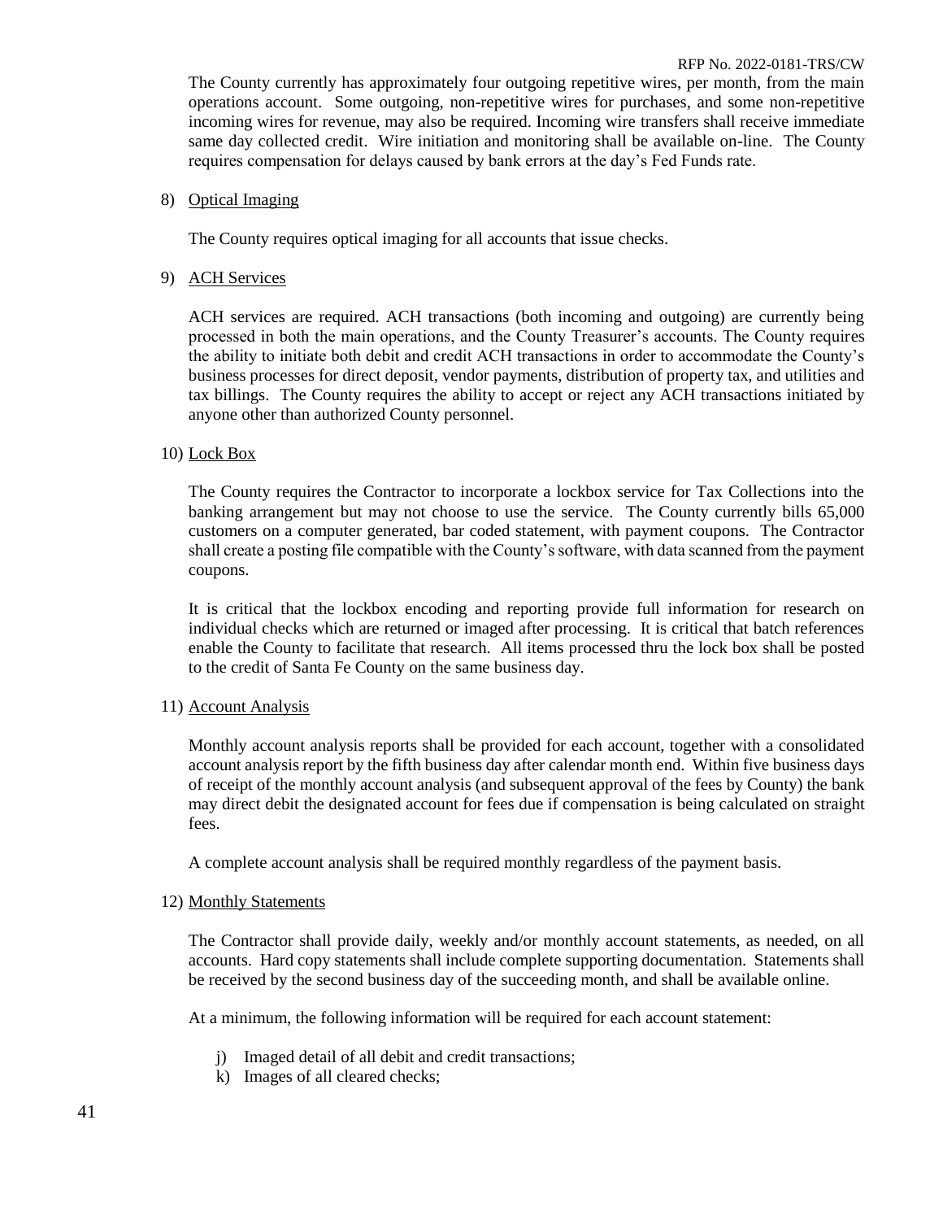The County currently has approximately four outgoing repetitive wires, per month, from the main operations account. Some outgoing, non-repetitive wires for purchases, and some non-repetitive incoming wires for revenue, may also be required. Incoming wire transfers shall receive immediate same day collected credit. Wire initiation and monitoring shall be available on-line. The County requires compensation for delays caused by bank errors at the day's Fed Funds rate.

8) Optical Imaging

The County requires optical imaging for all accounts that issue checks.

9) ACH Services

ACH services are required. ACH transactions (both incoming and outgoing) are currently being processed in both the main operations, and the County Treasurer's accounts. The County requires the ability to initiate both debit and credit ACH transactions in order to accommodate the County's business processes for direct deposit, vendor payments, distribution of property tax, and utilities and tax billings. The County requires the ability to accept or reject any ACH transactions initiated by anyone other than authorized County personnel.

10) Lock Box

The County requires the Contractor to incorporate a lockbox service for Tax Collections into the banking arrangement but may not choose to use the service. The County currently bills 65,000 customers on a computer generated, bar coded statement, with payment coupons. The Contractor shall create a posting file compatible with the County's software, with data scanned from the payment coupons.

It is critical that the lockbox encoding and reporting provide full information for research on individual checks which are returned or imaged after processing. It is critical that batch references enable the County to facilitate that research. All items processed thru the lock box shall be posted to the credit of Santa Fe County on the same business day.

11) Account Analysis

Monthly account analysis reports shall be provided for each account, together with a consolidated account analysis report by the fifth business day after calendar month end. Within five business days of receipt of the monthly account analysis (and subsequent approval of the fees by County) the bank may direct debit the designated account for fees due if compensation is being calculated on straight fees.

A complete account analysis shall be required monthly regardless of the payment basis.

12) Monthly Statements

The Contractor shall provide daily, weekly and/or monthly account statements, as needed, on all accounts. Hard copy statements shall include complete supporting documentation. Statements shall be received by the second business day of the succeeding month, and shall be available online.

At a minimum, the following information will be required for each account statement:

j) Imaged detail of all debit and credit transactions;
k) Images of all cleared checks;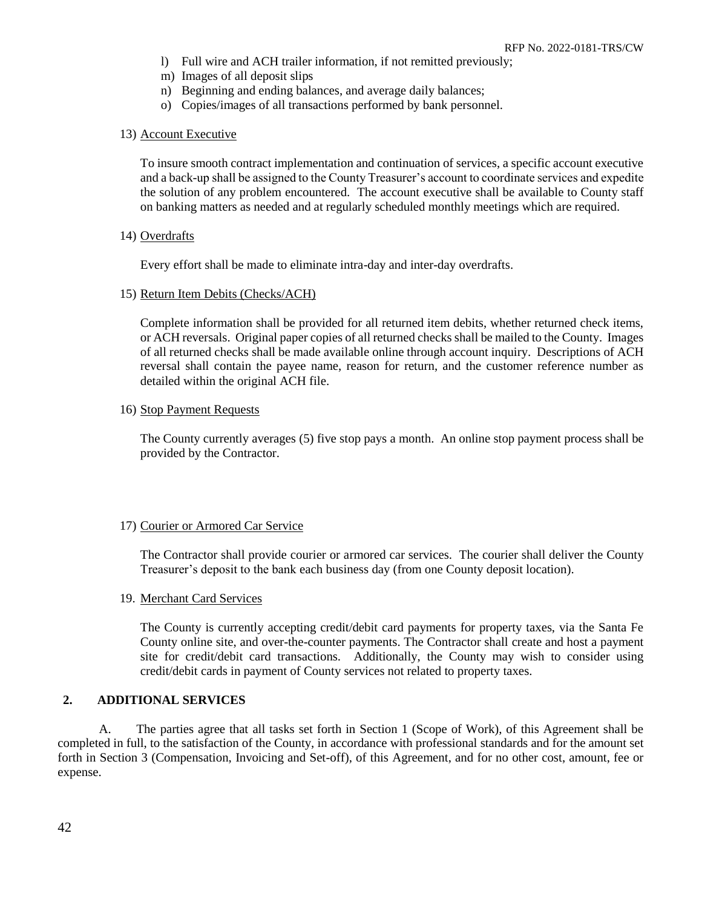l) Full wire and ACH trailer information, if not remitted previously;
m) Images of all deposit slips
n) Beginning and ending balances, and average daily balances;
o) Copies/images of all transactions performed by bank personnel.

13) <u>Account Executive</u>

To insure smooth contract implementation and continuation of services, a specific account executive and a back-up shall be assigned to the County Treasurer's account to coordinate services and expedite the solution of any problem encountered. The account executive shall be available to County staff on banking matters as needed and at regularly scheduled monthly meetings which are required.

14) <u>Overdrafts</u>

Every effort shall be made to eliminate intra-day and inter-day overdrafts.

15) <u>Return Item Debits (Checks/ACH)</u>

Complete information shall be provided for all returned item debits, whether returned check items, or ACH reversals. Original paper copies of all returned checks shall be mailed to the County. Images of all returned checks shall be made available online through account inquiry. Descriptions of ACH reversal shall contain the payee name, reason for return, and the customer reference number as detailed within the original ACH file.

16) <u>Stop Payment Requests</u>

The County currently averages (5) five stop pays a month. An online stop payment process shall be provided by the Contractor.

17) <u>Courier or Armored Car Service</u>

The Contractor shall provide courier or armored car services. The courier shall deliver the County Treasurer's deposit to the bank each business day (from one County deposit location).

19. <u>Merchant Card Services</u>

The County is currently accepting credit/debit card payments for property taxes, via the Santa Fe County online site, and over-the-counter payments. The Contractor shall create and host a payment site for credit/debit card transactions. Additionally, the County may wish to consider using credit/debit cards in payment of County services not related to property taxes.

## 2. ADDITIONAL SERVICES

A. The parties agree that all tasks set forth in Section 1 (Scope of Work), of this Agreement shall be completed in full, to the satisfaction of the County, in accordance with professional standards and for the amount set forth in Section 3 (Compensation, Invoicing and Set-off), of this Agreement, and for no other cost, amount, fee or expense.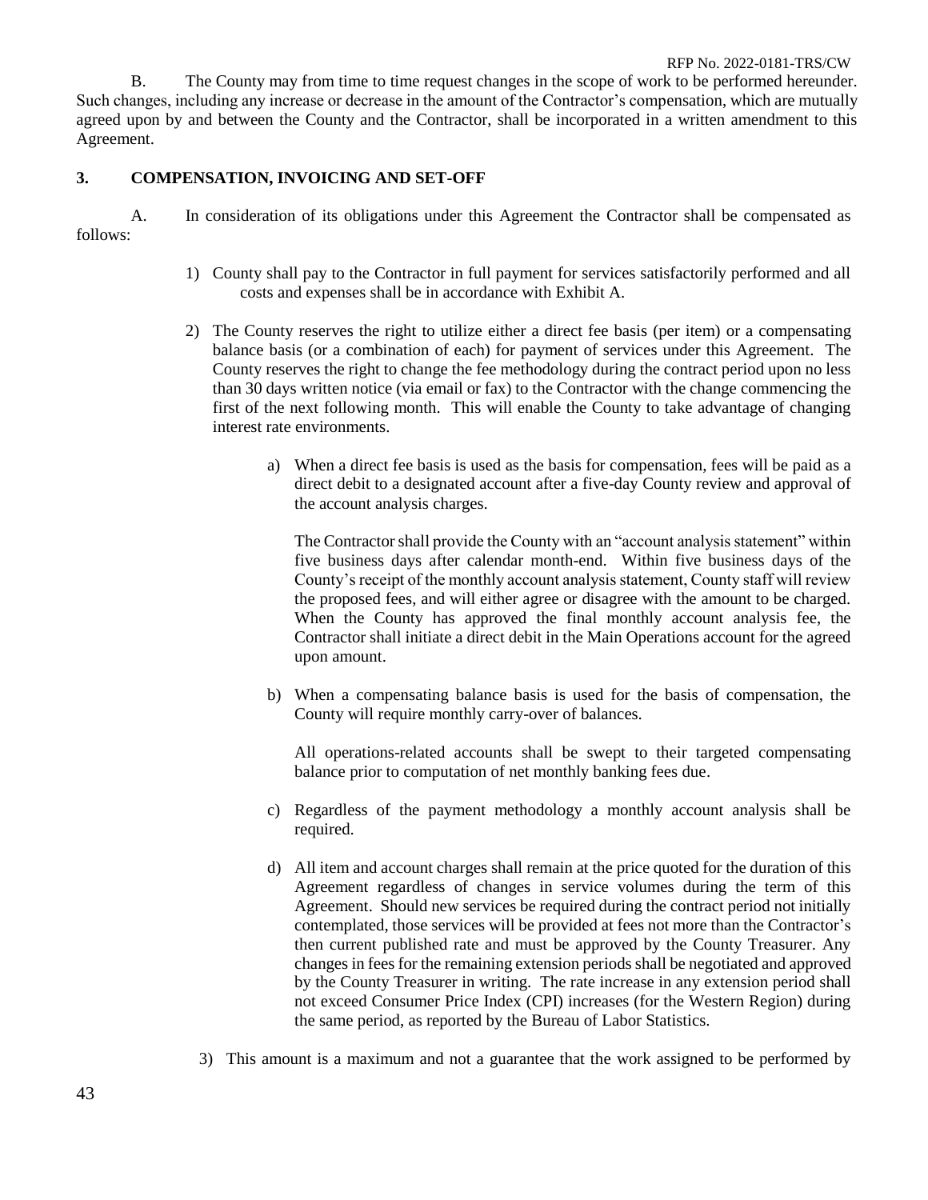B. The County may from time to time request changes in the scope of work to be performed hereunder. Such changes, including any increase or decrease in the amount of the Contractor's compensation, which are mutually agreed upon by and between the County and the Contractor, shall be incorporated in a written amendment to this Agreement.

**3. COMPENSATION, INVOICING AND SET-OFF**

A. In consideration of its obligations under this Agreement the Contractor shall be compensated as follows:

1) County shall pay to the Contractor in full payment for services satisfactorily performed and all costs and expenses shall be in accordance with Exhibit A.

2) The County reserves the right to utilize either a direct fee basis (per item) or a compensating balance basis (or a combination of each) for payment of services under this Agreement. The County reserves the right to change the fee methodology during the contract period upon no less than 30 days written notice (via email or fax) to the Contractor with the change commencing the first of the next following month. This will enable the County to take advantage of changing interest rate environments.

   a) When a direct fee basis is used as the basis for compensation, fees will be paid as a direct debit to a designated account after a five-day County review and approval of the account analysis charges.

      The Contractor shall provide the County with an "account analysis statement" within five business days after calendar month-end. Within five business days of the County's receipt of the monthly account analysis statement, County staff will review the proposed fees, and will either agree or disagree with the amount to be charged. When the County has approved the final monthly account analysis fee, the Contractor shall initiate a direct debit in the Main Operations account for the agreed upon amount.

   b) When a compensating balance basis is used for the basis of compensation, the County will require monthly carry-over of balances.

      All operations-related accounts shall be swept to their targeted compensating balance prior to computation of net monthly banking fees due.

   c) Regardless of the payment methodology a monthly account analysis shall be required.

   d) All item and account charges shall remain at the price quoted for the duration of this Agreement regardless of changes in service volumes during the term of this Agreement. Should new services be required during the contract period not initially contemplated, those services will be provided at fees not more than the Contractor's then current published rate and must be approved by the County Treasurer. Any changes in fees for the remaining extension periods shall be negotiated and approved by the County Treasurer in writing. The rate increase in any extension period shall not exceed Consumer Price Index (CPI) increases (for the Western Region) during the same period, as reported by the Bureau of Labor Statistics.

3) This amount is a maximum and not a guarantee that the work assigned to be performed by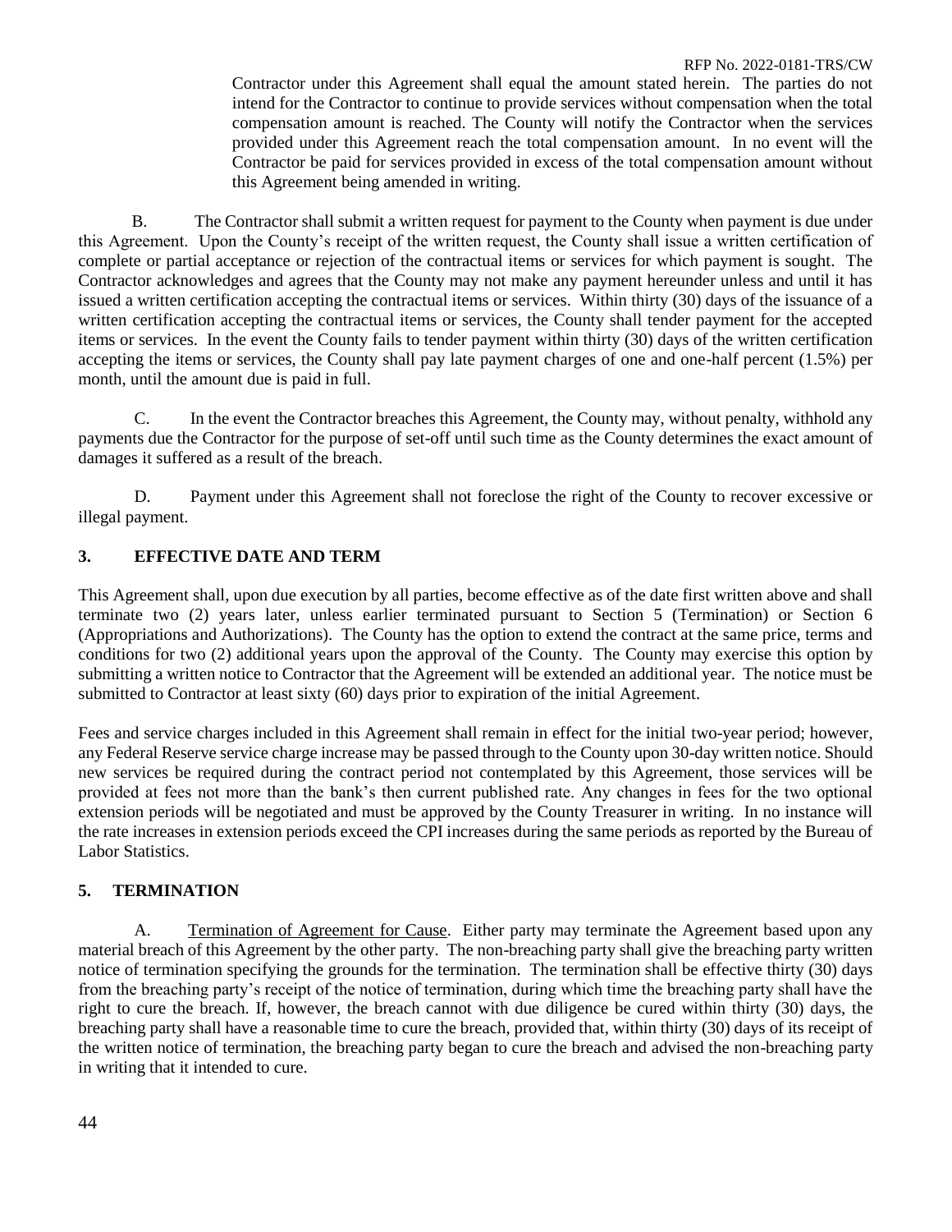Contractor under this Agreement shall equal the amount stated herein. The parties do not intend for the Contractor to continue to provide services without compensation when the total compensation amount is reached. The County will notify the Contractor when the services provided under this Agreement reach the total compensation amount. In no event will the Contractor be paid for services provided in excess of the total compensation amount without this Agreement being amended in writing.

B. The Contractor shall submit a written request for payment to the County when payment is due under this Agreement. Upon the County's receipt of the written request, the County shall issue a written certification of complete or partial acceptance or rejection of the contractual items or services for which payment is sought. The Contractor acknowledges and agrees that the County may not make any payment hereunder unless and until it has issued a written certification accepting the contractual items or services. Within thirty (30) days of the issuance of a written certification accepting the contractual items or services, the County shall tender payment for the accepted items or services. In the event the County fails to tender payment within thirty (30) days of the written certification accepting the items or services, the County shall pay late payment charges of one and one-half percent (1.5%) per month, until the amount due is paid in full.

C. In the event the Contractor breaches this Agreement, the County may, without penalty, withhold any payments due the Contractor for the purpose of set-off until such time as the County determines the exact amount of damages it suffered as a result of the breach.

D. Payment under this Agreement shall not foreclose the right of the County to recover excessive or illegal payment.

## 3. EFFECTIVE DATE AND TERM

This Agreement shall, upon due execution by all parties, become effective as of the date first written above and shall terminate two (2) years later, unless earlier terminated pursuant to Section 5 (Termination) or Section 6 (Appropriations and Authorizations). The County has the option to extend the contract at the same price, terms and conditions for two (2) additional years upon the approval of the County. The County may exercise this option by submitting a written notice to Contractor that the Agreement will be extended an additional year. The notice must be submitted to Contractor at least sixty (60) days prior to expiration of the initial Agreement.

Fees and service charges included in this Agreement shall remain in effect for the initial two-year period; however, any Federal Reserve service charge increase may be passed through to the County upon 30-day written notice. Should new services be required during the contract period not contemplated by this Agreement, those services will be provided at fees not more than the bank's then current published rate. Any changes in fees for the two optional extension periods will be negotiated and must be approved by the County Treasurer in writing. In no instance will the rate increases in extension periods exceed the CPI increases during the same periods as reported by the Bureau of Labor Statistics.

## 5. TERMINATION

A. Termination of Agreement for Cause. Either party may terminate the Agreement based upon any material breach of this Agreement by the other party. The non-breaching party shall give the breaching party written notice of termination specifying the grounds for the termination. The termination shall be effective thirty (30) days from the breaching party's receipt of the notice of termination, during which time the breaching party shall have the right to cure the breach. If, however, the breach cannot with due diligence be cured within thirty (30) days, the breaching party shall have a reasonable time to cure the breach, provided that, within thirty (30) days of its receipt of the written notice of termination, the breaching party began to cure the breach and advised the non-breaching party in writing that it intended to cure.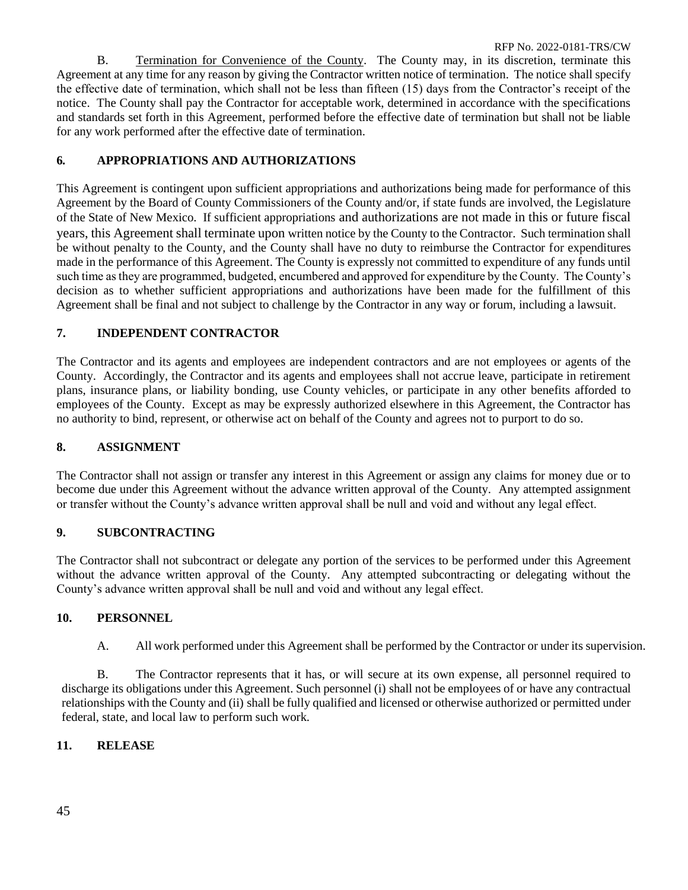B. Termination for Convenience of the County. The County may, in its discretion, terminate this Agreement at any time for any reason by giving the Contractor written notice of termination. The notice shall specify the effective date of termination, which shall not be less than fifteen (15) days from the Contractor's receipt of the notice. The County shall pay the Contractor for acceptable work, determined in accordance with the specifications and standards set forth in this Agreement, performed before the effective date of termination but shall not be liable for any work performed after the effective date of termination.

## 6. APPROPRIATIONS AND AUTHORIZATIONS

This Agreement is contingent upon sufficient appropriations and authorizations being made for performance of this Agreement by the Board of County Commissioners of the County and/or, if state funds are involved, the Legislature of the State of New Mexico. If sufficient appropriations and authorizations are not made in this or future fiscal years, this Agreement shall terminate upon written notice by the County to the Contractor. Such termination shall be without penalty to the County, and the County shall have no duty to reimburse the Contractor for expenditures made in the performance of this Agreement. The County is expressly not committed to expenditure of any funds until such time as they are programmed, budgeted, encumbered and approved for expenditure by the County. The County's decision as to whether sufficient appropriations and authorizations have been made for the fulfillment of this Agreement shall be final and not subject to challenge by the Contractor in any way or forum, including a lawsuit.

## 7. INDEPENDENT CONTRACTOR

The Contractor and its agents and employees are independent contractors and are not employees or agents of the County. Accordingly, the Contractor and its agents and employees shall not accrue leave, participate in retirement plans, insurance plans, or liability bonding, use County vehicles, or participate in any other benefits afforded to employees of the County. Except as may be expressly authorized elsewhere in this Agreement, the Contractor has no authority to bind, represent, or otherwise act on behalf of the County and agrees not to purport to do so.

## 8. ASSIGNMENT

The Contractor shall not assign or transfer any interest in this Agreement or assign any claims for money due or to become due under this Agreement without the advance written approval of the County. Any attempted assignment or transfer without the County's advance written approval shall be null and void and without any legal effect.

## 9. SUBCONTRACTING

The Contractor shall not subcontract or delegate any portion of the services to be performed under this Agreement without the advance written approval of the County. Any attempted subcontracting or delegating without the County's advance written approval shall be null and void and without any legal effect.

## 10. PERSONNEL

A. All work performed under this Agreement shall be performed by the Contractor or under its supervision.

B. The Contractor represents that it has, or will secure at its own expense, all personnel required to discharge its obligations under this Agreement. Such personnel (i) shall not be employees of or have any contractual relationships with the County and (ii) shall be fully qualified and licensed or otherwise authorized or permitted under federal, state, and local law to perform such work.

## 11. RELEASE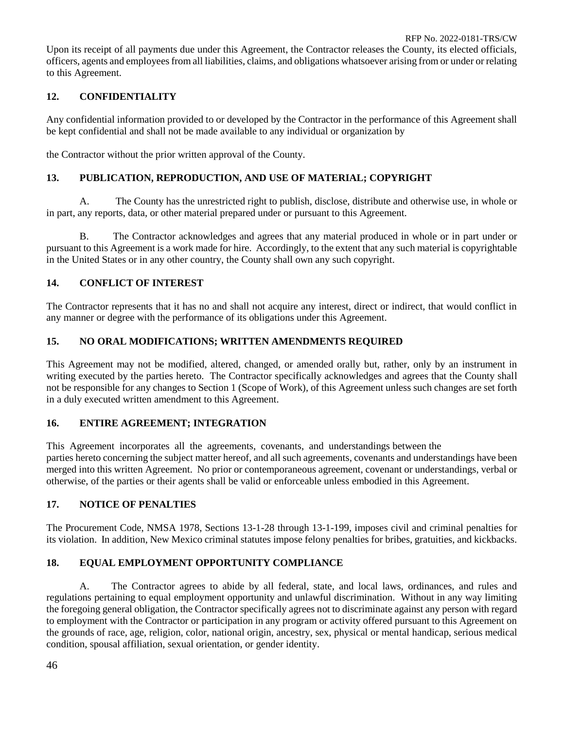Upon its receipt of all payments due under this Agreement, the Contractor releases the County, its elected officials, officers, agents and employees from all liabilities, claims, and obligations whatsoever arising from or under or relating to this Agreement.

## 12. CONFIDENTIALITY

Any confidential information provided to or developed by the Contractor in the performance of this Agreement shall be kept confidential and shall not be made available to any individual or organization by

the Contractor without the prior written approval of the County.

## 13. PUBLICATION, REPRODUCTION, AND USE OF MATERIAL; COPYRIGHT

A. The County has the unrestricted right to publish, disclose, distribute and otherwise use, in whole or in part, any reports, data, or other material prepared under or pursuant to this Agreement.

B. The Contractor acknowledges and agrees that any material produced in whole or in part under or pursuant to this Agreement is a work made for hire. Accordingly, to the extent that any such material is copyrightable in the United States or in any other country, the County shall own any such copyright.

## 14. CONFLICT OF INTEREST

The Contractor represents that it has no and shall not acquire any interest, direct or indirect, that would conflict in any manner or degree with the performance of its obligations under this Agreement.

## 15. NO ORAL MODIFICATIONS; WRITTEN AMENDMENTS REQUIRED

This Agreement may not be modified, altered, changed, or amended orally but, rather, only by an instrument in writing executed by the parties hereto. The Contractor specifically acknowledges and agrees that the County shall not be responsible for any changes to Section 1 (Scope of Work), of this Agreement unless such changes are set forth in a duly executed written amendment to this Agreement.

## 16. ENTIRE AGREEMENT; INTEGRATION

This Agreement incorporates all the agreements, covenants, and understandings between the parties hereto concerning the subject matter hereof, and all such agreements, covenants and understandings have been merged into this written Agreement. No prior or contemporaneous agreement, covenant or understandings, verbal or otherwise, of the parties or their agents shall be valid or enforceable unless embodied in this Agreement.

## 17. NOTICE OF PENALTIES

The Procurement Code, NMSA 1978, Sections 13-1-28 through 13-1-199, imposes civil and criminal penalties for its violation. In addition, New Mexico criminal statutes impose felony penalties for bribes, gratuities, and kickbacks.

## 18. EQUAL EMPLOYMENT OPPORTUNITY COMPLIANCE

A. The Contractor agrees to abide by all federal, state, and local laws, ordinances, and rules and regulations pertaining to equal employment opportunity and unlawful discrimination. Without in any way limiting the foregoing general obligation, the Contractor specifically agrees not to discriminate against any person with regard to employment with the Contractor or participation in any program or activity offered pursuant to this Agreement on the grounds of race, age, religion, color, national origin, ancestry, sex, physical or mental handicap, serious medical condition, spousal affiliation, sexual orientation, or gender identity.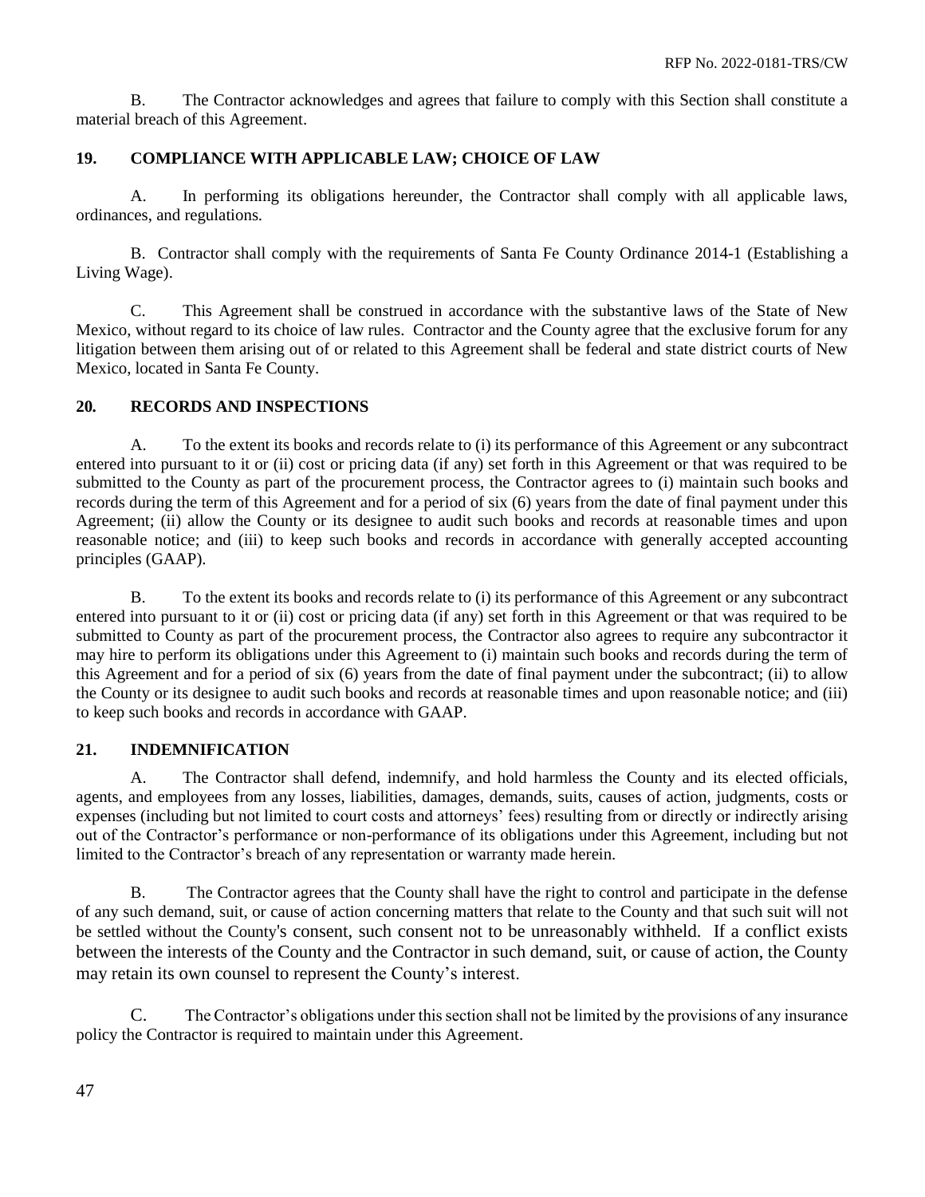B. The Contractor acknowledges and agrees that failure to comply with this Section shall constitute a material breach of this Agreement.

## 19. COMPLIANCE WITH APPLICABLE LAW; CHOICE OF LAW

A. In performing its obligations hereunder, the Contractor shall comply with all applicable laws, ordinances, and regulations.

B. Contractor shall comply with the requirements of Santa Fe County Ordinance 2014-1 (Establishing a Living Wage).

C. This Agreement shall be construed in accordance with the substantive laws of the State of New Mexico, without regard to its choice of law rules. Contractor and the County agree that the exclusive forum for any litigation between them arising out of or related to this Agreement shall be federal and state district courts of New Mexico, located in Santa Fe County.

## 20. RECORDS AND INSPECTIONS

A. To the extent its books and records relate to (i) its performance of this Agreement or any subcontract entered into pursuant to it or (ii) cost or pricing data (if any) set forth in this Agreement or that was required to be submitted to the County as part of the procurement process, the Contractor agrees to (i) maintain such books and records during the term of this Agreement and for a period of six (6) years from the date of final payment under this Agreement; (ii) allow the County or its designee to audit such books and records at reasonable times and upon reasonable notice; and (iii) to keep such books and records in accordance with generally accepted accounting principles (GAAP).

B. To the extent its books and records relate to (i) its performance of this Agreement or any subcontract entered into pursuant to it or (ii) cost or pricing data (if any) set forth in this Agreement or that was required to be submitted to County as part of the procurement process, the Contractor also agrees to require any subcontractor it may hire to perform its obligations under this Agreement to (i) maintain such books and records during the term of this Agreement and for a period of six (6) years from the date of final payment under the subcontract; (ii) to allow the County or its designee to audit such books and records at reasonable times and upon reasonable notice; and (iii) to keep such books and records in accordance with GAAP.

## 21. INDEMNIFICATION

A. The Contractor shall defend, indemnify, and hold harmless the County and its elected officials, agents, and employees from any losses, liabilities, damages, demands, suits, causes of action, judgments, costs or expenses (including but not limited to court costs and attorneys' fees) resulting from or directly or indirectly arising out of the Contractor's performance or non-performance of its obligations under this Agreement, including but not limited to the Contractor's breach of any representation or warranty made herein.

B. The Contractor agrees that the County shall have the right to control and participate in the defense of any such demand, suit, or cause of action concerning matters that relate to the County and that such suit will not be settled without the County's consent, such consent not to be unreasonably withheld. If a conflict exists between the interests of the County and the Contractor in such demand, suit, or cause of action, the County may retain its own counsel to represent the County's interest.

C. The Contractor's obligations under this section shall not be limited by the provisions of any insurance policy the Contractor is required to maintain under this Agreement.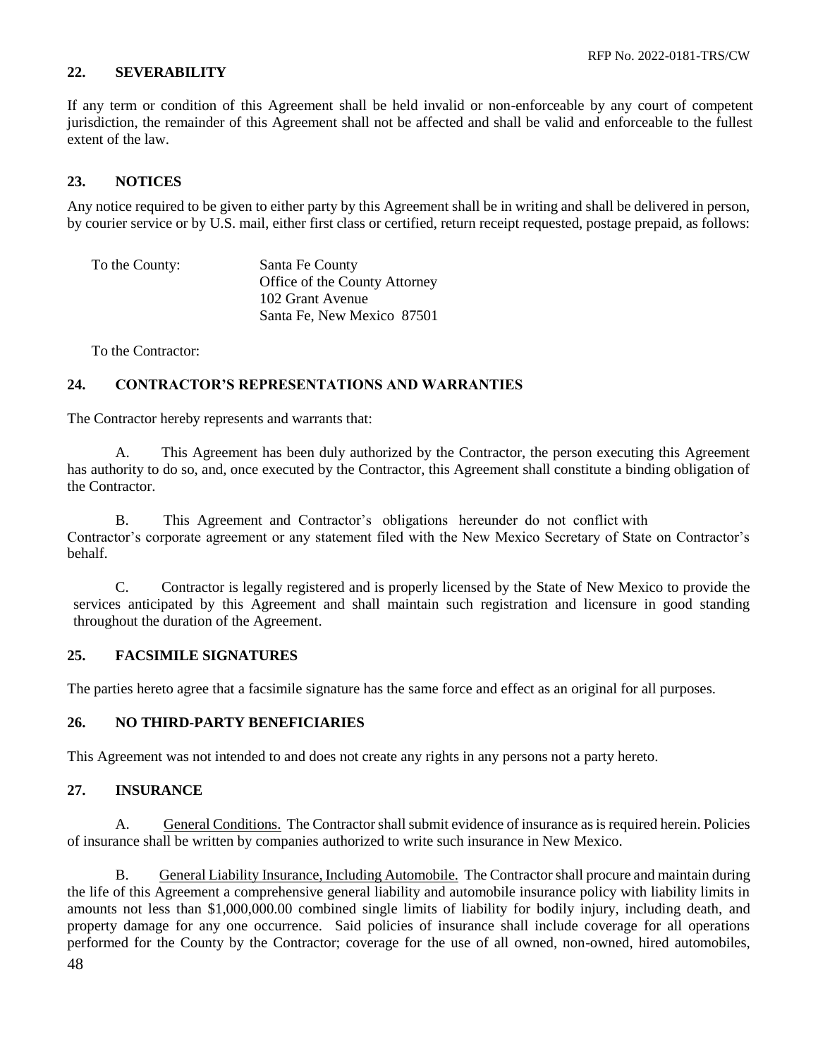## 22. SEVERABILITY

If any term or condition of this Agreement shall be held invalid or non-enforceable by any court of competent jurisdiction, the remainder of this Agreement shall not be affected and shall be valid and enforceable to the fullest extent of the law.

## 23. NOTICES

Any notice required to be given to either party by this Agreement shall be in writing and shall be delivered in person, by courier service or by U.S. mail, either first class or certified, return receipt requested, postage prepaid, as follows:

To the County:

Santa Fe County
Office of the County Attorney
102 Grant Avenue
Santa Fe, New Mexico 87501

To the Contractor:

## 24. CONTRACTOR'S REPRESENTATIONS AND WARRANTIES

The Contractor hereby represents and warrants that:

A. This Agreement has been duly authorized by the Contractor, the person executing this Agreement has authority to do so, and, once executed by the Contractor, this Agreement shall constitute a binding obligation of the Contractor.

B. This Agreement and Contractor's obligations hereunder do not conflict with Contractor's corporate agreement or any statement filed with the New Mexico Secretary of State on Contractor's behalf.

C. Contractor is legally registered and is properly licensed by the State of New Mexico to provide the services anticipated by this Agreement and shall maintain such registration and licensure in good standing throughout the duration of the Agreement.

## 25. FACSIMILE SIGNATURES

The parties hereto agree that a facsimile signature has the same force and effect as an original for all purposes.

## 26. NO THIRD-PARTY BENEFICIARIES

This Agreement was not intended to and does not create any rights in any persons not a party hereto.

## 27. INSURANCE

A. General Conditions. The Contractor shall submit evidence of insurance as is required herein. Policies of insurance shall be written by companies authorized to write such insurance in New Mexico.

B. General Liability Insurance, Including Automobile. The Contractor shall procure and maintain during the life of this Agreement a comprehensive general liability and automobile insurance policy with liability limits in amounts not less than $1,000,000.00 combined single limits of liability for bodily injury, including death, and property damage for any one occurrence. Said policies of insurance shall include coverage for all operations performed for the County by the Contractor; coverage for the use of all owned, non-owned, hired automobiles,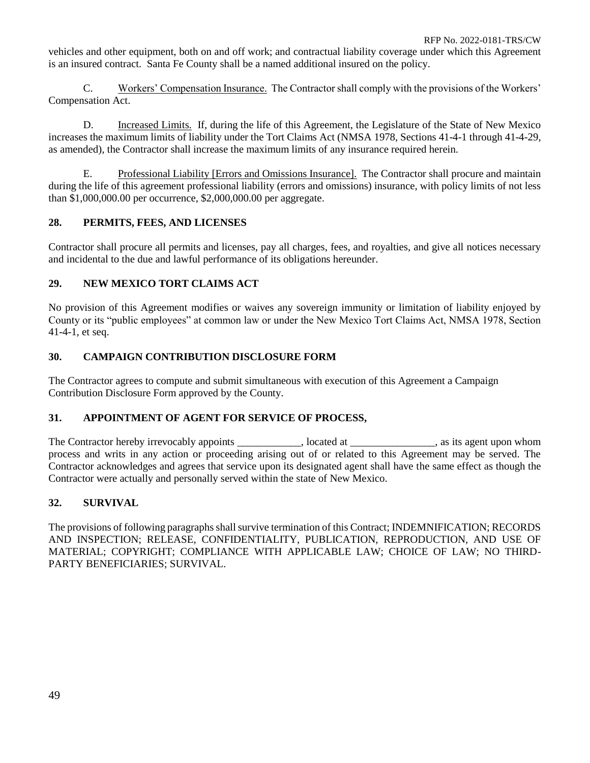vehicles and other equipment, both on and off work; and contractual liability coverage under which this Agreement is an insured contract. Santa Fe County shall be a named additional insured on the policy.

C. Workers' Compensation Insurance. The Contractor shall comply with the provisions of the Workers' Compensation Act.

D. Increased Limits. If, during the life of this Agreement, the Legislature of the State of New Mexico increases the maximum limits of liability under the Tort Claims Act (NMSA 1978, Sections 41-4-1 through 41-4-29, as amended), the Contractor shall increase the maximum limits of any insurance required herein.

E. Professional Liability [Errors and Omissions Insurance]. The Contractor shall procure and maintain during the life of this agreement professional liability (errors and omissions) insurance, with policy limits of not less than $1,000,000.00 per occurrence, $2,000,000.00 per aggregate.

## 28. PERMITS, FEES, AND LICENSES

Contractor shall procure all permits and licenses, pay all charges, fees, and royalties, and give all notices necessary and incidental to the due and lawful performance of its obligations hereunder.

## 29. NEW MEXICO TORT CLAIMS ACT

No provision of this Agreement modifies or waives any sovereign immunity or limitation of liability enjoyed by County or its "public employees" at common law or under the New Mexico Tort Claims Act, NMSA 1978, Section 41-4-1, et seq.

## 30. CAMPAIGN CONTRIBUTION DISCLOSURE FORM

The Contractor agrees to compute and submit simultaneous with execution of this Agreement a Campaign Contribution Disclosure Form approved by the County.

## 31. APPOINTMENT OF AGENT FOR SERVICE OF PROCESS,

The Contractor hereby irrevocably appoints ____________, located at ________________, as its agent upon whom process and writs in any action or proceeding arising out of or related to this Agreement may be served. The Contractor acknowledges and agrees that service upon its designated agent shall have the same effect as though the Contractor were actually and personally served within the state of New Mexico.

## 32. SURVIVAL

The provisions of following paragraphs shall survive termination of this Contract; INDEMNIFICATION; RECORDS AND INSPECTION; RELEASE, CONFIDENTIALITY, PUBLICATION, REPRODUCTION, AND USE OF MATERIAL; COPYRIGHT; COMPLIANCE WITH APPLICABLE LAW; CHOICE OF LAW; NO THIRD-PARTY BENEFICIARIES; SURVIVAL.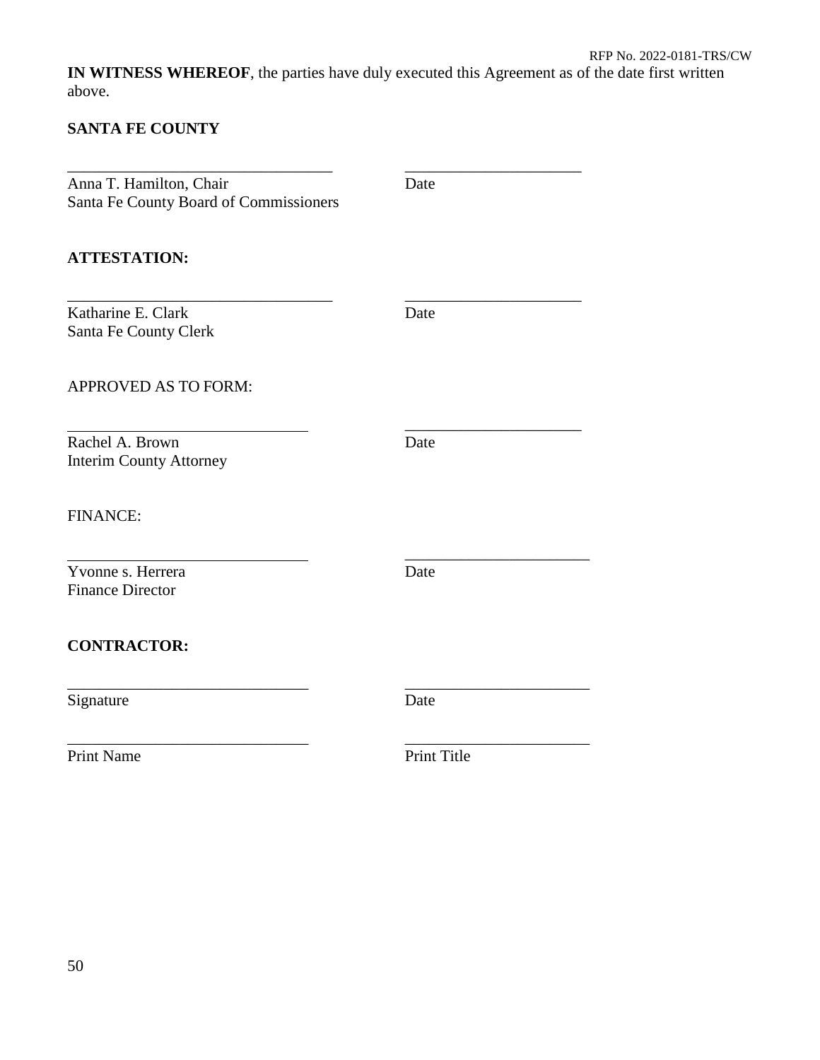**IN WITNESS WHEREOF**, the parties have duly executed this Agreement as of the date first written above.

**SANTA FE COUNTY**

\_\_\_\_\_\_\_\_\_\_\_\_\_\_\_\_\_\_\_\_\_\_\_\_\_\_\_\_\_\_\_\_\_ \_\_\_\_\_\_\_\_\_\_\_\_\_\_\_\_\_\_\_\_\_\_

Anna T. Hamilton, Chair Date
Santa Fe County Board of Commissioners

**ATTESTATION:**

\_\_\_\_\_\_\_\_\_\_\_\_\_\_\_\_\_\_\_\_\_\_\_\_\_\_\_\_\_\_\_\_\_ \_\_\_\_\_\_\_\_\_\_\_\_\_\_\_\_\_\_\_\_\_\_

Katharine E. Clark Date
Santa Fe County Clerk

APPROVED AS TO FORM:

\_\_\_\_\_\_\_\_\_\_\_\_\_\_\_\_\_\_\_\_\_\_\_\_\_\_\_\_\_\_ \_\_\_\_\_\_\_\_\_\_\_\_\_\_\_\_\_\_\_\_\_\_

Rachel A. Brown Date
Interim County Attorney

FINANCE:

\_\_\_\_\_\_\_\_\_\_\_\_\_\_\_\_\_\_\_\_\_\_\_\_\_\_\_\_\_\_ \_\_\_\_\_\_\_\_\_\_\_\_\_\_\_\_\_\_\_\_\_\_\_

Yvonne s. Herrera Date
Finance Director

**CONTRACTOR:**

\_\_\_\_\_\_\_\_\_\_\_\_\_\_\_\_\_\_\_\_\_\_\_\_\_\_\_\_\_\_ \_\_\_\_\_\_\_\_\_\_\_\_\_\_\_\_\_\_\_\_\_\_\_

Signature Date

\_\_\_\_\_\_\_\_\_\_\_\_\_\_\_\_\_\_\_\_\_\_\_\_\_\_\_\_\_\_ \_\_\_\_\_\_\_\_\_\_\_\_\_\_\_\_\_\_\_\_\_\_\_

Print Name Print Title